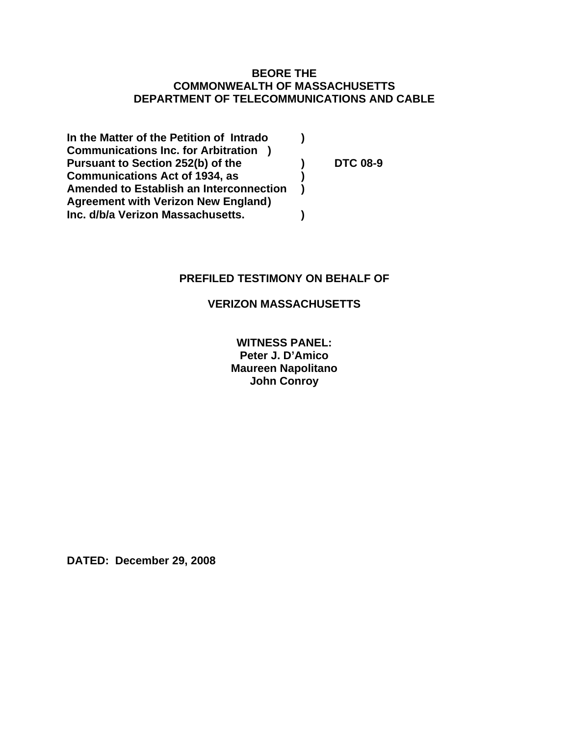**BEORE THE**
**COMMONWEALTH OF MASSACHUSETTS**
**DEPARTMENT OF TELECOMMUNICATIONS AND CABLE**

**In the Matter of the Petition of Intrado )**
**Communications Inc. for Arbitration )**
**Pursuant to Section 252(b) of the ) DTC 08-9**
**Communications Act of 1934, as )**
**Amended to Establish an Interconnection )**
**Agreement with Verizon New England)**
**Inc. d/b/a Verizon Massachusetts. )**

**PREFILED TESTIMONY ON BEHALF OF**

**VERIZON MASSACHUSETTS**

**WITNESS PANEL:**
**Peter J. D'Amico**
**Maureen Napolitano**
**John Conroy**

**DATED: December 29, 2008**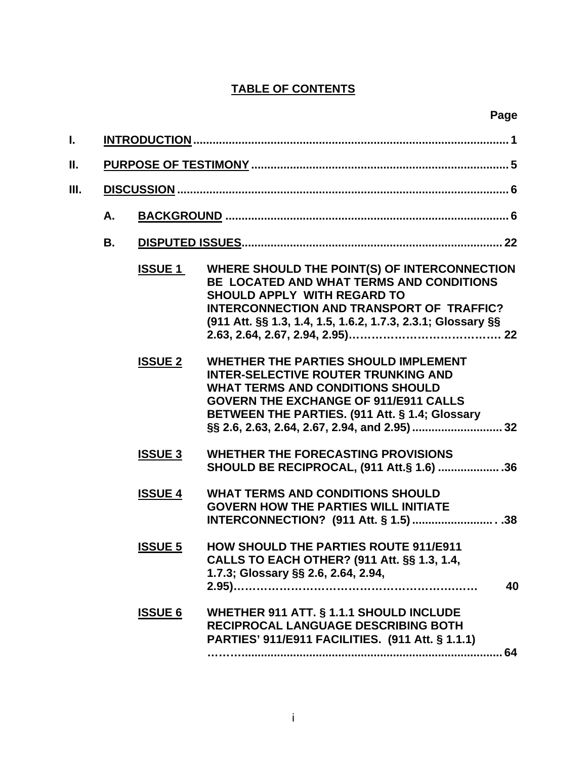# TABLE OF CONTENTS

| | | | Page |
|---|---|---|---|
| I. | **INTRODUCTION** | | 1 |
| II. | **PURPOSE OF TESTIMONY** | | 5 |
| III. | **DISCUSSION** | | 6 |
| | A. | **BACKGROUND** | 6 |
| | B. | **DISPUTED ISSUES** | 22 |
| | **ISSUE 1** | **WHERE SHOULD THE POINT(S) OF INTERCONNECTION BE LOCATED AND WHAT TERMS AND CONDITIONS SHOULD APPLY WITH REGARD TO INTERCONNECTION AND TRANSPORT OF TRAFFIC? (911 Att. §§ 1.3, 1.4, 1.5, 1.6.2, 1.7.3, 2.3.1; Glossary §§ 2.63, 2.64, 2.67, 2.94, 2.95)** | 22 |
| | **ISSUE 2** | **WHETHER THE PARTIES SHOULD IMPLEMENT INTER-SELECTIVE ROUTER TRUNKING AND WHAT TERMS AND CONDITIONS SHOULD GOVERN THE EXCHANGE OF 911/E911 CALLS BETWEEN THE PARTIES. (911 Att. § 1.4; Glossary §§ 2.6, 2.63, 2.64, 2.67, 2.94, and 2.95)** | 32 |
| | **ISSUE 3** | **WHETHER THE FORECASTING PROVISIONS SHOULD BE RECIPROCAL, (911 Att.§ 1.6)** | 36 |
| | **ISSUE 4** | **WHAT TERMS AND CONDITIONS SHOULD GOVERN HOW THE PARTIES WILL INITIATE INTERCONNECTION? (911 Att. § 1.5)** | 38 |
| | **ISSUE 5** | **HOW SHOULD THE PARTIES ROUTE 911/E911 CALLS TO EACH OTHER? (911 Att. §§ 1.3, 1.4, 1.7.3; Glossary §§ 2.6, 2.64, 2.94, 2.95)** | 40 |
| | **ISSUE 6** | **WHETHER 911 ATT. § 1.1.1 SHOULD INCLUDE RECIPROCAL LANGUAGE DESCRIBING BOTH PARTIES' 911/E911 FACILITIES. (911 Att. § 1.1.1)** | 64 |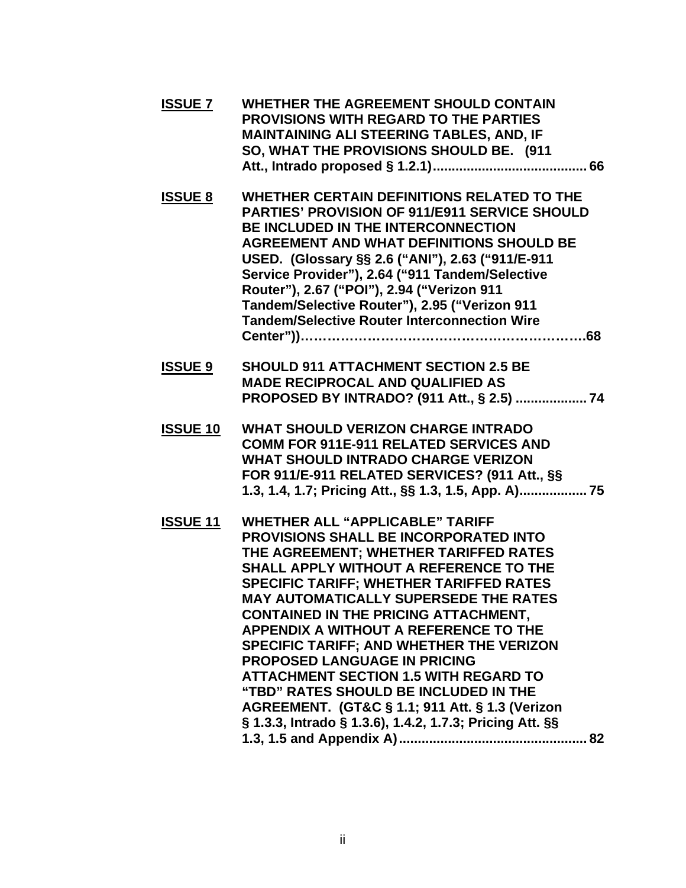**<u>ISSUE 7</u>** **WHETHER THE AGREEMENT SHOULD CONTAIN PROVISIONS WITH REGARD TO THE PARTIES MAINTAINING ALI STEERING TABLES, AND, IF SO, WHAT THE PROVISIONS SHOULD BE. (911 Att., Intrado proposed § 1.2.1)........................................ 66**

**<u>ISSUE 8</u>** **WHETHER CERTAIN DEFINITIONS RELATED TO THE PARTIES' PROVISION OF 911/E911 SERVICE SHOULD BE INCLUDED IN THE INTERCONNECTION AGREEMENT AND WHAT DEFINITIONS SHOULD BE USED. (Glossary §§ 2.6 ("ANI"), 2.63 ("911/E-911 Service Provider"), 2.64 ("911 Tandem/Selective Router"), 2.67 ("POI"), 2.94 ("Verizon 911 Tandem/Selective Router"), 2.95 ("Verizon 911 Tandem/Selective Router Interconnection Wire Center"))……………………………………………………….68**

**<u>ISSUE 9</u>** **SHOULD 911 ATTACHMENT SECTION 2.5 BE MADE RECIPROCAL AND QUALIFIED AS PROPOSED BY INTRADO? (911 Att., § 2.5) ................... 74**

**<u>ISSUE 10</u>** **WHAT SHOULD VERIZON CHARGE INTRADO COMM FOR 911E-911 RELATED SERVICES AND WHAT SHOULD INTRADO CHARGE VERIZON FOR 911/E-911 RELATED SERVICES? (911 Att., §§ 1.3, 1.4, 1.7; Pricing Att., §§ 1.3, 1.5, App. A).................. 75**

**<u>ISSUE 11</u>** **WHETHER ALL "APPLICABLE" TARIFF PROVISIONS SHALL BE INCORPORATED INTO THE AGREEMENT; WHETHER TARIFFED RATES SHALL APPLY WITHOUT A REFERENCE TO THE SPECIFIC TARIFF; WHETHER TARIFFED RATES MAY AUTOMATICALLY SUPERSEDE THE RATES CONTAINED IN THE PRICING ATTACHMENT, APPENDIX A WITHOUT A REFERENCE TO THE SPECIFIC TARIFF; AND WHETHER THE VERIZON PROPOSED LANGUAGE IN PRICING ATTACHMENT SECTION 1.5 WITH REGARD TO "TBD" RATES SHOULD BE INCLUDED IN THE AGREEMENT. (GT&C § 1.1; 911 Att. § 1.3 (Verizon § 1.3.3, Intrado § 1.3.6), 1.4.2, 1.7.3; Pricing Att. §§ 1.3, 1.5 and Appendix A)................................................. 82**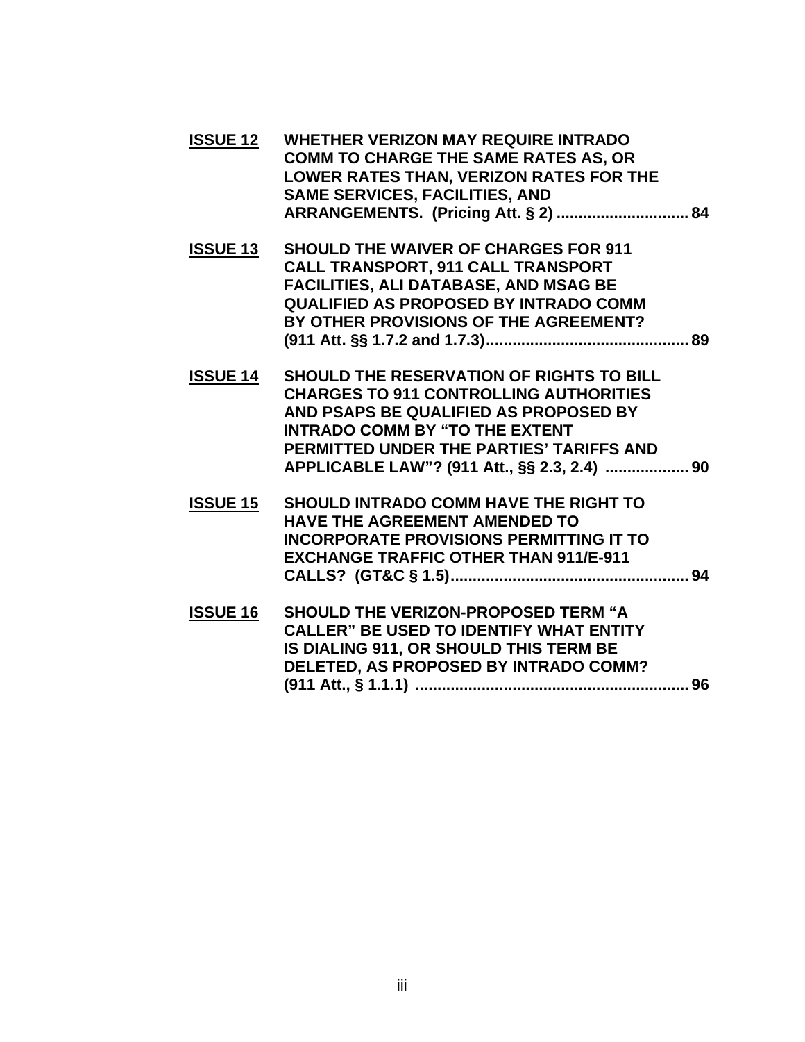**<u>ISSUE 12</u>** **WHETHER VERIZON MAY REQUIRE INTRADO COMM TO CHARGE THE SAME RATES AS, OR LOWER RATES THAN, VERIZON RATES FOR THE SAME SERVICES, FACILITIES, AND ARRANGEMENTS. (Pricing Att. § 2) .............................. 84**

**<u>ISSUE 13</u>** **SHOULD THE WAIVER OF CHARGES FOR 911 CALL TRANSPORT, 911 CALL TRANSPORT FACILITIES, ALI DATABASE, AND MSAG BE QUALIFIED AS PROPOSED BY INTRADO COMM BY OTHER PROVISIONS OF THE AGREEMENT? (911 Att. §§ 1.7.2 and 1.7.3)............................................. 89**

**<u>ISSUE 14</u>** **SHOULD THE RESERVATION OF RIGHTS TO BILL CHARGES TO 911 CONTROLLING AUTHORITIES AND PSAPS BE QUALIFIED AS PROPOSED BY INTRADO COMM BY "TO THE EXTENT PERMITTED UNDER THE PARTIES' TARIFFS AND APPLICABLE LAW"? (911 Att., §§ 2.3, 2.4) ................... 90**

**<u>ISSUE 15</u>** **SHOULD INTRADO COMM HAVE THE RIGHT TO HAVE THE AGREEMENT AMENDED TO INCORPORATE PROVISIONS PERMITTING IT TO EXCHANGE TRAFFIC OTHER THAN 911/E-911 CALLS? (GT&C § 1.5)...................................................... 94**

**<u>ISSUE 16</u>** **SHOULD THE VERIZON-PROPOSED TERM "A CALLER" BE USED TO IDENTIFY WHAT ENTITY IS DIALING 911, OR SHOULD THIS TERM BE DELETED, AS PROPOSED BY INTRADO COMM? (911 Att., § 1.1.1) .............................................................. 96**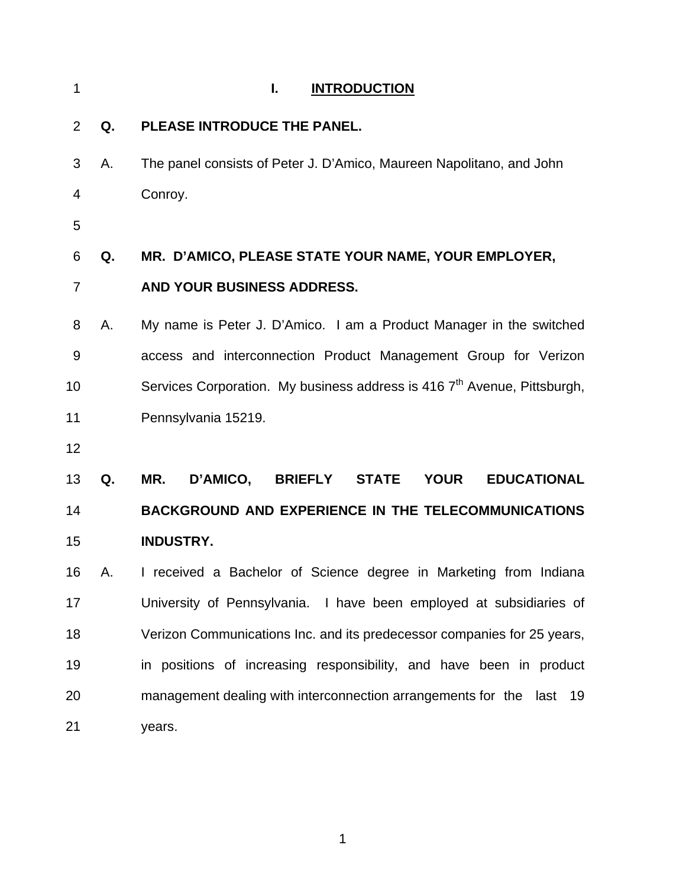# I. INTRODUCTION

**Q. PLEASE INTRODUCE THE PANEL.**

A. The panel consists of Peter J. D'Amico, Maureen Napolitano, and John Conroy.

**Q. MR. D'AMICO, PLEASE STATE YOUR NAME, YOUR EMPLOYER, AND YOUR BUSINESS ADDRESS.**

A. My name is Peter J. D'Amico. I am a Product Manager in the switched access and interconnection Product Management Group for Verizon Services Corporation. My business address is 416 7th Avenue, Pittsburgh, Pennsylvania 15219.

**Q. MR. D'AMICO, BRIEFLY STATE YOUR EDUCATIONAL BACKGROUND AND EXPERIENCE IN THE TELECOMMUNICATIONS INDUSTRY.**

A. I received a Bachelor of Science degree in Marketing from Indiana University of Pennsylvania. I have been employed at subsidiaries of Verizon Communications Inc. and its predecessor companies for 25 years, in positions of increasing responsibility, and have been in product management dealing with interconnection arrangements for the last 19 years.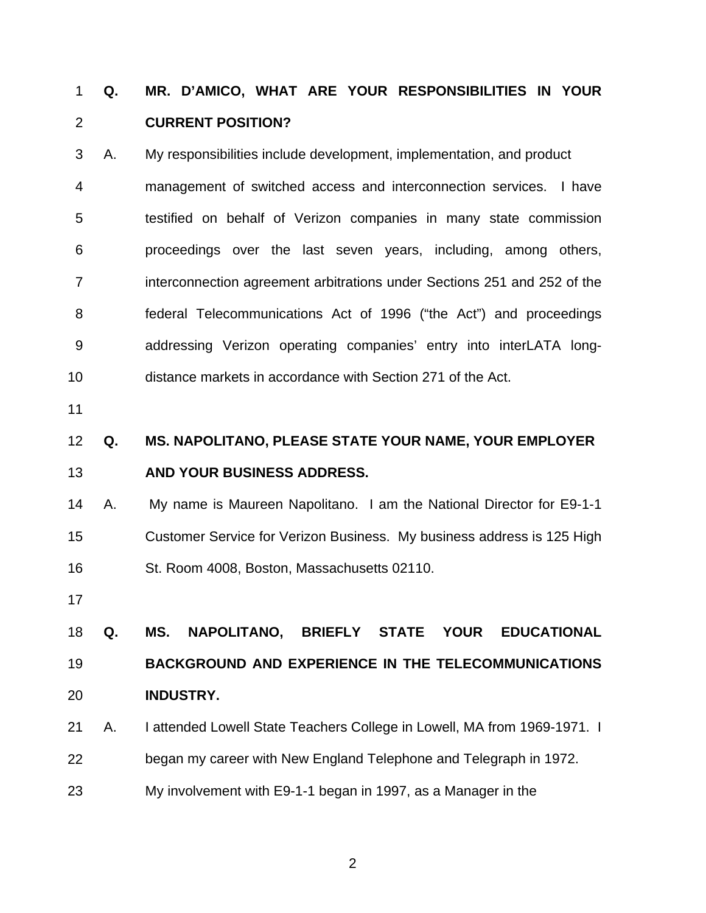**Q. MR. D'AMICO, WHAT ARE YOUR RESPONSIBILITIES IN YOUR CURRENT POSITION?**

A. My responsibilities include development, implementation, and product management of switched access and interconnection services. I have testified on behalf of Verizon companies in many state commission proceedings over the last seven years, including, among others, interconnection agreement arbitrations under Sections 251 and 252 of the federal Telecommunications Act of 1996 ("the Act") and proceedings addressing Verizon operating companies' entry into interLATA long-distance markets in accordance with Section 271 of the Act.

**Q. MS. NAPOLITANO, PLEASE STATE YOUR NAME, YOUR EMPLOYER AND YOUR BUSINESS ADDRESS.**

A. My name is Maureen Napolitano. I am the National Director for E9-1-1 Customer Service for Verizon Business. My business address is 125 High St. Room 4008, Boston, Massachusetts 02110.

**Q. MS. NAPOLITANO, BRIEFLY STATE YOUR EDUCATIONAL BACKGROUND AND EXPERIENCE IN THE TELECOMMUNICATIONS INDUSTRY.**

A. I attended Lowell State Teachers College in Lowell, MA from 1969-1971. I began my career with New England Telephone and Telegraph in 1972. My involvement with E9-1-1 began in 1997, as a Manager in the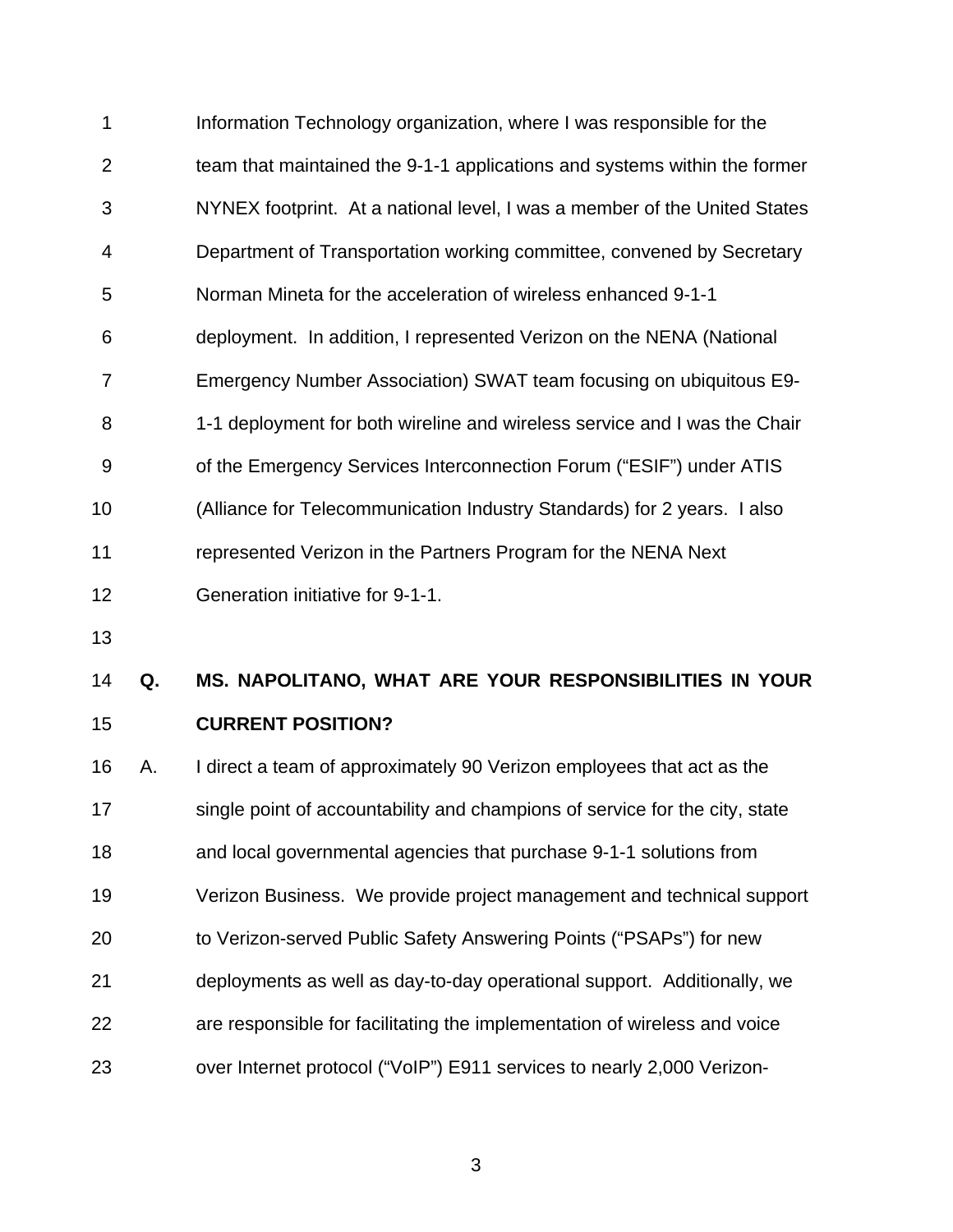Information Technology organization, where I was responsible for the team that maintained the 9-1-1 applications and systems within the former NYNEX footprint. At a national level, I was a member of the United States Department of Transportation working committee, convened by Secretary Norman Mineta for the acceleration of wireless enhanced 9-1-1 deployment. In addition, I represented Verizon on the NENA (National Emergency Number Association) SWAT team focusing on ubiquitous E9-1-1 deployment for both wireline and wireless service and I was the Chair of the Emergency Services Interconnection Forum ("ESIF") under ATIS (Alliance for Telecommunication Industry Standards) for 2 years. I also represented Verizon in the Partners Program for the NENA Next Generation initiative for 9-1-1.

**Q. MS. NAPOLITANO, WHAT ARE YOUR RESPONSIBILITIES IN YOUR CURRENT POSITION?**

A. I direct a team of approximately 90 Verizon employees that act as the single point of accountability and champions of service for the city, state and local governmental agencies that purchase 9-1-1 solutions from Verizon Business. We provide project management and technical support to Verizon-served Public Safety Answering Points ("PSAPs") for new deployments as well as day-to-day operational support. Additionally, we are responsible for facilitating the implementation of wireless and voice over Internet protocol ("VoIP") E911 services to nearly 2,000 Verizon-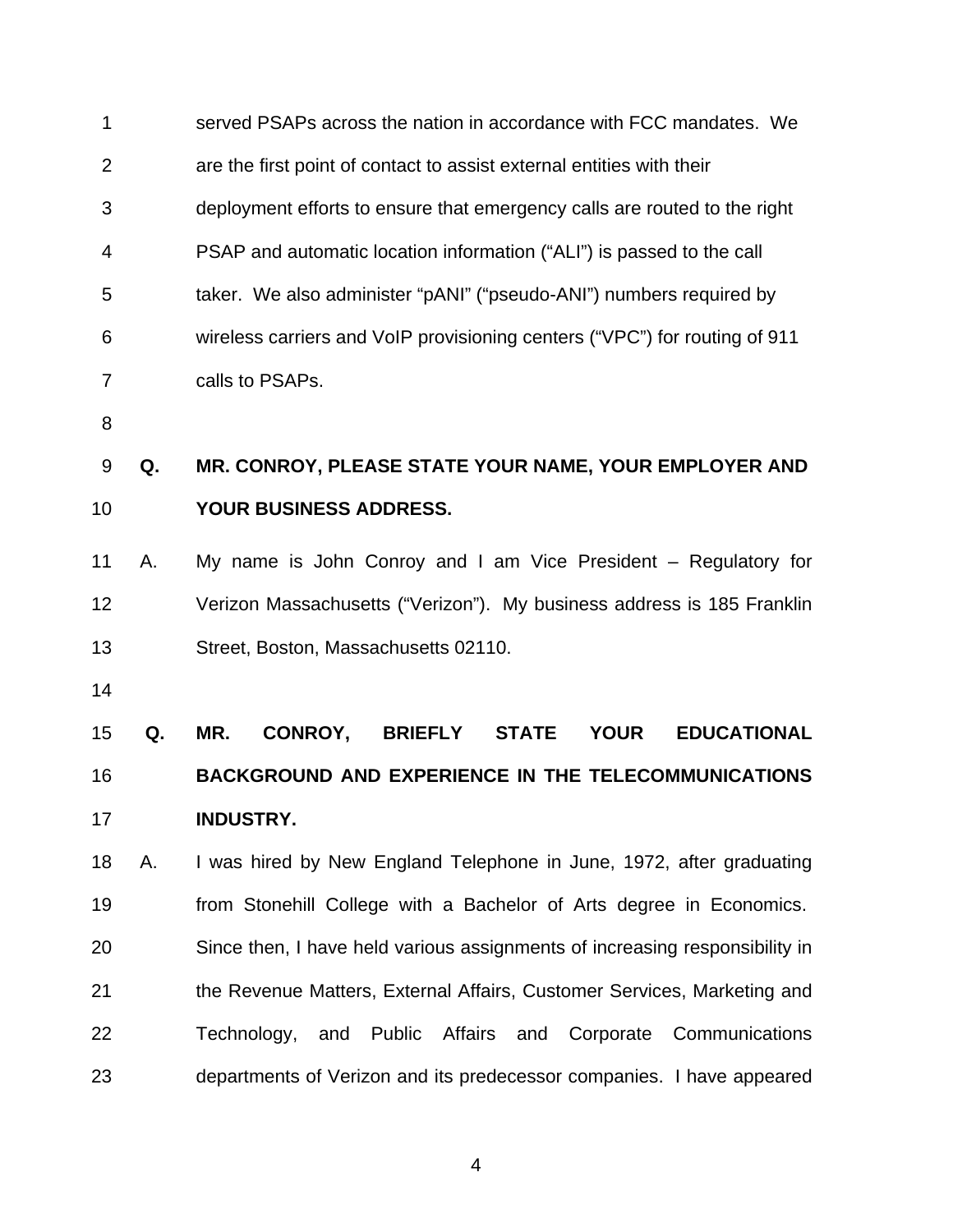served PSAPs across the nation in accordance with FCC mandates. We are the first point of contact to assist external entities with their deployment efforts to ensure that emergency calls are routed to the right PSAP and automatic location information ("ALI") is passed to the call taker. We also administer "pANI" ("pseudo-ANI") numbers required by wireless carriers and VoIP provisioning centers ("VPC") for routing of 911 calls to PSAPs.

**Q. MR. CONROY, PLEASE STATE YOUR NAME, YOUR EMPLOYER AND YOUR BUSINESS ADDRESS.**

A. My name is John Conroy and I am Vice President – Regulatory for Verizon Massachusetts ("Verizon"). My business address is 185 Franklin Street, Boston, Massachusetts 02110.

**Q. MR. CONROY, BRIEFLY STATE YOUR EDUCATIONAL BACKGROUND AND EXPERIENCE IN THE TELECOMMUNICATIONS INDUSTRY.**

A. I was hired by New England Telephone in June, 1972, after graduating from Stonehill College with a Bachelor of Arts degree in Economics. Since then, I have held various assignments of increasing responsibility in the Revenue Matters, External Affairs, Customer Services, Marketing and Technology, and Public Affairs and Corporate Communications departments of Verizon and its predecessor companies. I have appeared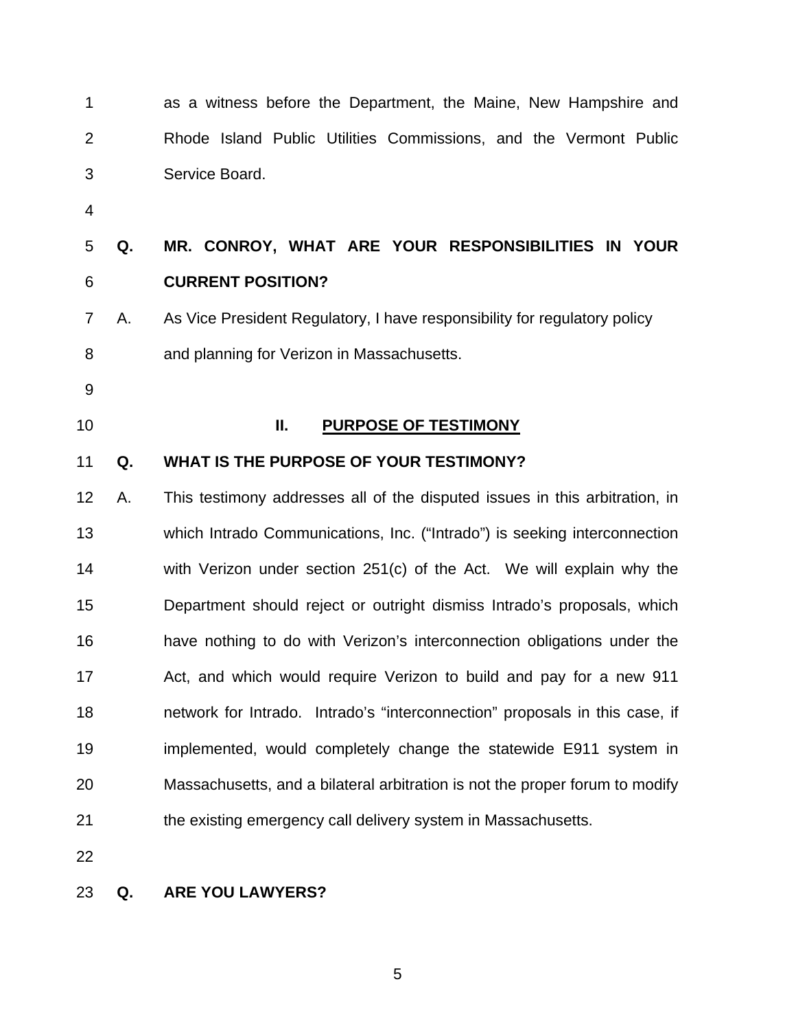as a witness before the Department, the Maine, New Hampshire and Rhode Island Public Utilities Commissions, and the Vermont Public Service Board.

**Q. MR. CONROY, WHAT ARE YOUR RESPONSIBILITIES IN YOUR CURRENT POSITION?**

A. As Vice President Regulatory, I have responsibility for regulatory policy and planning for Verizon in Massachusetts.

## II. PURPOSE OF TESTIMONY

**Q. WHAT IS THE PURPOSE OF YOUR TESTIMONY?**

A. This testimony addresses all of the disputed issues in this arbitration, in which Intrado Communications, Inc. ("Intrado") is seeking interconnection with Verizon under section 251(c) of the Act. We will explain why the Department should reject or outright dismiss Intrado's proposals, which have nothing to do with Verizon's interconnection obligations under the Act, and which would require Verizon to build and pay for a new 911 network for Intrado. Intrado's "interconnection" proposals in this case, if implemented, would completely change the statewide E911 system in Massachusetts, and a bilateral arbitration is not the proper forum to modify the existing emergency call delivery system in Massachusetts.

**Q. ARE YOU LAWYERS?**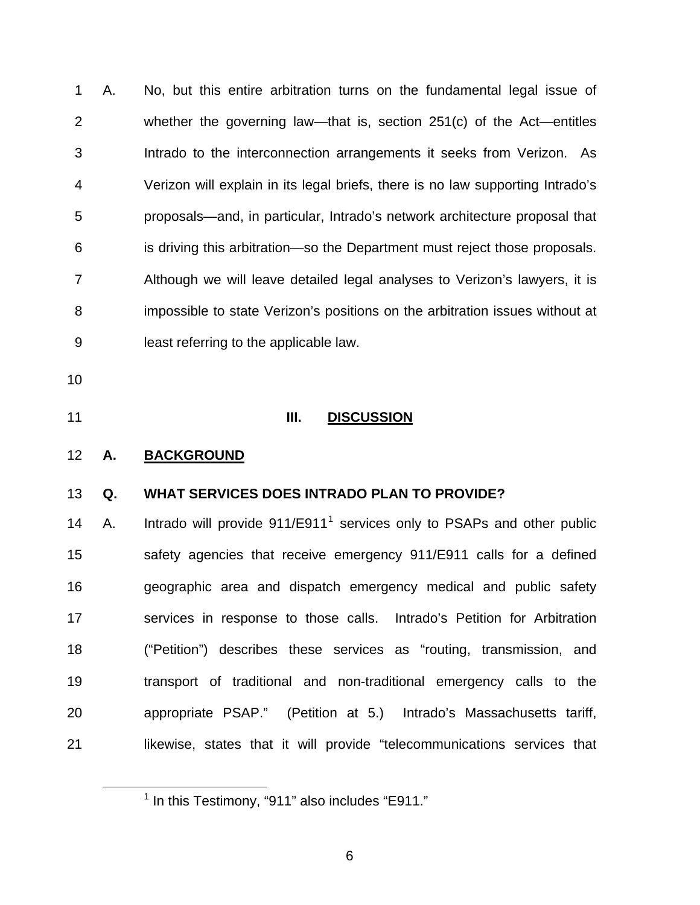A. No, but this entire arbitration turns on the fundamental legal issue of whether the governing law—that is, section 251(c) of the Act—entitles Intrado to the interconnection arrangements it seeks from Verizon. As Verizon will explain in its legal briefs, there is no law supporting Intrado's proposals—and, in particular, Intrado's network architecture proposal that is driving this arbitration—so the Department must reject those proposals. Although we will leave detailed legal analyses to Verizon's lawyers, it is impossible to state Verizon's positions on the arbitration issues without at least referring to the applicable law.

## III. DISCUSSION

### A. BACKGROUND

**Q. WHAT SERVICES DOES INTRADO PLAN TO PROVIDE?**

A. Intrado will provide 911/E911[1] services only to PSAPs and other public safety agencies that receive emergency 911/E911 calls for a defined geographic area and dispatch emergency medical and public safety services in response to those calls. Intrado's Petition for Arbitration ("Petition") describes these services as "routing, transmission, and transport of traditional and non-traditional emergency calls to the appropriate PSAP." (Petition at 5.) Intrado's Massachusetts tariff, likewise, states that it will provide "telecommunications services that

[1] In this Testimony, "911" also includes "E911."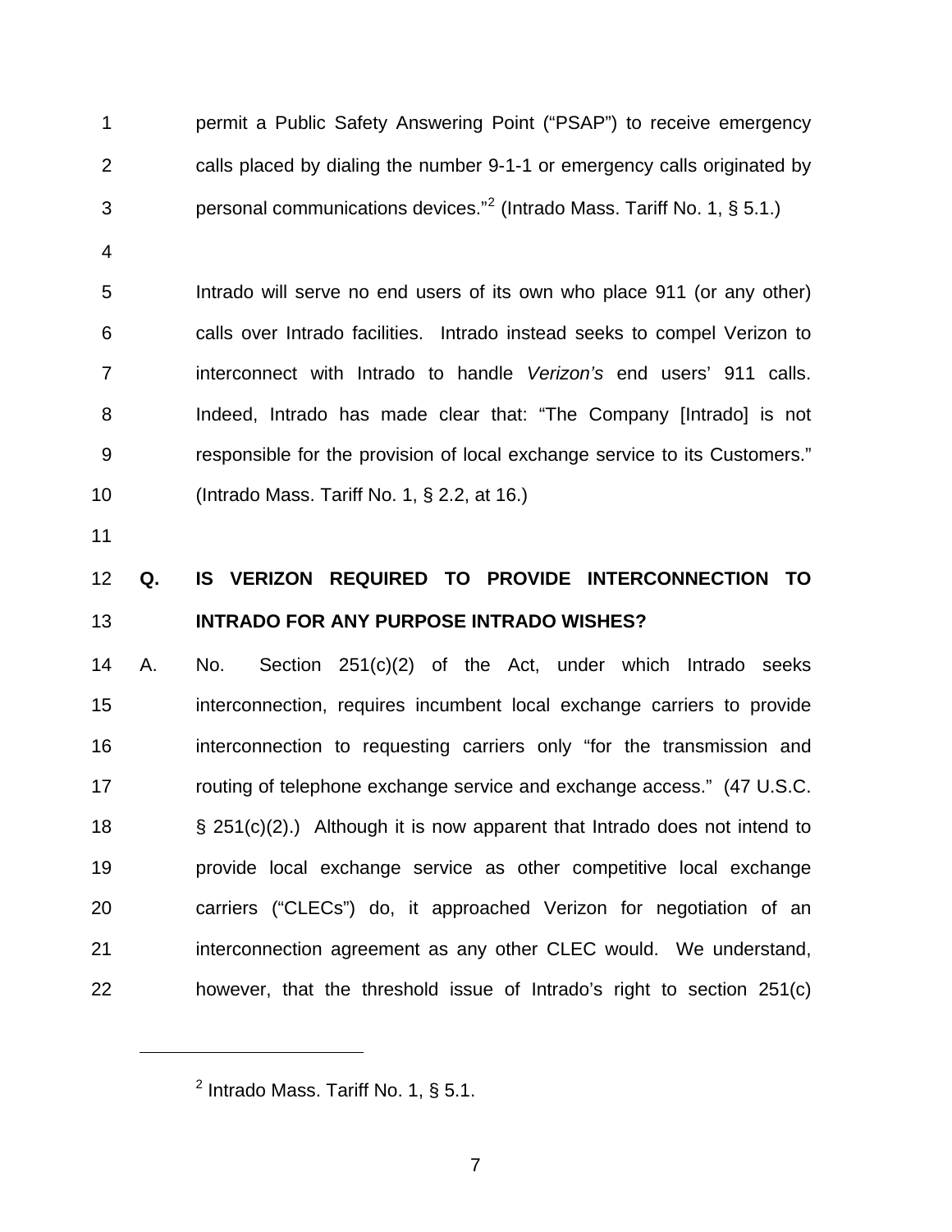permit a Public Safety Answering Point ("PSAP") to receive emergency calls placed by dialing the number 9-1-1 or emergency calls originated by personal communications devices."[2] (Intrado Mass. Tariff No. 1, § 5.1.)

Intrado will serve no end users of its own who place 911 (or any other) calls over Intrado facilities. Intrado instead seeks to compel Verizon to interconnect with Intrado to handle *Verizon's* end users' 911 calls. Indeed, Intrado has made clear that: "The Company [Intrado] is not responsible for the provision of local exchange service to its Customers." (Intrado Mass. Tariff No. 1, § 2.2, at 16.)

**Q. IS VERIZON REQUIRED TO PROVIDE INTERCONNECTION TO INTRADO FOR ANY PURPOSE INTRADO WISHES?**

A. No. Section 251(c)(2) of the Act, under which Intrado seeks interconnection, requires incumbent local exchange carriers to provide interconnection to requesting carriers only "for the transmission and routing of telephone exchange service and exchange access." (47 U.S.C. § 251(c)(2).) Although it is now apparent that Intrado does not intend to provide local exchange service as other competitive local exchange carriers ("CLECs") do, it approached Verizon for negotiation of an interconnection agreement as any other CLEC would. We understand, however, that the threshold issue of Intrado's right to section 251(c)

[2] Intrado Mass. Tariff No. 1, § 5.1.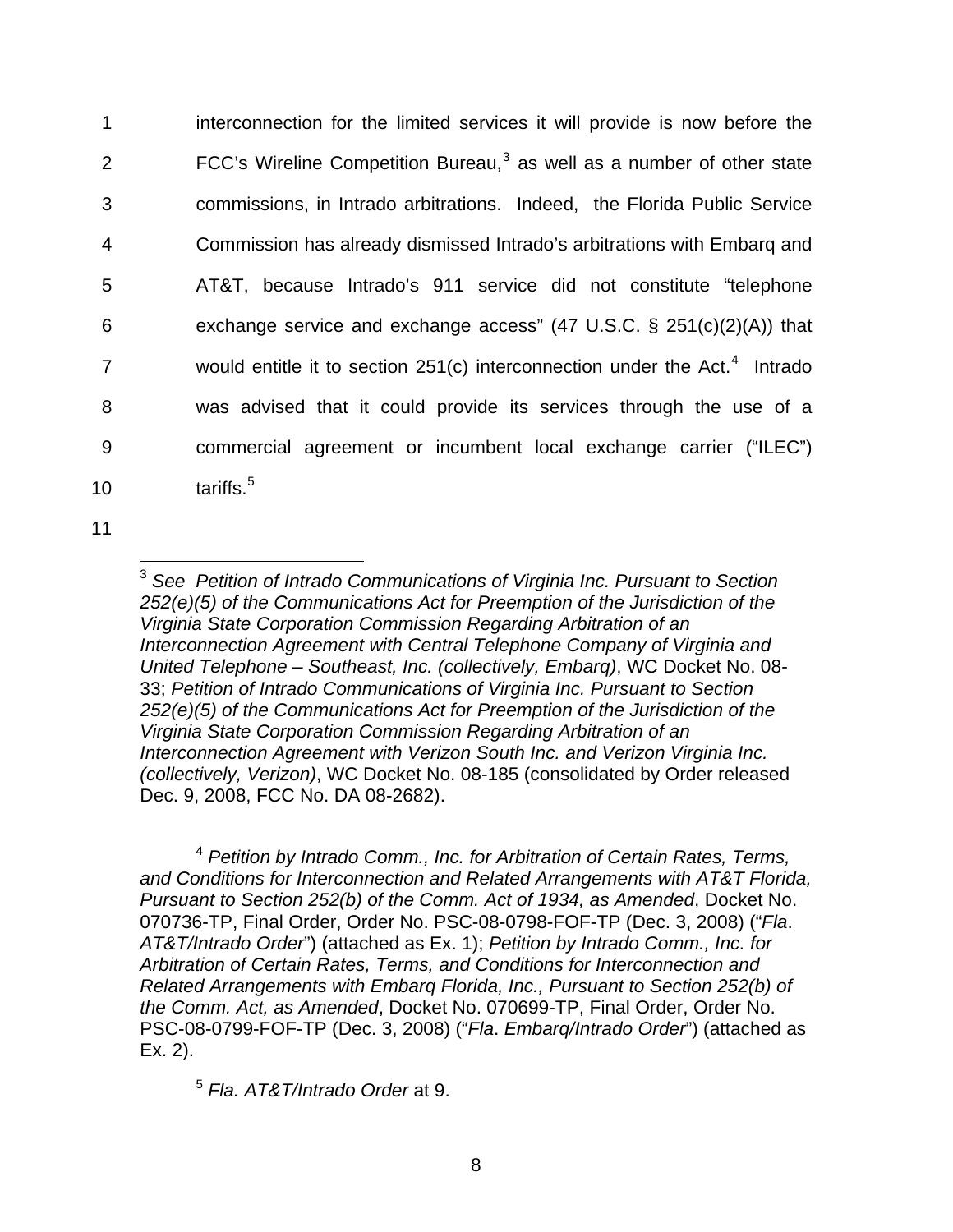interconnection for the limited services it will provide is now before the FCC's Wireline Competition Bureau,[3] as well as a number of other state commissions, in Intrado arbitrations. Indeed, the Florida Public Service Commission has already dismissed Intrado's arbitrations with Embarq and AT&T, because Intrado's 911 service did not constitute "telephone exchange service and exchange access" (47 U.S.C. § 251(c)(2)(A)) that would entitle it to section 251(c) interconnection under the Act.[4] Intrado was advised that it could provide its services through the use of a commercial agreement or incumbent local exchange carrier ("ILEC") tariffs.[5]

---

[3] *See Petition of Intrado Communications of Virginia Inc. Pursuant to Section 252(e)(5) of the Communications Act for Preemption of the Jurisdiction of the Virginia State Corporation Commission Regarding Arbitration of an Interconnection Agreement with Central Telephone Company of Virginia and United Telephone – Southeast, Inc. (collectively, Embarq)*, WC Docket No. 08-33; *Petition of Intrado Communications of Virginia Inc. Pursuant to Section 252(e)(5) of the Communications Act for Preemption of the Jurisdiction of the Virginia State Corporation Commission Regarding Arbitration of an Interconnection Agreement with Verizon South Inc. and Verizon Virginia Inc. (collectively, Verizon)*, WC Docket No. 08-185 (consolidated by Order released Dec. 9, 2008, FCC No. DA 08-2682).

[4] *Petition by Intrado Comm., Inc. for Arbitration of Certain Rates, Terms, and Conditions for Interconnection and Related Arrangements with AT&T Florida, Pursuant to Section 252(b) of the Comm. Act of 1934, as Amended*, Docket No. 070736-TP, Final Order, Order No. PSC-08-0798-FOF-TP (Dec. 3, 2008) ("*Fla. AT&T/Intrado Order*") (attached as Ex. 1); *Petition by Intrado Comm., Inc. for Arbitration of Certain Rates, Terms, and Conditions for Interconnection and Related Arrangements with Embarq Florida, Inc., Pursuant to Section 252(b) of the Comm. Act, as Amended*, Docket No. 070699-TP, Final Order, Order No. PSC-08-0799-FOF-TP (Dec. 3, 2008) ("*Fla. Embarq/Intrado Order*") (attached as Ex. 2).

[5] *Fla. AT&T/Intrado Order* at 9.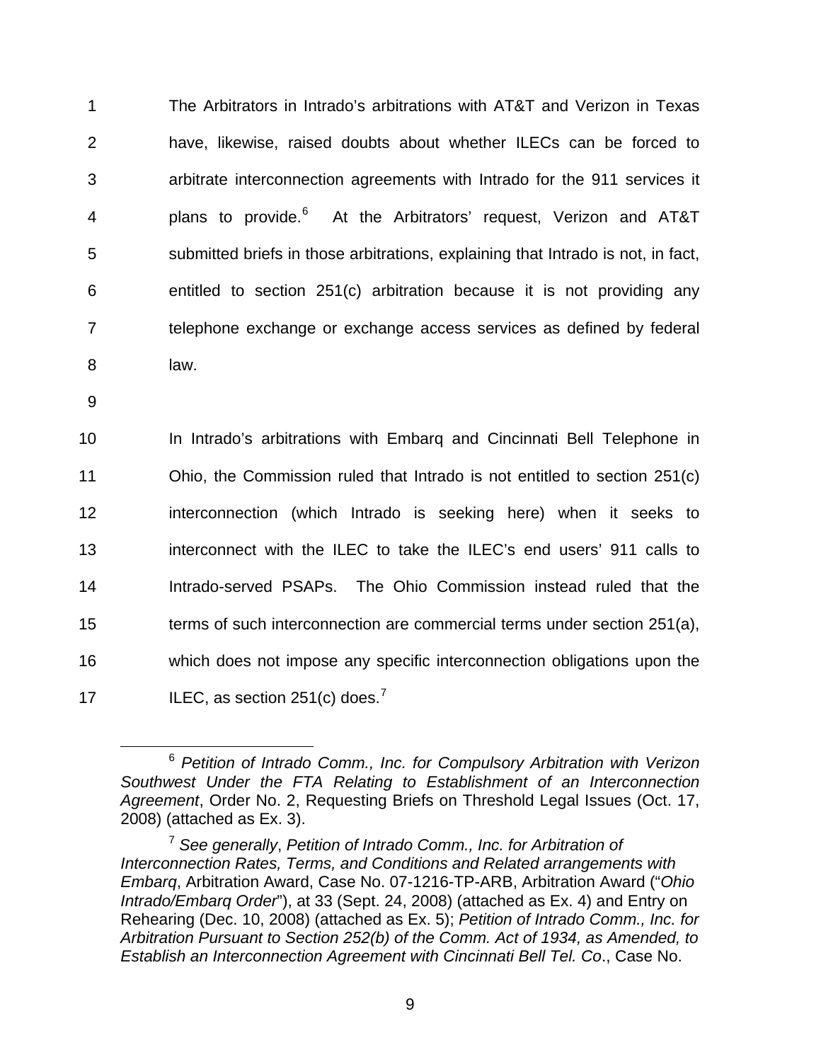The Arbitrators in Intrado's arbitrations with AT&T and Verizon in Texas have, likewise, raised doubts about whether ILECs can be forced to arbitrate interconnection agreements with Intrado for the 911 services it plans to provide.[6] At the Arbitrators' request, Verizon and AT&T submitted briefs in those arbitrations, explaining that Intrado is not, in fact, entitled to section 251(c) arbitration because it is not providing any telephone exchange or exchange access services as defined by federal law.

In Intrado's arbitrations with Embarq and Cincinnati Bell Telephone in Ohio, the Commission ruled that Intrado is not entitled to section 251(c) interconnection (which Intrado is seeking here) when it seeks to interconnect with the ILEC to take the ILEC's end users' 911 calls to Intrado-served PSAPs. The Ohio Commission instead ruled that the terms of such interconnection are commercial terms under section 251(a), which does not impose any specific interconnection obligations upon the ILEC, as section 251(c) does.[7]

---

[6] *Petition of Intrado Comm., Inc. for Compulsory Arbitration with Verizon Southwest Under the FTA Relating to Establishment of an Interconnection Agreement*, Order No. 2, Requesting Briefs on Threshold Legal Issues (Oct. 17, 2008) (attached as Ex. 3).

[7] *See generally*, *Petition of Intrado Comm., Inc. for Arbitration of Interconnection Rates, Terms, and Conditions and Related arrangements with Embarq*, Arbitration Award, Case No. 07-1216-TP-ARB, Arbitration Award ("*Ohio Intrado/Embarq Order*"), at 33 (Sept. 24, 2008) (attached as Ex. 4) and Entry on Rehearing (Dec. 10, 2008) (attached as Ex. 5); *Petition of Intrado Comm., Inc. for Arbitration Pursuant to Section 252(b) of the Comm. Act of 1934, as Amended, to Establish an Interconnection Agreement with Cincinnati Bell Tel. Co*., Case No.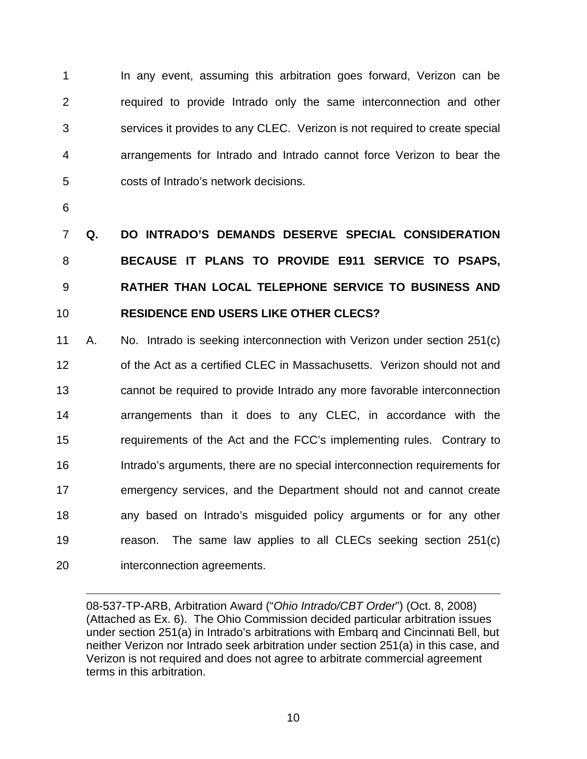In any event, assuming this arbitration goes forward, Verizon can be required to provide Intrado only the same interconnection and other services it provides to any CLEC. Verizon is not required to create special arrangements for Intrado and Intrado cannot force Verizon to bear the costs of Intrado's network decisions.

**Q. DO INTRADO'S DEMANDS DESERVE SPECIAL CONSIDERATION BECAUSE IT PLANS TO PROVIDE E911 SERVICE TO PSAPS, RATHER THAN LOCAL TELEPHONE SERVICE TO BUSINESS AND RESIDENCE END USERS LIKE OTHER CLECS?**

A. No. Intrado is seeking interconnection with Verizon under section 251(c) of the Act as a certified CLEC in Massachusetts. Verizon should not and cannot be required to provide Intrado any more favorable interconnection arrangements than it does to any CLEC, in accordance with the requirements of the Act and the FCC's implementing rules. Contrary to Intrado's arguments, there are no special interconnection requirements for emergency services, and the Department should not and cannot create any based on Intrado's misguided policy arguments or for any other reason. The same law applies to all CLECs seeking section 251(c) interconnection agreements.

---

08-537-TP-ARB, Arbitration Award ("*Ohio Intrado/CBT Order*") (Oct. 8, 2008) (Attached as Ex. 6). The Ohio Commission decided particular arbitration issues under section 251(a) in Intrado's arbitrations with Embarq and Cincinnati Bell, but neither Verizon nor Intrado seek arbitration under section 251(a) in this case, and Verizon is not required and does not agree to arbitrate commercial agreement terms in this arbitration.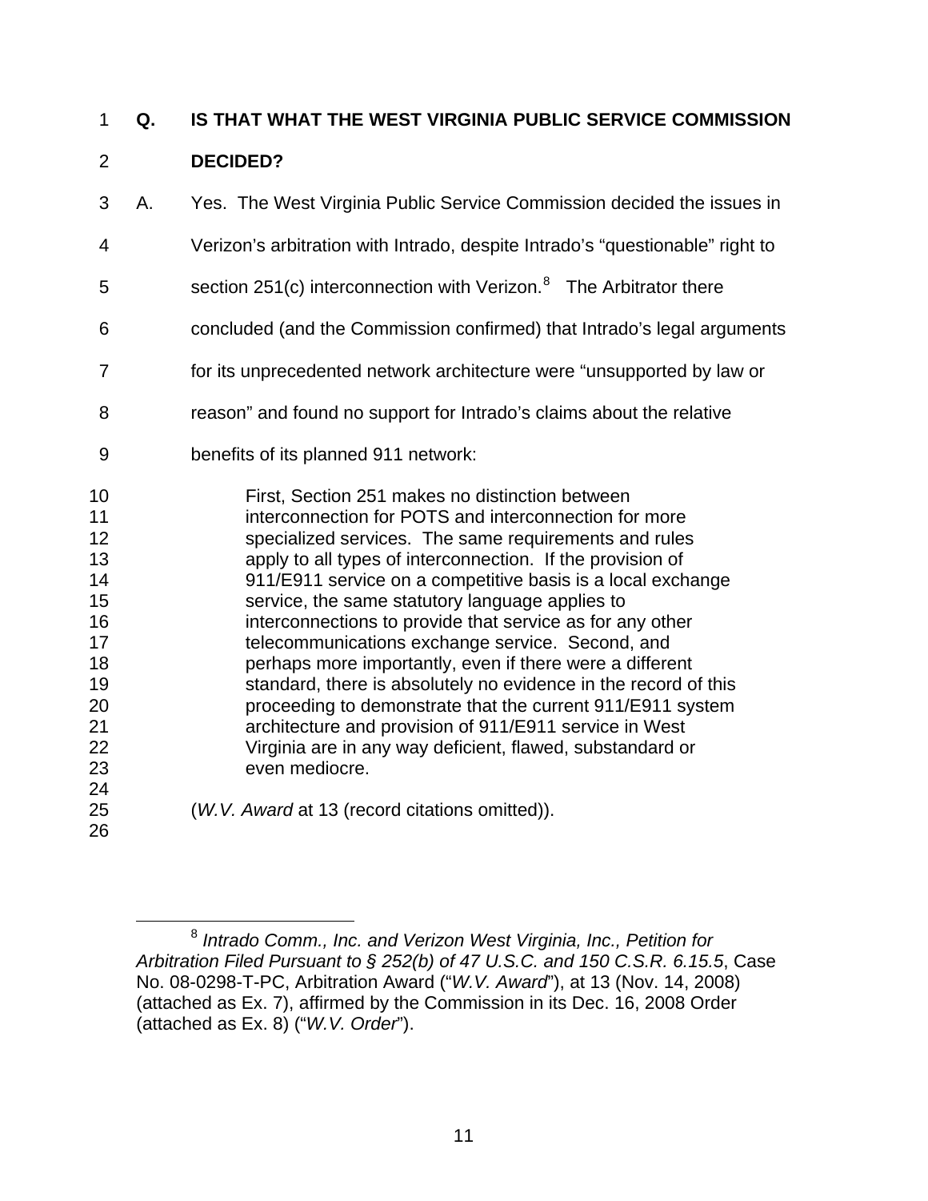**Q. IS THAT WHAT THE WEST VIRGINIA PUBLIC SERVICE COMMISSION DECIDED?**

A. Yes. The West Virginia Public Service Commission decided the issues in Verizon's arbitration with Intrado, despite Intrado's "questionable" right to section 251(c) interconnection with Verizon.[8] The Arbitrator there concluded (and the Commission confirmed) that Intrado's legal arguments for its unprecedented network architecture were "unsupported by law or reason" and found no support for Intrado's claims about the relative benefits of its planned 911 network:

> First, Section 251 makes no distinction between interconnection for POTS and interconnection for more specialized services. The same requirements and rules apply to all types of interconnection. If the provision of 911/E911 service on a competitive basis is a local exchange service, the same statutory language applies to interconnections to provide that service as for any other telecommunications exchange service. Second, and perhaps more importantly, even if there were a different standard, there is absolutely no evidence in the record of this proceeding to demonstrate that the current 911/E911 system architecture and provision of 911/E911 service in West Virginia are in any way deficient, flawed, substandard or even mediocre.

(*W.V. Award* at 13 (record citations omitted)).

---

[8] *Intrado Comm., Inc. and Verizon West Virginia, Inc., Petition for Arbitration Filed Pursuant to § 252(b) of 47 U.S.C. and 150 C.S.R. 6.15.5*, Case No. 08-0298-T-PC, Arbitration Award ("*W.V. Award*"), at 13 (Nov. 14, 2008) (attached as Ex. 7), affirmed by the Commission in its Dec. 16, 2008 Order (attached as Ex. 8) ("*W.V. Order*").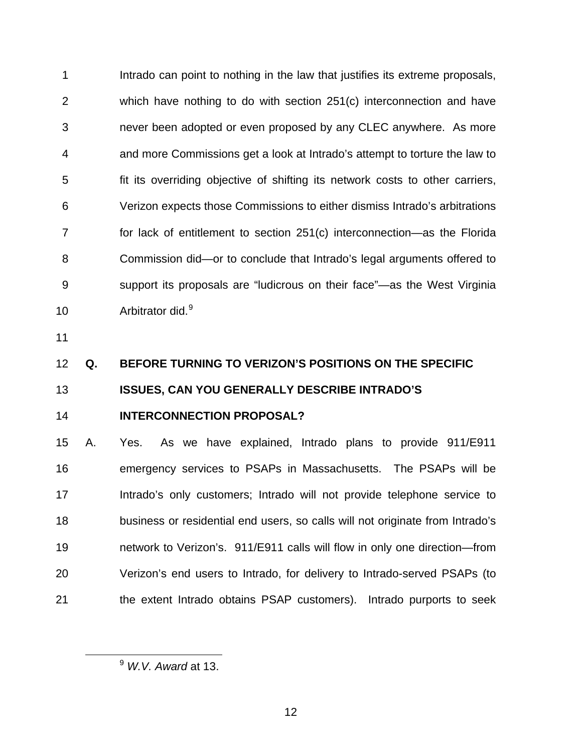Intrado can point to nothing in the law that justifies its extreme proposals, which have nothing to do with section 251(c) interconnection and have never been adopted or even proposed by any CLEC anywhere. As more and more Commissions get a look at Intrado's attempt to torture the law to fit its overriding objective of shifting its network costs to other carriers, Verizon expects those Commissions to either dismiss Intrado's arbitrations for lack of entitlement to section 251(c) interconnection—as the Florida Commission did—or to conclude that Intrado's legal arguments offered to support its proposals are "ludicrous on their face"—as the West Virginia Arbitrator did.[9]

**Q. BEFORE TURNING TO VERIZON'S POSITIONS ON THE SPECIFIC ISSUES, CAN YOU GENERALLY DESCRIBE INTRADO'S INTERCONNECTION PROPOSAL?**

A. Yes. As we have explained, Intrado plans to provide 911/E911 emergency services to PSAPs in Massachusetts. The PSAPs will be Intrado's only customers; Intrado will not provide telephone service to business or residential end users, so calls will not originate from Intrado's network to Verizon's. 911/E911 calls will flow in only one direction—from Verizon's end users to Intrado, for delivery to Intrado-served PSAPs (to the extent Intrado obtains PSAP customers). Intrado purports to seek

[9] *W.V. Award* at 13.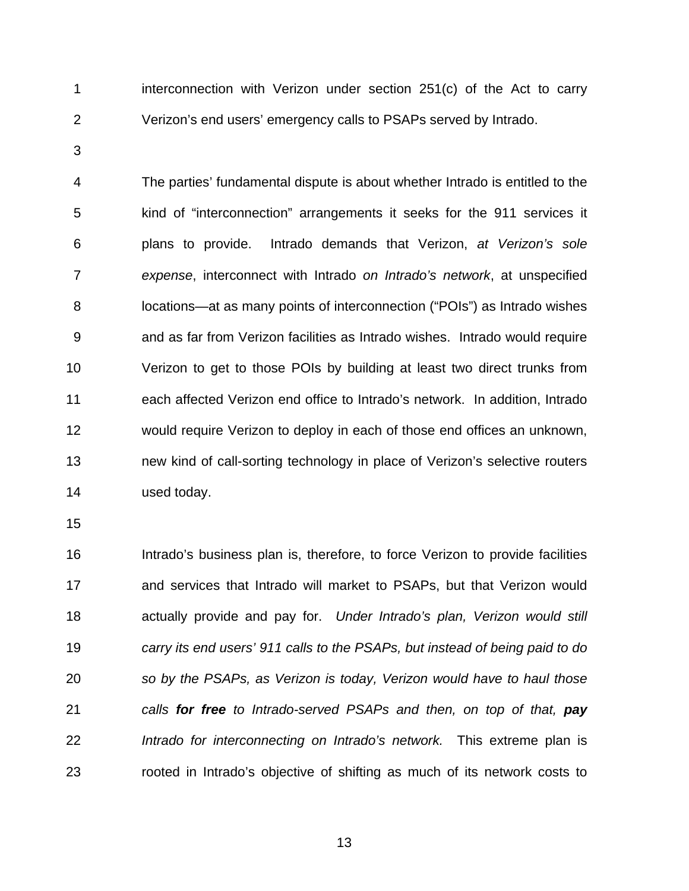interconnection with Verizon under section 251(c) of the Act to carry Verizon's end users' emergency calls to PSAPs served by Intrado.

The parties' fundamental dispute is about whether Intrado is entitled to the kind of "interconnection" arrangements it seeks for the 911 services it plans to provide. Intrado demands that Verizon, *at Verizon's sole expense*, interconnect with Intrado *on Intrado's network*, at unspecified locations—at as many points of interconnection ("POIs") as Intrado wishes and as far from Verizon facilities as Intrado wishes. Intrado would require Verizon to get to those POIs by building at least two direct trunks from each affected Verizon end office to Intrado's network. In addition, Intrado would require Verizon to deploy in each of those end offices an unknown, new kind of call-sorting technology in place of Verizon's selective routers used today.

Intrado's business plan is, therefore, to force Verizon to provide facilities and services that Intrado will market to PSAPs, but that Verizon would actually provide and pay for. *Under Intrado's plan, Verizon would still carry its end users' 911 calls to the PSAPs, but instead of being paid to do so by the PSAPs, as Verizon is today, Verizon would have to haul those calls* ***for free*** *to Intrado-served PSAPs and then, on top of that,* ***pay*** *Intrado for interconnecting on Intrado's network.* This extreme plan is rooted in Intrado's objective of shifting as much of its network costs to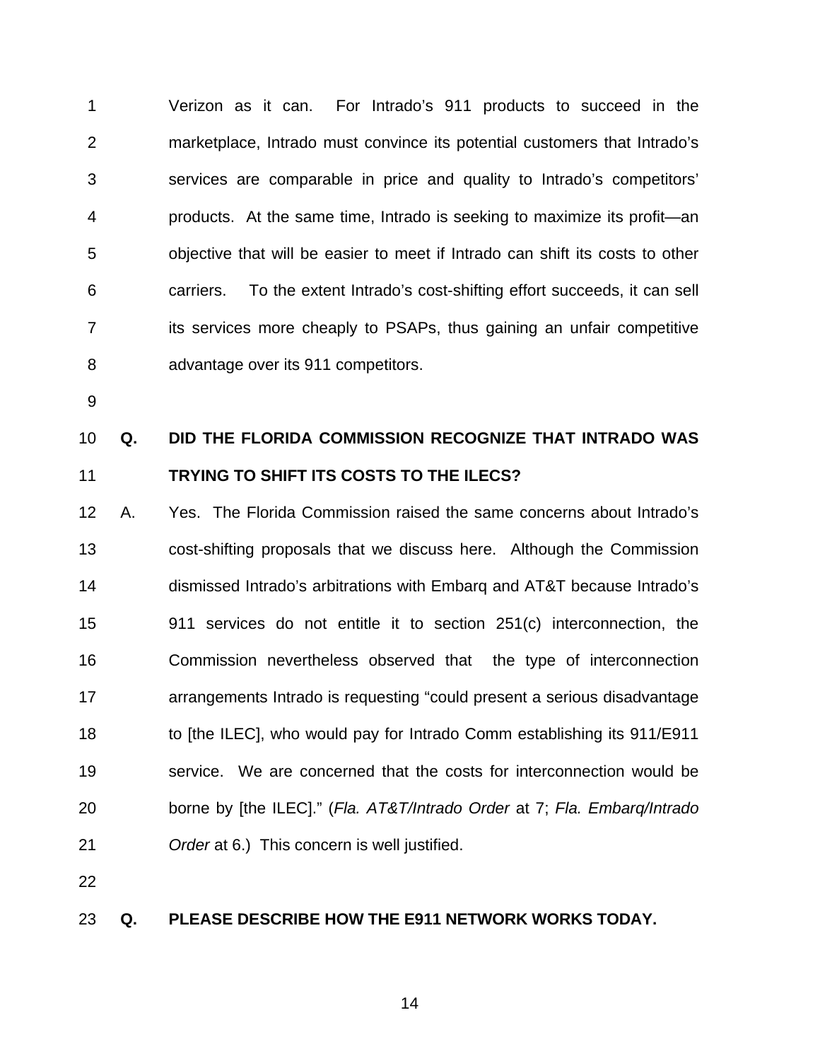Verizon as it can. For Intrado's 911 products to succeed in the marketplace, Intrado must convince its potential customers that Intrado's services are comparable in price and quality to Intrado's competitors' products. At the same time, Intrado is seeking to maximize its profit—an objective that will be easier to meet if Intrado can shift its costs to other carriers. To the extent Intrado's cost-shifting effort succeeds, it can sell its services more cheaply to PSAPs, thus gaining an unfair competitive advantage over its 911 competitors.

**Q. DID THE FLORIDA COMMISSION RECOGNIZE THAT INTRADO WAS TRYING TO SHIFT ITS COSTS TO THE ILECS?**

A. Yes. The Florida Commission raised the same concerns about Intrado's cost-shifting proposals that we discuss here. Although the Commission dismissed Intrado's arbitrations with Embarq and AT&T because Intrado's 911 services do not entitle it to section 251(c) interconnection, the Commission nevertheless observed that the type of interconnection arrangements Intrado is requesting "could present a serious disadvantage to [the ILEC], who would pay for Intrado Comm establishing its 911/E911 service. We are concerned that the costs for interconnection would be borne by [the ILEC]." (*Fla. AT&T/Intrado Order* at 7; *Fla. Embarq/Intrado Order* at 6.) This concern is well justified.

**Q. PLEASE DESCRIBE HOW THE E911 NETWORK WORKS TODAY.**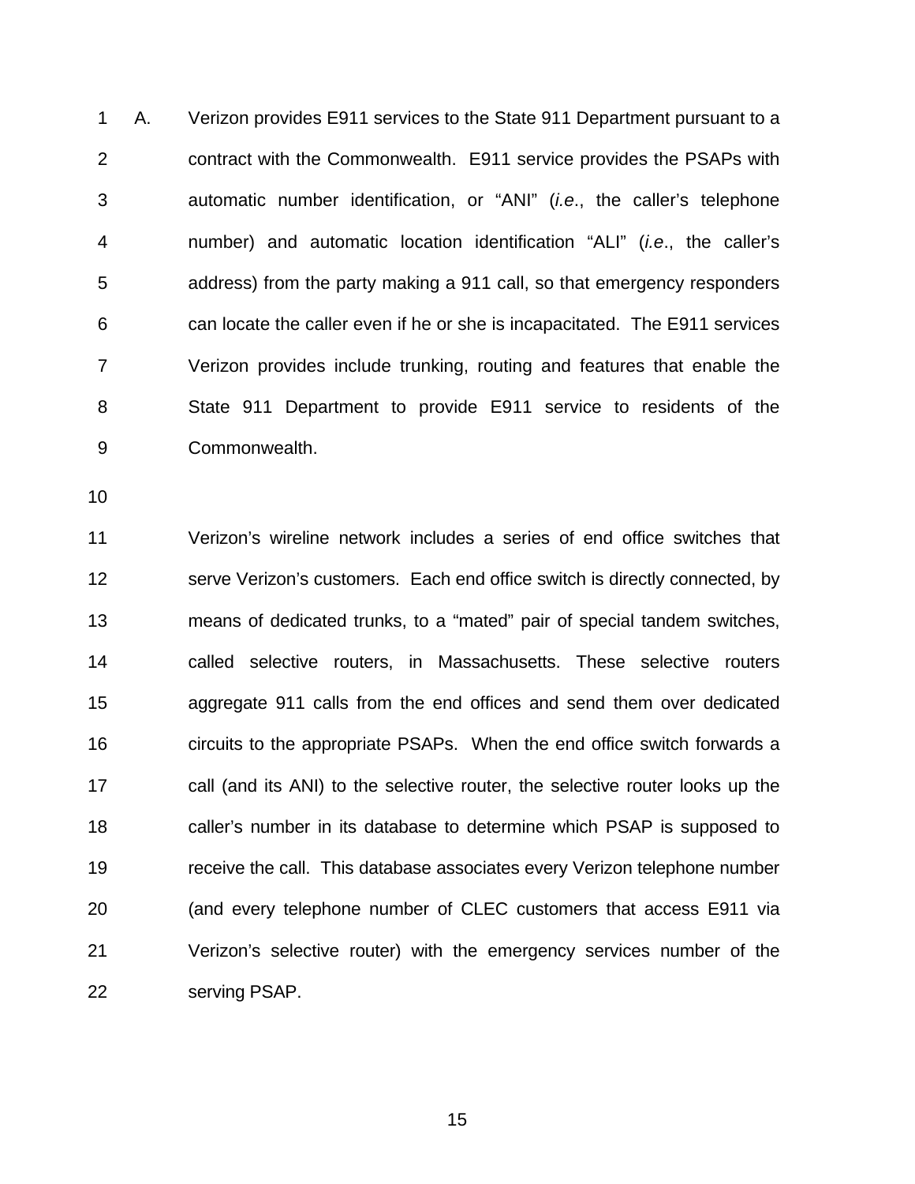A. Verizon provides E911 services to the State 911 Department pursuant to a contract with the Commonwealth. E911 service provides the PSAPs with automatic number identification, or "ANI" (*i.e*., the caller's telephone number) and automatic location identification "ALI" (*i.e*., the caller's address) from the party making a 911 call, so that emergency responders can locate the caller even if he or she is incapacitated. The E911 services Verizon provides include trunking, routing and features that enable the State 911 Department to provide E911 service to residents of the Commonwealth.

Verizon's wireline network includes a series of end office switches that serve Verizon's customers. Each end office switch is directly connected, by means of dedicated trunks, to a "mated" pair of special tandem switches, called selective routers, in Massachusetts. These selective routers aggregate 911 calls from the end offices and send them over dedicated circuits to the appropriate PSAPs. When the end office switch forwards a call (and its ANI) to the selective router, the selective router looks up the caller's number in its database to determine which PSAP is supposed to receive the call. This database associates every Verizon telephone number (and every telephone number of CLEC customers that access E911 via Verizon's selective router) with the emergency services number of the serving PSAP.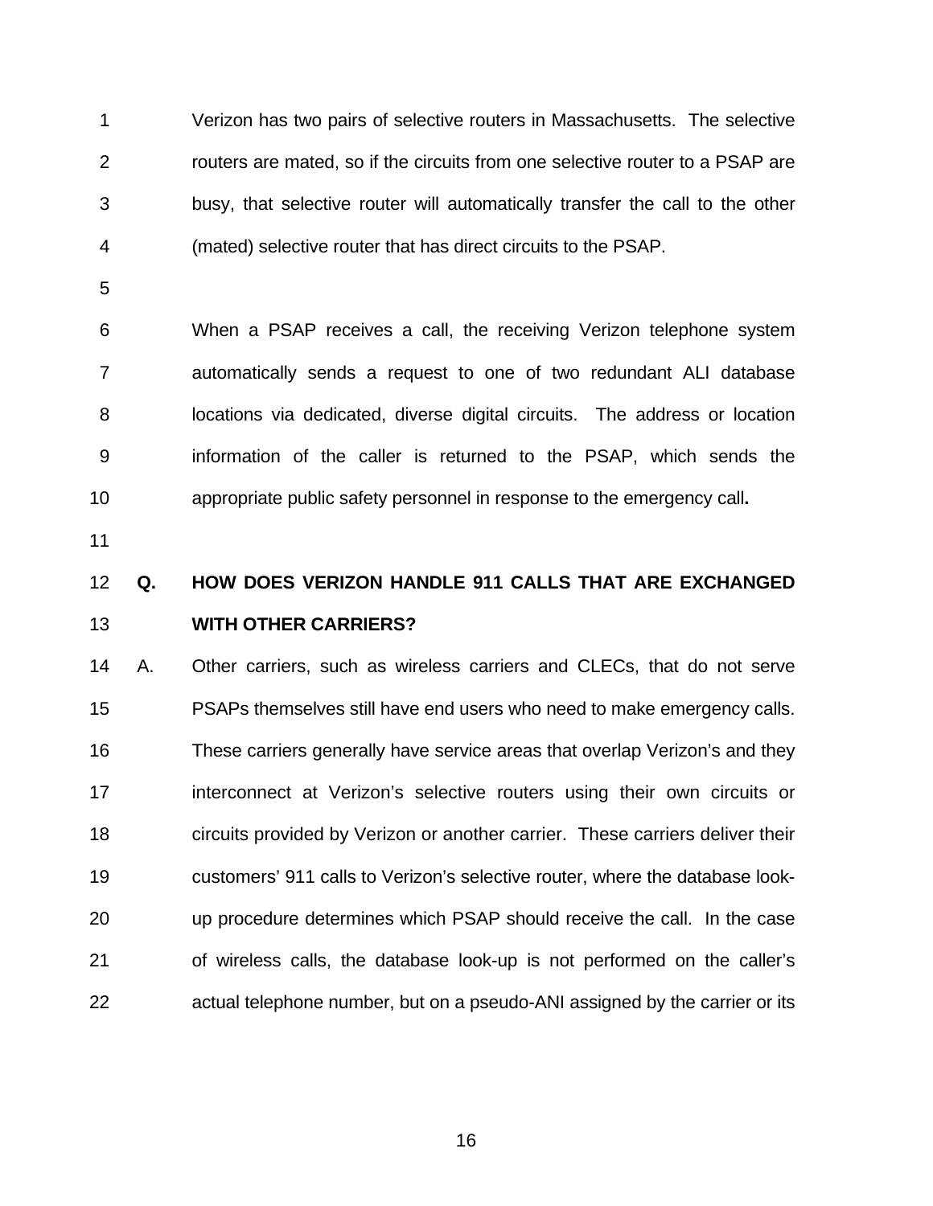Verizon has two pairs of selective routers in Massachusetts. The selective routers are mated, so if the circuits from one selective router to a PSAP are busy, that selective router will automatically transfer the call to the other (mated) selective router that has direct circuits to the PSAP.

When a PSAP receives a call, the receiving Verizon telephone system automatically sends a request to one of two redundant ALI database locations via dedicated, diverse digital circuits. The address or location information of the caller is returned to the PSAP, which sends the appropriate public safety personnel in response to the emergency call.

**Q. HOW DOES VERIZON HANDLE 911 CALLS THAT ARE EXCHANGED WITH OTHER CARRIERS?**

A. Other carriers, such as wireless carriers and CLECs, that do not serve PSAPs themselves still have end users who need to make emergency calls. These carriers generally have service areas that overlap Verizon's and they interconnect at Verizon's selective routers using their own circuits or circuits provided by Verizon or another carrier. These carriers deliver their customers' 911 calls to Verizon's selective router, where the database look-up procedure determines which PSAP should receive the call. In the case of wireless calls, the database look-up is not performed on the caller's actual telephone number, but on a pseudo-ANI assigned by the carrier or its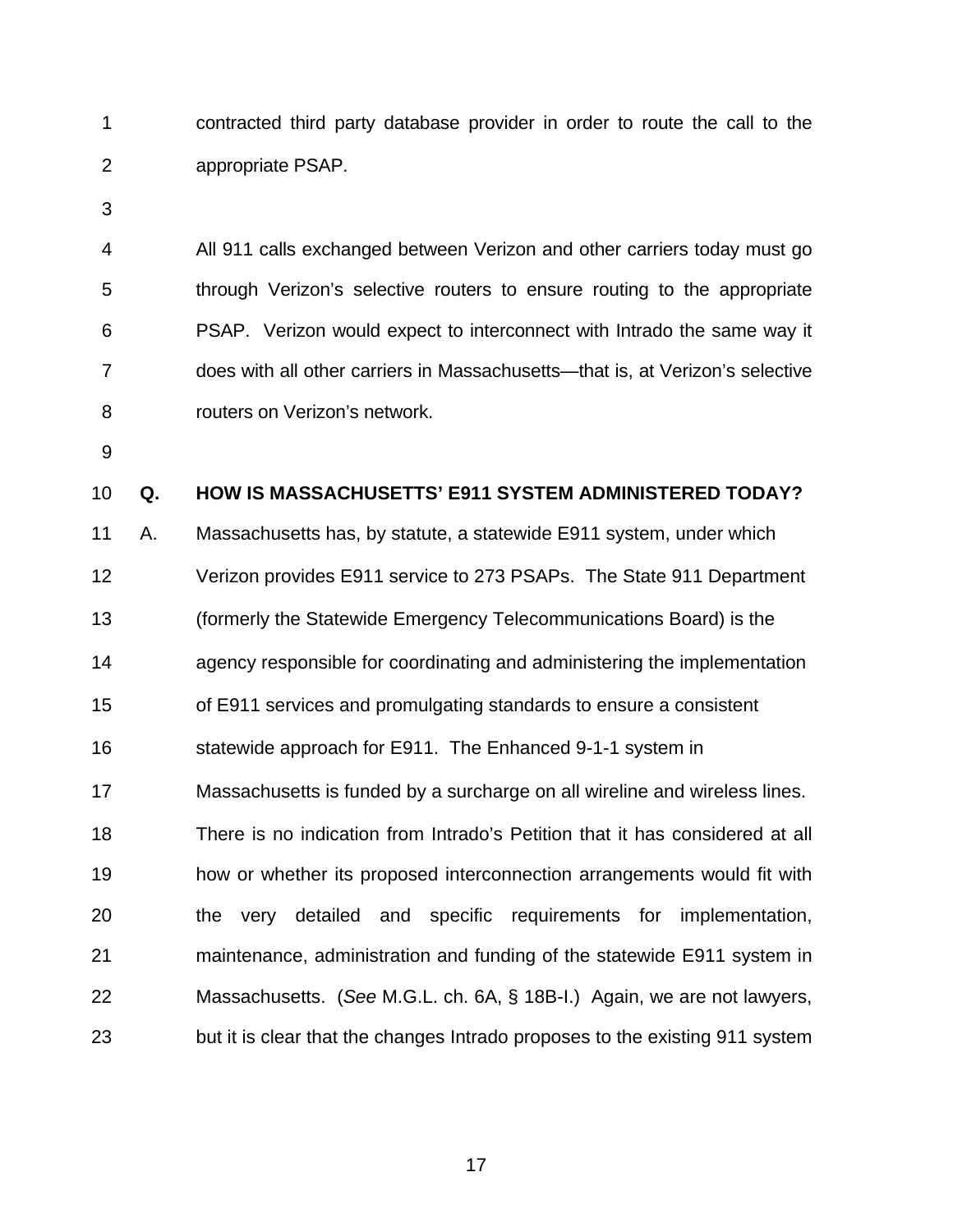contracted third party database provider in order to route the call to the appropriate PSAP.

All 911 calls exchanged between Verizon and other carriers today must go through Verizon's selective routers to ensure routing to the appropriate PSAP. Verizon would expect to interconnect with Intrado the same way it does with all other carriers in Massachusetts—that is, at Verizon's selective routers on Verizon's network.

**Q. HOW IS MASSACHUSETTS' E911 SYSTEM ADMINISTERED TODAY?**

A. Massachusetts has, by statute, a statewide E911 system, under which Verizon provides E911 service to 273 PSAPs. The State 911 Department (formerly the Statewide Emergency Telecommunications Board) is the agency responsible for coordinating and administering the implementation of E911 services and promulgating standards to ensure a consistent statewide approach for E911. The Enhanced 9-1-1 system in Massachusetts is funded by a surcharge on all wireline and wireless lines. There is no indication from Intrado's Petition that it has considered at all how or whether its proposed interconnection arrangements would fit with the very detailed and specific requirements for implementation, maintenance, administration and funding of the statewide E911 system in Massachusetts. (*See* M.G.L. ch. 6A, § 18B-I.) Again, we are not lawyers, but it is clear that the changes Intrado proposes to the existing 911 system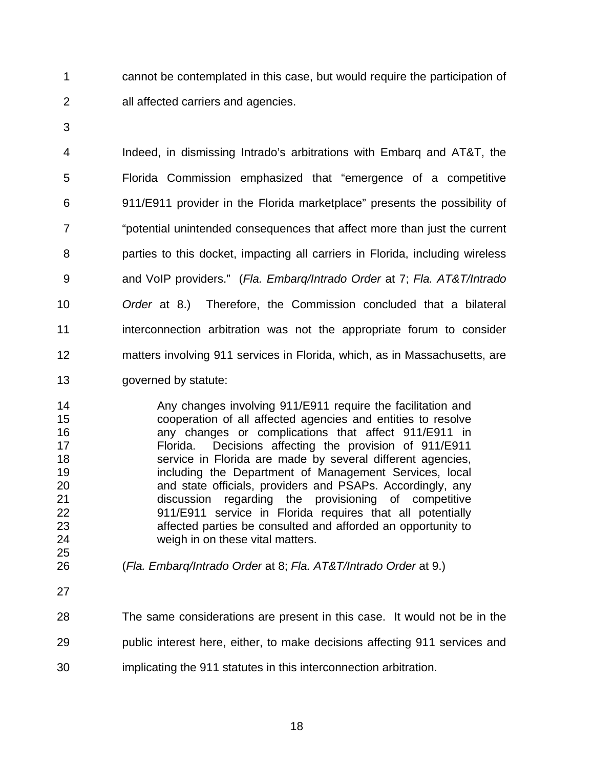cannot be contemplated in this case, but would require the participation of all affected carriers and agencies.

Indeed, in dismissing Intrado's arbitrations with Embarq and AT&T, the Florida Commission emphasized that "emergence of a competitive 911/E911 provider in the Florida marketplace" presents the possibility of "potential unintended consequences that affect more than just the current parties to this docket, impacting all carriers in Florida, including wireless and VoIP providers." (*Fla. Embarq/Intrado Order* at 7; *Fla. AT&T/Intrado Order* at 8.) Therefore, the Commission concluded that a bilateral interconnection arbitration was not the appropriate forum to consider matters involving 911 services in Florida, which, as in Massachusetts, are governed by statute:

> Any changes involving 911/E911 require the facilitation and cooperation of all affected agencies and entities to resolve any changes or complications that affect 911/E911 in Florida. Decisions affecting the provision of 911/E911 service in Florida are made by several different agencies, including the Department of Management Services, local and state officials, providers and PSAPs. Accordingly, any discussion regarding the provisioning of competitive 911/E911 service in Florida requires that all potentially affected parties be consulted and afforded an opportunity to weigh in on these vital matters.

(*Fla. Embarq/Intrado Order* at 8; *Fla. AT&T/Intrado Order* at 9.)

The same considerations are present in this case. It would not be in the public interest here, either, to make decisions affecting 911 services and implicating the 911 statutes in this interconnection arbitration.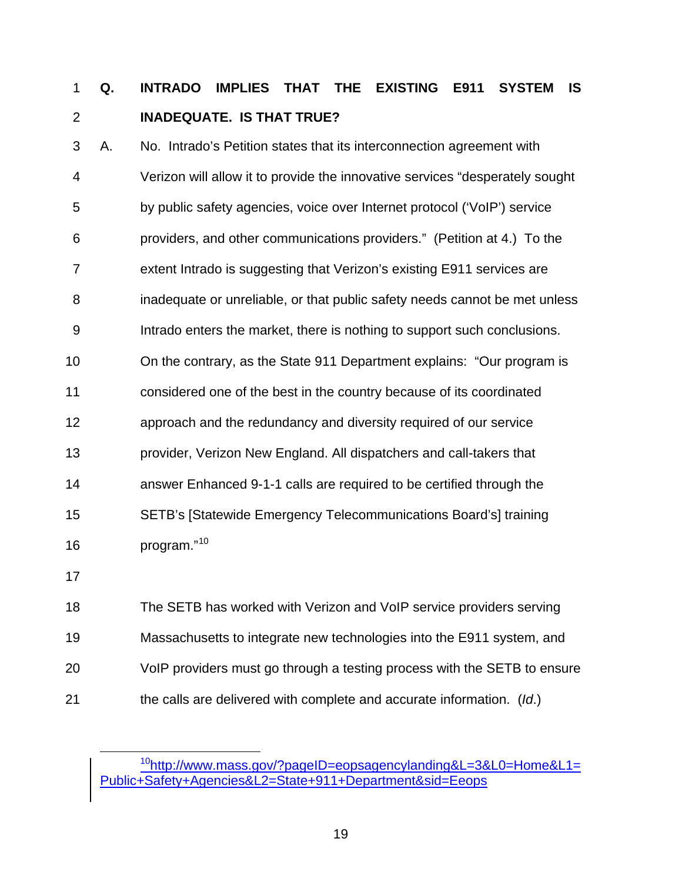**Q. INTRADO IMPLIES THAT THE EXISTING E911 SYSTEM IS INADEQUATE. IS THAT TRUE?**

A. No. Intrado's Petition states that its interconnection agreement with Verizon will allow it to provide the innovative services "desperately sought by public safety agencies, voice over Internet protocol ('VoIP') service providers, and other communications providers." (Petition at 4.) To the extent Intrado is suggesting that Verizon's existing E911 services are inadequate or unreliable, or that public safety needs cannot be met unless Intrado enters the market, there is nothing to support such conclusions. On the contrary, as the State 911 Department explains: "Our program is considered one of the best in the country because of its coordinated approach and the redundancy and diversity required of our service provider, Verizon New England. All dispatchers and call-takers that answer Enhanced 9-1-1 calls are required to be certified through the SETB's [Statewide Emergency Telecommunications Board's] training program."[10]

The SETB has worked with Verizon and VoIP service providers serving Massachusetts to integrate new technologies into the E911 system, and VoIP providers must go through a testing process with the SETB to ensure the calls are delivered with complete and accurate information. (*Id.*)

---

[10] http://www.mass.gov/?pageID=eopsagencylanding&L=3&L0=Home&L1=Public+Safety+Agencies&L2=State+911+Department&sid=Eeops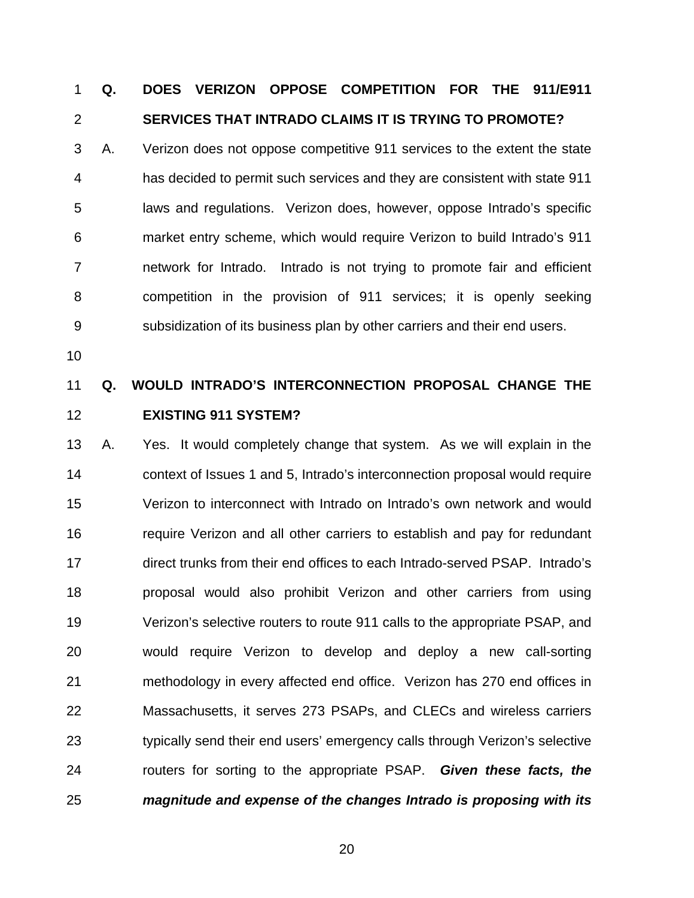**Q. DOES VERIZON OPPOSE COMPETITION FOR THE 911/E911 SERVICES THAT INTRADO CLAIMS IT IS TRYING TO PROMOTE?**

A. Verizon does not oppose competitive 911 services to the extent the state has decided to permit such services and they are consistent with state 911 laws and regulations. Verizon does, however, oppose Intrado's specific market entry scheme, which would require Verizon to build Intrado's 911 network for Intrado. Intrado is not trying to promote fair and efficient competition in the provision of 911 services; it is openly seeking subsidization of its business plan by other carriers and their end users.

**Q. WOULD INTRADO'S INTERCONNECTION PROPOSAL CHANGE THE EXISTING 911 SYSTEM?**

A. Yes. It would completely change that system. As we will explain in the context of Issues 1 and 5, Intrado's interconnection proposal would require Verizon to interconnect with Intrado on Intrado's own network and would require Verizon and all other carriers to establish and pay for redundant direct trunks from their end offices to each Intrado-served PSAP. Intrado's proposal would also prohibit Verizon and other carriers from using Verizon's selective routers to route 911 calls to the appropriate PSAP, and would require Verizon to develop and deploy a new call-sorting methodology in every affected end office. Verizon has 270 end offices in Massachusetts, it serves 273 PSAPs, and CLECs and wireless carriers typically send their end users' emergency calls through Verizon's selective routers for sorting to the appropriate PSAP. ***Given these facts, the magnitude and expense of the changes Intrado is proposing with its***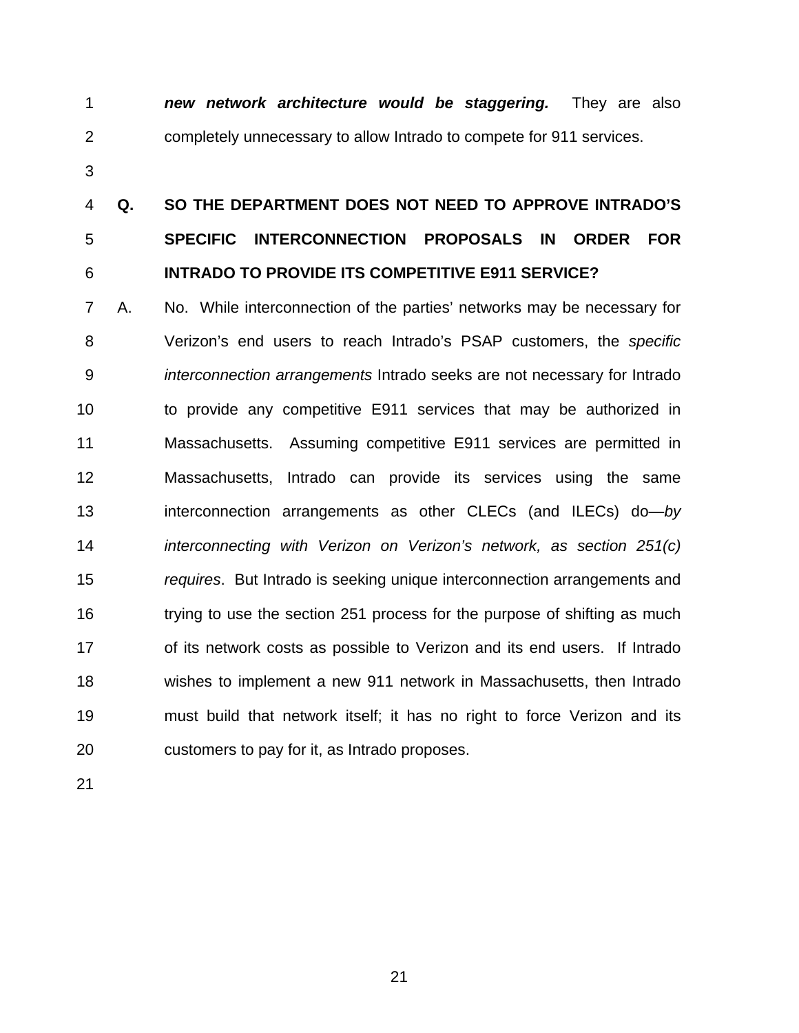***new network architecture would be staggering.*** They are also completely unnecessary to allow Intrado to compete for 911 services.

**Q. SO THE DEPARTMENT DOES NOT NEED TO APPROVE INTRADO'S SPECIFIC INTERCONNECTION PROPOSALS IN ORDER FOR INTRADO TO PROVIDE ITS COMPETITIVE E911 SERVICE?**

A. No. While interconnection of the parties' networks may be necessary for Verizon's end users to reach Intrado's PSAP customers, the *specific interconnection arrangements* Intrado seeks are not necessary for Intrado to provide any competitive E911 services that may be authorized in Massachusetts. Assuming competitive E911 services are permitted in Massachusetts, Intrado can provide its services using the same interconnection arrangements as other CLECs (and ILECs) do—*by interconnecting with Verizon on Verizon's network, as section 251(c) requires*. But Intrado is seeking unique interconnection arrangements and trying to use the section 251 process for the purpose of shifting as much of its network costs as possible to Verizon and its end users. If Intrado wishes to implement a new 911 network in Massachusetts, then Intrado must build that network itself; it has no right to force Verizon and its customers to pay for it, as Intrado proposes.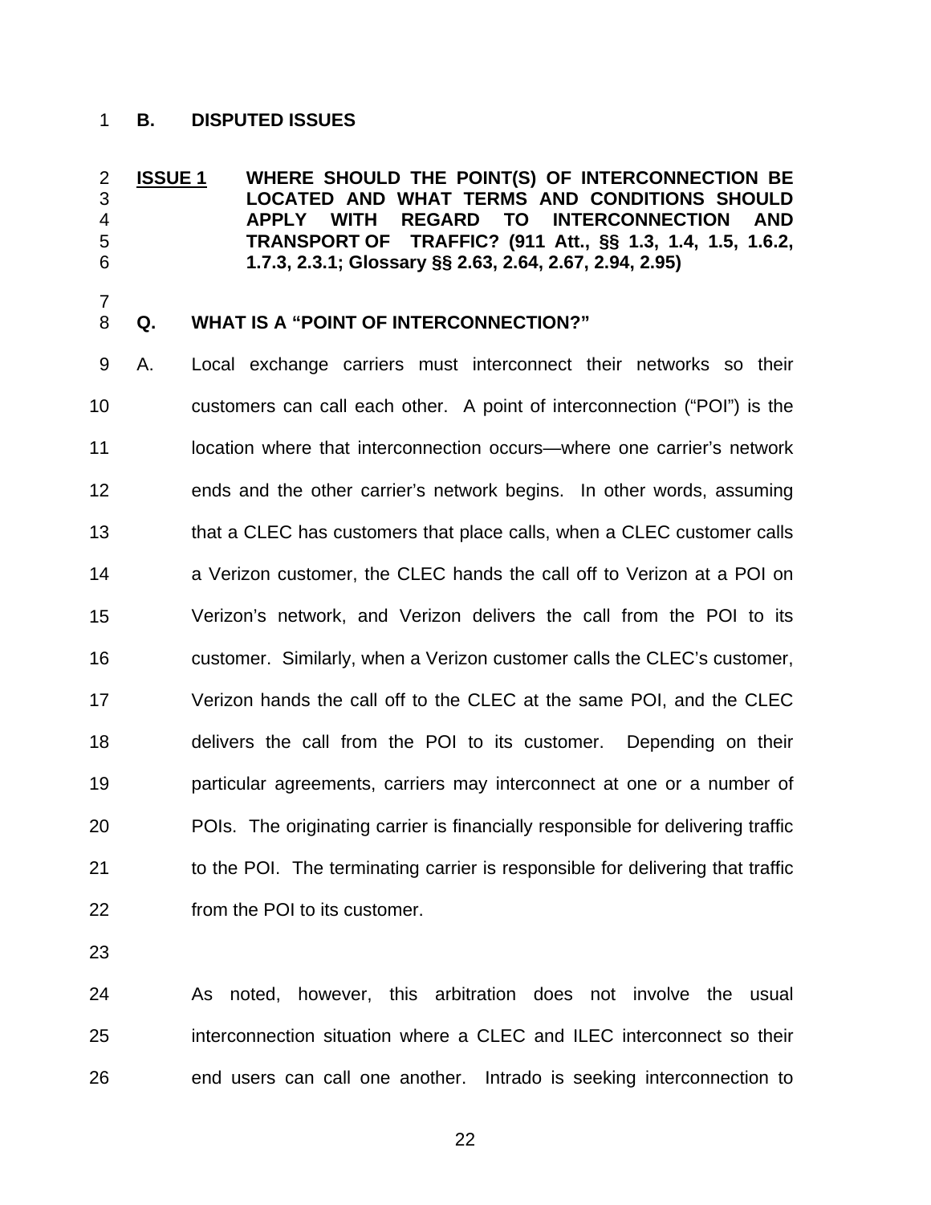**B. DISPUTED ISSUES**

**<u>ISSUE 1</u> WHERE SHOULD THE POINT(S) OF INTERCONNECTION BE LOCATED AND WHAT TERMS AND CONDITIONS SHOULD APPLY WITH REGARD TO INTERCONNECTION AND TRANSPORT OF TRAFFIC? (911 Att., §§ 1.3, 1.4, 1.5, 1.6.2, 1.7.3, 2.3.1; Glossary §§ 2.63, 2.64, 2.67, 2.94, 2.95)**

**Q. WHAT IS A "POINT OF INTERCONNECTION?"**

A. Local exchange carriers must interconnect their networks so their customers can call each other. A point of interconnection ("POI") is the location where that interconnection occurs—where one carrier's network ends and the other carrier's network begins. In other words, assuming that a CLEC has customers that place calls, when a CLEC customer calls a Verizon customer, the CLEC hands the call off to Verizon at a POI on Verizon's network, and Verizon delivers the call from the POI to its customer. Similarly, when a Verizon customer calls the CLEC's customer, Verizon hands the call off to the CLEC at the same POI, and the CLEC delivers the call from the POI to its customer. Depending on their particular agreements, carriers may interconnect at one or a number of POIs. The originating carrier is financially responsible for delivering traffic to the POI. The terminating carrier is responsible for delivering that traffic from the POI to its customer.

As noted, however, this arbitration does not involve the usual interconnection situation where a CLEC and ILEC interconnect so their end users can call one another. Intrado is seeking interconnection to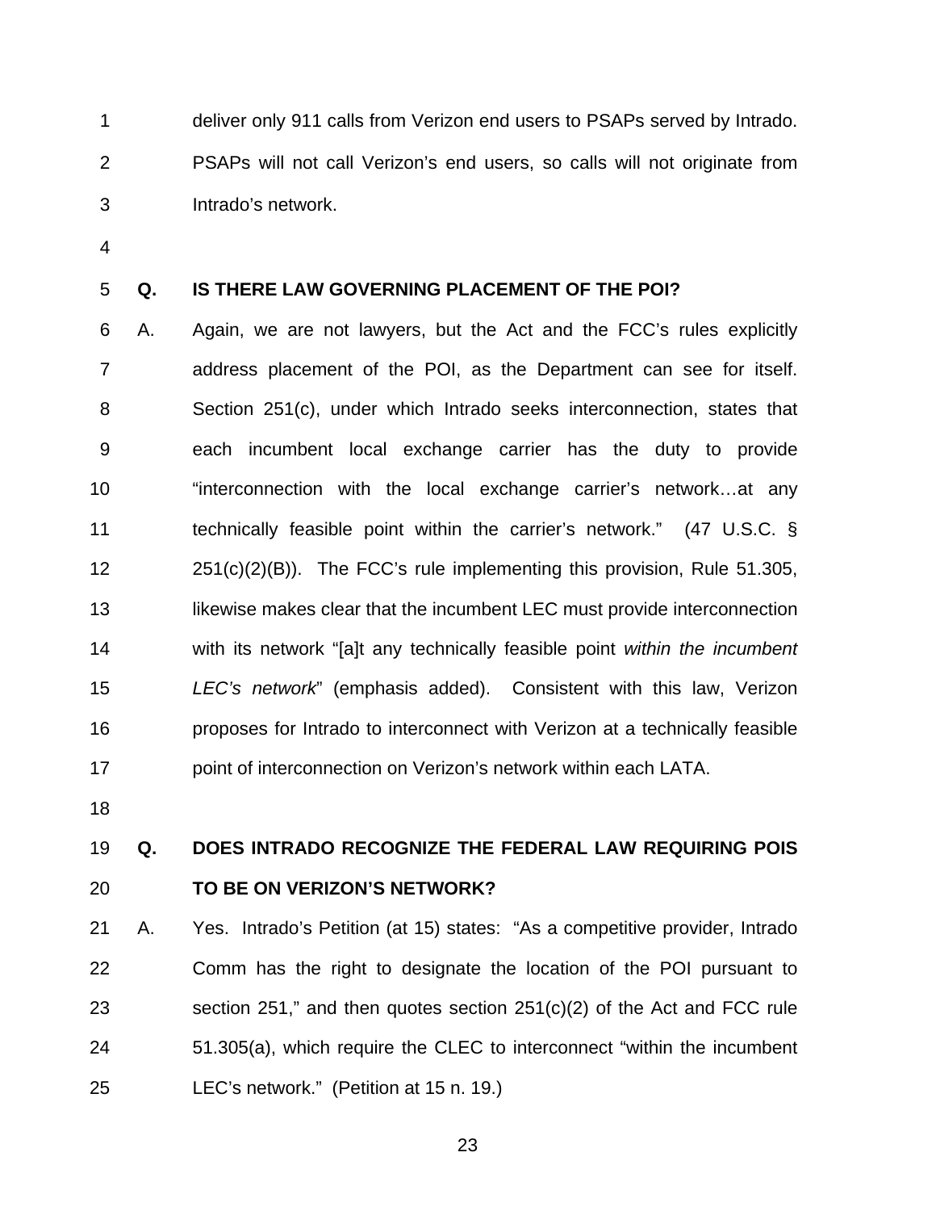deliver only 911 calls from Verizon end users to PSAPs served by Intrado. PSAPs will not call Verizon's end users, so calls will not originate from Intrado's network.

**Q. IS THERE LAW GOVERNING PLACEMENT OF THE POI?**

A. Again, we are not lawyers, but the Act and the FCC's rules explicitly address placement of the POI, as the Department can see for itself. Section 251(c), under which Intrado seeks interconnection, states that each incumbent local exchange carrier has the duty to provide "interconnection with the local exchange carrier's network…at any technically feasible point within the carrier's network." (47 U.S.C. § 251(c)(2)(B)). The FCC's rule implementing this provision, Rule 51.305, likewise makes clear that the incumbent LEC must provide interconnection with its network "[a]t any technically feasible point *within the incumbent LEC's network*" (emphasis added). Consistent with this law, Verizon proposes for Intrado to interconnect with Verizon at a technically feasible point of interconnection on Verizon's network within each LATA.

**Q. DOES INTRADO RECOGNIZE THE FEDERAL LAW REQUIRING POIS TO BE ON VERIZON'S NETWORK?**

A. Yes. Intrado's Petition (at 15) states: "As a competitive provider, Intrado Comm has the right to designate the location of the POI pursuant to section 251," and then quotes section 251(c)(2) of the Act and FCC rule 51.305(a), which require the CLEC to interconnect "within the incumbent LEC's network." (Petition at 15 n. 19.)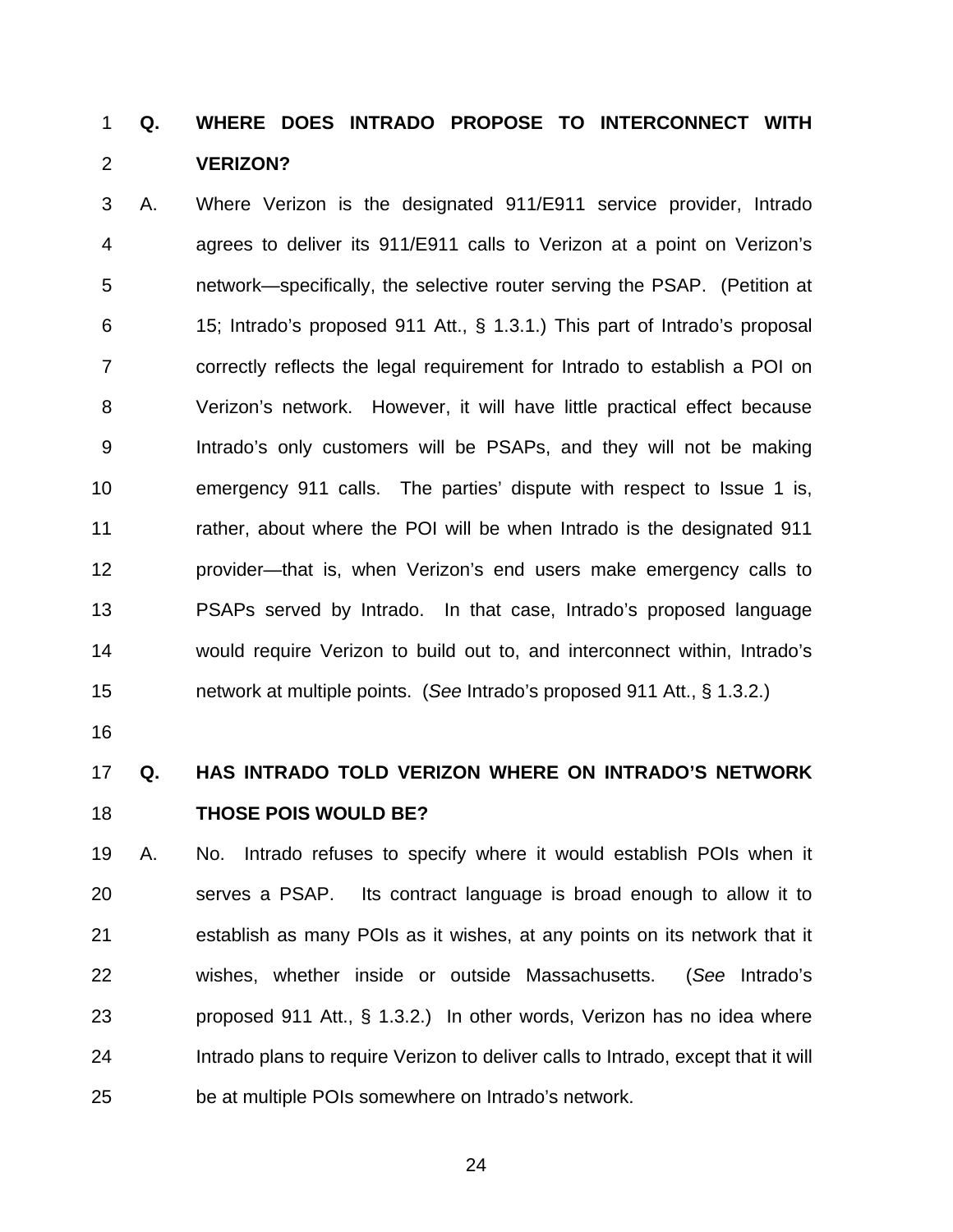**Q. WHERE DOES INTRADO PROPOSE TO INTERCONNECT WITH VERIZON?**

A. Where Verizon is the designated 911/E911 service provider, Intrado agrees to deliver its 911/E911 calls to Verizon at a point on Verizon's network—specifically, the selective router serving the PSAP. (Petition at 15; Intrado's proposed 911 Att., § 1.3.1.) This part of Intrado's proposal correctly reflects the legal requirement for Intrado to establish a POI on Verizon's network. However, it will have little practical effect because Intrado's only customers will be PSAPs, and they will not be making emergency 911 calls. The parties' dispute with respect to Issue 1 is, rather, about where the POI will be when Intrado is the designated 911 provider—that is, when Verizon's end users make emergency calls to PSAPs served by Intrado. In that case, Intrado's proposed language would require Verizon to build out to, and interconnect within, Intrado's network at multiple points. (*See* Intrado's proposed 911 Att., § 1.3.2.)

**Q. HAS INTRADO TOLD VERIZON WHERE ON INTRADO'S NETWORK THOSE POIS WOULD BE?**

A. No. Intrado refuses to specify where it would establish POIs when it serves a PSAP. Its contract language is broad enough to allow it to establish as many POIs as it wishes, at any points on its network that it wishes, whether inside or outside Massachusetts. (*See* Intrado's proposed 911 Att., § 1.3.2.) In other words, Verizon has no idea where Intrado plans to require Verizon to deliver calls to Intrado, except that it will be at multiple POIs somewhere on Intrado's network.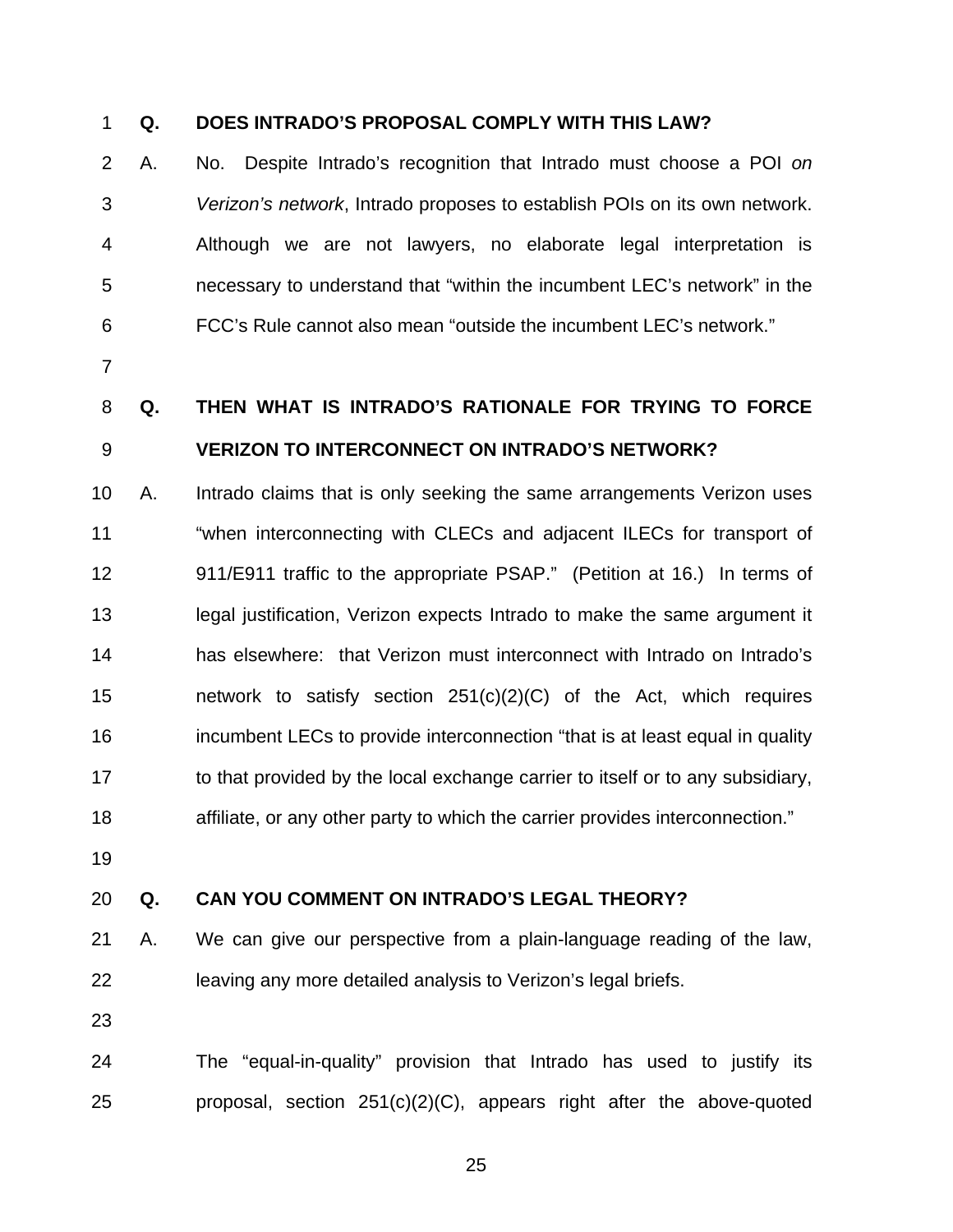**Q. DOES INTRADO'S PROPOSAL COMPLY WITH THIS LAW?**

A. No. Despite Intrado's recognition that Intrado must choose a POI *on Verizon's network*, Intrado proposes to establish POIs on its own network. Although we are not lawyers, no elaborate legal interpretation is necessary to understand that "within the incumbent LEC's network" in the FCC's Rule cannot also mean "outside the incumbent LEC's network."

**Q. THEN WHAT IS INTRADO'S RATIONALE FOR TRYING TO FORCE VERIZON TO INTERCONNECT ON INTRADO'S NETWORK?**

A. Intrado claims that is only seeking the same arrangements Verizon uses "when interconnecting with CLECs and adjacent ILECs for transport of 911/E911 traffic to the appropriate PSAP." (Petition at 16.) In terms of legal justification, Verizon expects Intrado to make the same argument it has elsewhere: that Verizon must interconnect with Intrado on Intrado's network to satisfy section 251(c)(2)(C) of the Act, which requires incumbent LECs to provide interconnection "that is at least equal in quality to that provided by the local exchange carrier to itself or to any subsidiary, affiliate, or any other party to which the carrier provides interconnection."

**Q. CAN YOU COMMENT ON INTRADO'S LEGAL THEORY?**

A. We can give our perspective from a plain-language reading of the law, leaving any more detailed analysis to Verizon's legal briefs.

The "equal-in-quality" provision that Intrado has used to justify its proposal, section 251(c)(2)(C), appears right after the above-quoted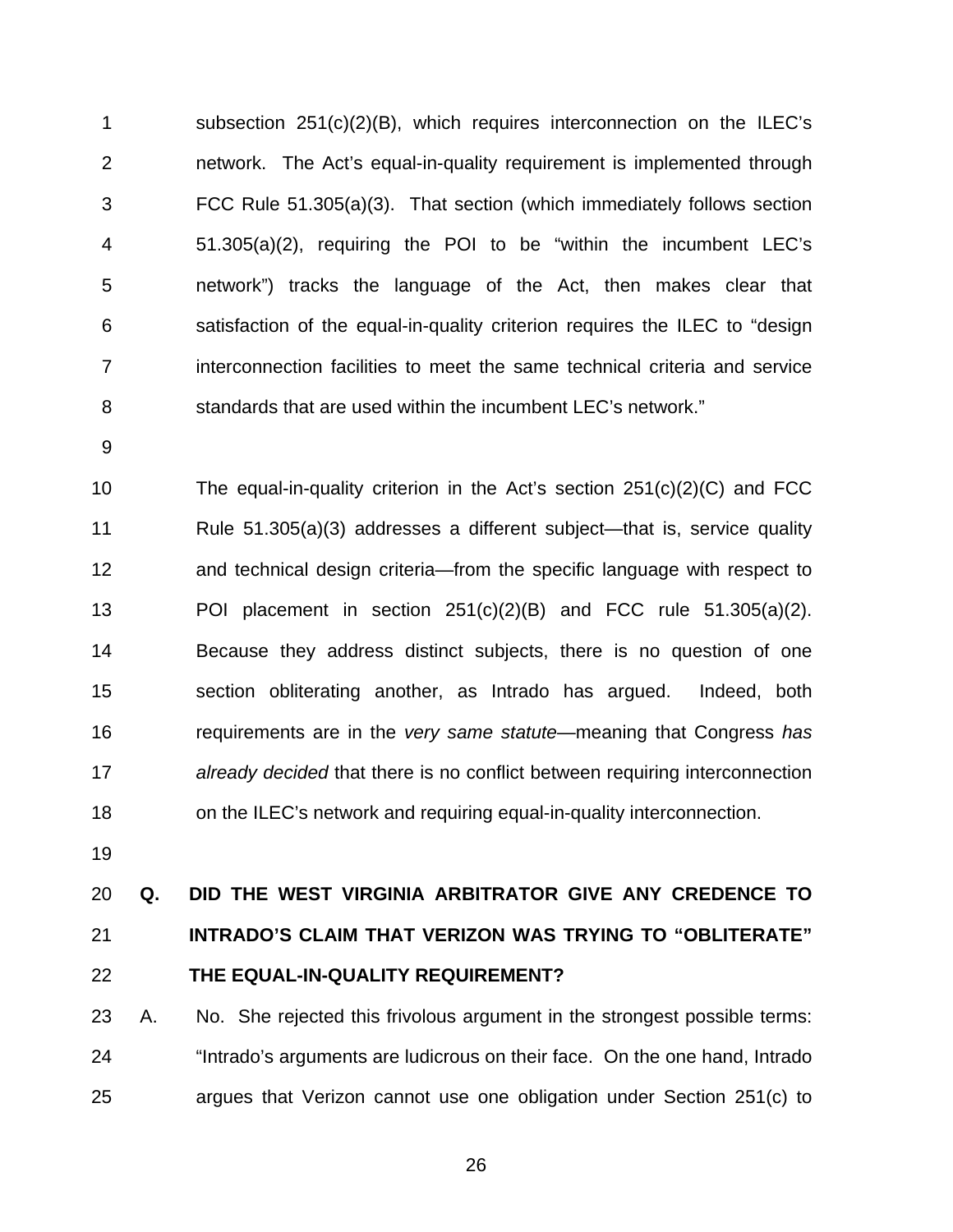subsection 251(c)(2)(B), which requires interconnection on the ILEC's network. The Act's equal-in-quality requirement is implemented through FCC Rule 51.305(a)(3). That section (which immediately follows section 51.305(a)(2), requiring the POI to be "within the incumbent LEC's network") tracks the language of the Act, then makes clear that satisfaction of the equal-in-quality criterion requires the ILEC to "design interconnection facilities to meet the same technical criteria and service standards that are used within the incumbent LEC's network."

The equal-in-quality criterion in the Act's section 251(c)(2)(C) and FCC Rule 51.305(a)(3) addresses a different subject—that is, service quality and technical design criteria—from the specific language with respect to POI placement in section 251(c)(2)(B) and FCC rule 51.305(a)(2). Because they address distinct subjects, there is no question of one section obliterating another, as Intrado has argued. Indeed, both requirements are in the *very same statute*—meaning that Congress *has already decided* that there is no conflict between requiring interconnection on the ILEC's network and requiring equal-in-quality interconnection.

**Q. DID THE WEST VIRGINIA ARBITRATOR GIVE ANY CREDENCE TO INTRADO'S CLAIM THAT VERIZON WAS TRYING TO "OBLITERATE" THE EQUAL-IN-QUALITY REQUIREMENT?**

A. No. She rejected this frivolous argument in the strongest possible terms: "Intrado's arguments are ludicrous on their face. On the one hand, Intrado argues that Verizon cannot use one obligation under Section 251(c) to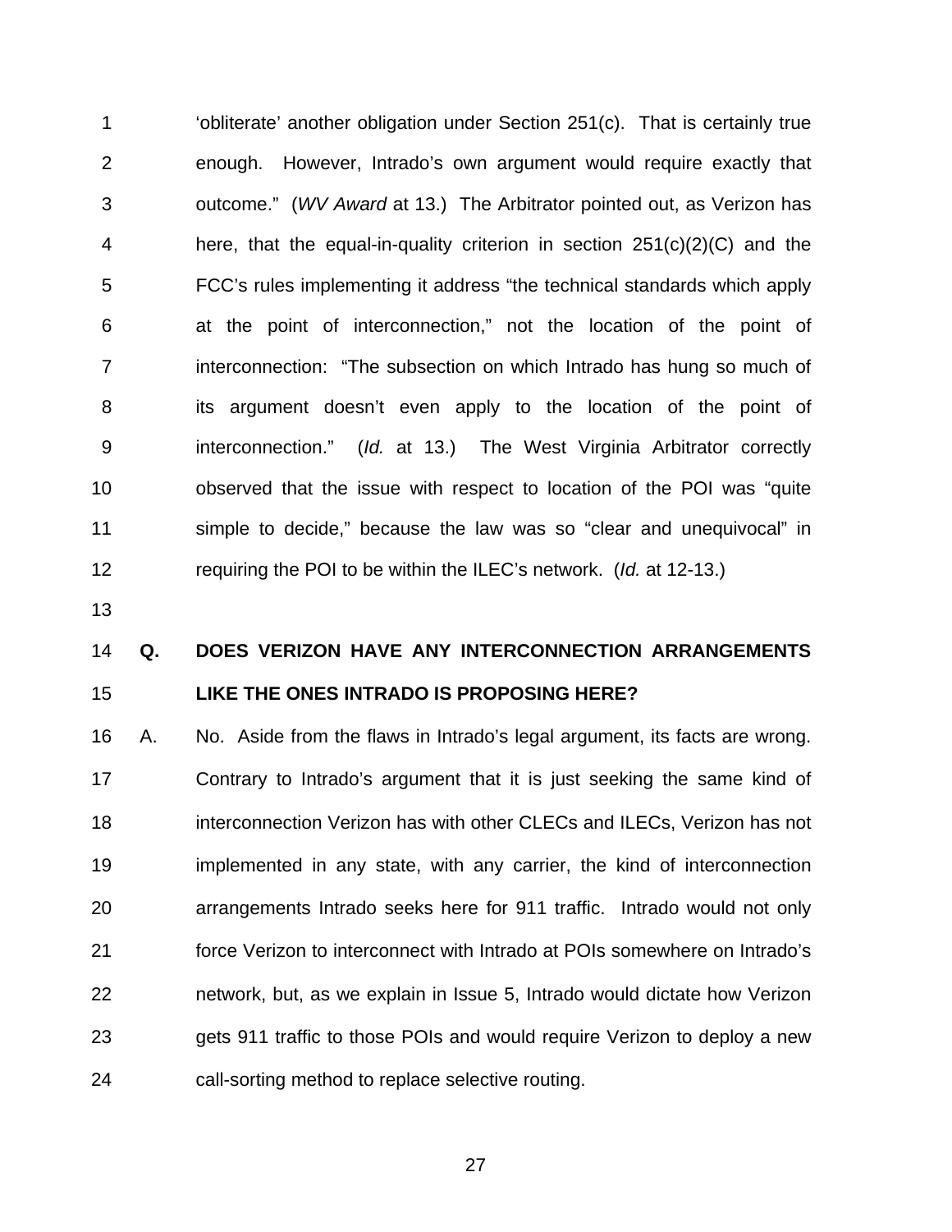'obliterate' another obligation under Section 251(c). That is certainly true enough. However, Intrado's own argument would require exactly that outcome." (*WV Award* at 13.) The Arbitrator pointed out, as Verizon has here, that the equal-in-quality criterion in section 251(c)(2)(C) and the FCC's rules implementing it address "the technical standards which apply at the point of interconnection," not the location of the point of interconnection: "The subsection on which Intrado has hung so much of its argument doesn't even apply to the location of the point of interconnection." (*Id.* at 13.) The West Virginia Arbitrator correctly observed that the issue with respect to location of the POI was "quite simple to decide," because the law was so "clear and unequivocal" in requiring the POI to be within the ILEC's network. (*Id.* at 12-13.)

**Q. DOES VERIZON HAVE ANY INTERCONNECTION ARRANGEMENTS LIKE THE ONES INTRADO IS PROPOSING HERE?**

A. No. Aside from the flaws in Intrado's legal argument, its facts are wrong. Contrary to Intrado's argument that it is just seeking the same kind of interconnection Verizon has with other CLECs and ILECs, Verizon has not implemented in any state, with any carrier, the kind of interconnection arrangements Intrado seeks here for 911 traffic. Intrado would not only force Verizon to interconnect with Intrado at POIs somewhere on Intrado's network, but, as we explain in Issue 5, Intrado would dictate how Verizon gets 911 traffic to those POIs and would require Verizon to deploy a new call-sorting method to replace selective routing.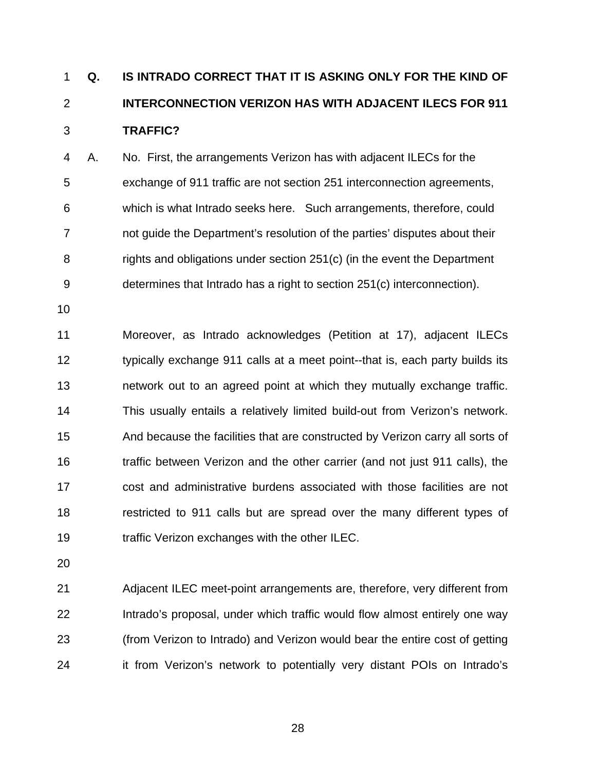**Q. IS INTRADO CORRECT THAT IT IS ASKING ONLY FOR THE KIND OF INTERCONNECTION VERIZON HAS WITH ADJACENT ILECS FOR 911 TRAFFIC?**

A. No. First, the arrangements Verizon has with adjacent ILECs for the exchange of 911 traffic are not section 251 interconnection agreements, which is what Intrado seeks here. Such arrangements, therefore, could not guide the Department's resolution of the parties' disputes about their rights and obligations under section 251(c) (in the event the Department determines that Intrado has a right to section 251(c) interconnection).

Moreover, as Intrado acknowledges (Petition at 17), adjacent ILECs typically exchange 911 calls at a meet point--that is, each party builds its network out to an agreed point at which they mutually exchange traffic. This usually entails a relatively limited build-out from Verizon's network. And because the facilities that are constructed by Verizon carry all sorts of traffic between Verizon and the other carrier (and not just 911 calls), the cost and administrative burdens associated with those facilities are not restricted to 911 calls but are spread over the many different types of traffic Verizon exchanges with the other ILEC.

Adjacent ILEC meet-point arrangements are, therefore, very different from Intrado's proposal, under which traffic would flow almost entirely one way (from Verizon to Intrado) and Verizon would bear the entire cost of getting it from Verizon's network to potentially very distant POIs on Intrado's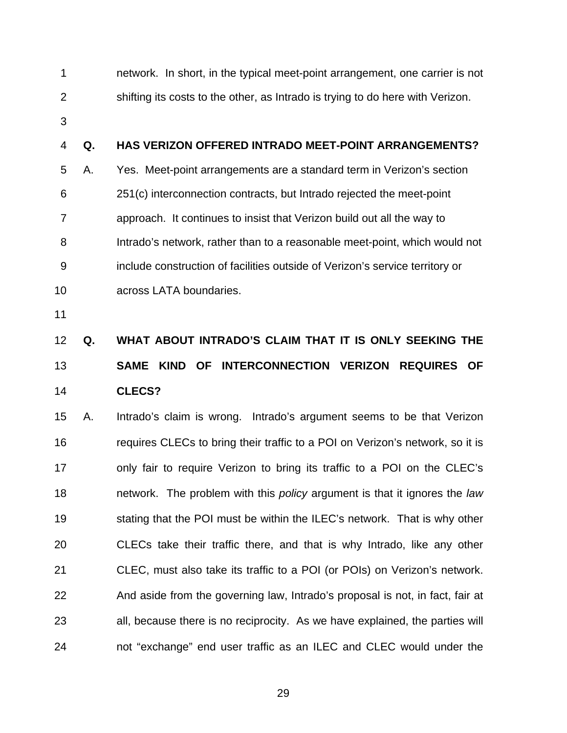network. In short, in the typical meet-point arrangement, one carrier is not shifting its costs to the other, as Intrado is trying to do here with Verizon.

**Q. HAS VERIZON OFFERED INTRADO MEET-POINT ARRANGEMENTS?**

A. Yes. Meet-point arrangements are a standard term in Verizon's section 251(c) interconnection contracts, but Intrado rejected the meet-point approach. It continues to insist that Verizon build out all the way to Intrado's network, rather than to a reasonable meet-point, which would not include construction of facilities outside of Verizon's service territory or across LATA boundaries.

**Q. WHAT ABOUT INTRADO'S CLAIM THAT IT IS ONLY SEEKING THE SAME KIND OF INTERCONNECTION VERIZON REQUIRES OF CLECS?**

A. Intrado's claim is wrong. Intrado's argument seems to be that Verizon requires CLECs to bring their traffic to a POI on Verizon's network, so it is only fair to require Verizon to bring its traffic to a POI on the CLEC's network. The problem with this *policy* argument is that it ignores the *law* stating that the POI must be within the ILEC's network. That is why other CLECs take their traffic there, and that is why Intrado, like any other CLEC, must also take its traffic to a POI (or POIs) on Verizon's network. And aside from the governing law, Intrado's proposal is not, in fact, fair at all, because there is no reciprocity. As we have explained, the parties will not "exchange" end user traffic as an ILEC and CLEC would under the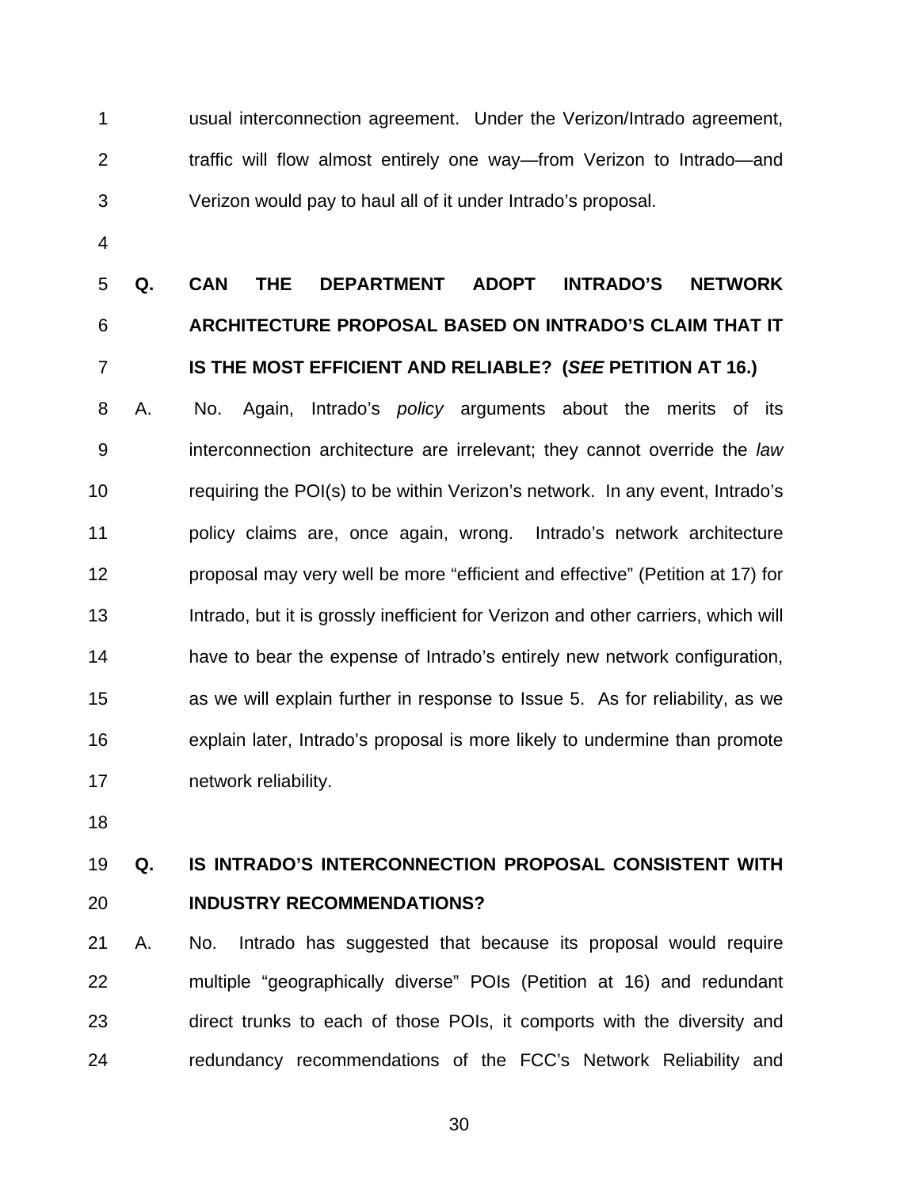usual interconnection agreement. Under the Verizon/Intrado agreement, traffic will flow almost entirely one way—from Verizon to Intrado—and Verizon would pay to haul all of it under Intrado's proposal.

**Q. CAN THE DEPARTMENT ADOPT INTRADO'S NETWORK ARCHITECTURE PROPOSAL BASED ON INTRADO'S CLAIM THAT IT IS THE MOST EFFICIENT AND RELIABLE? (*SEE* PETITION AT 16.)**

A. No. Again, Intrado's *policy* arguments about the merits of its interconnection architecture are irrelevant; they cannot override the *law* requiring the POI(s) to be within Verizon's network. In any event, Intrado's policy claims are, once again, wrong. Intrado's network architecture proposal may very well be more "efficient and effective" (Petition at 17) for Intrado, but it is grossly inefficient for Verizon and other carriers, which will have to bear the expense of Intrado's entirely new network configuration, as we will explain further in response to Issue 5. As for reliability, as we explain later, Intrado's proposal is more likely to undermine than promote network reliability.

**Q. IS INTRADO'S INTERCONNECTION PROPOSAL CONSISTENT WITH INDUSTRY RECOMMENDATIONS?**

A. No. Intrado has suggested that because its proposal would require multiple "geographically diverse" POIs (Petition at 16) and redundant direct trunks to each of those POIs, it comports with the diversity and redundancy recommendations of the FCC's Network Reliability and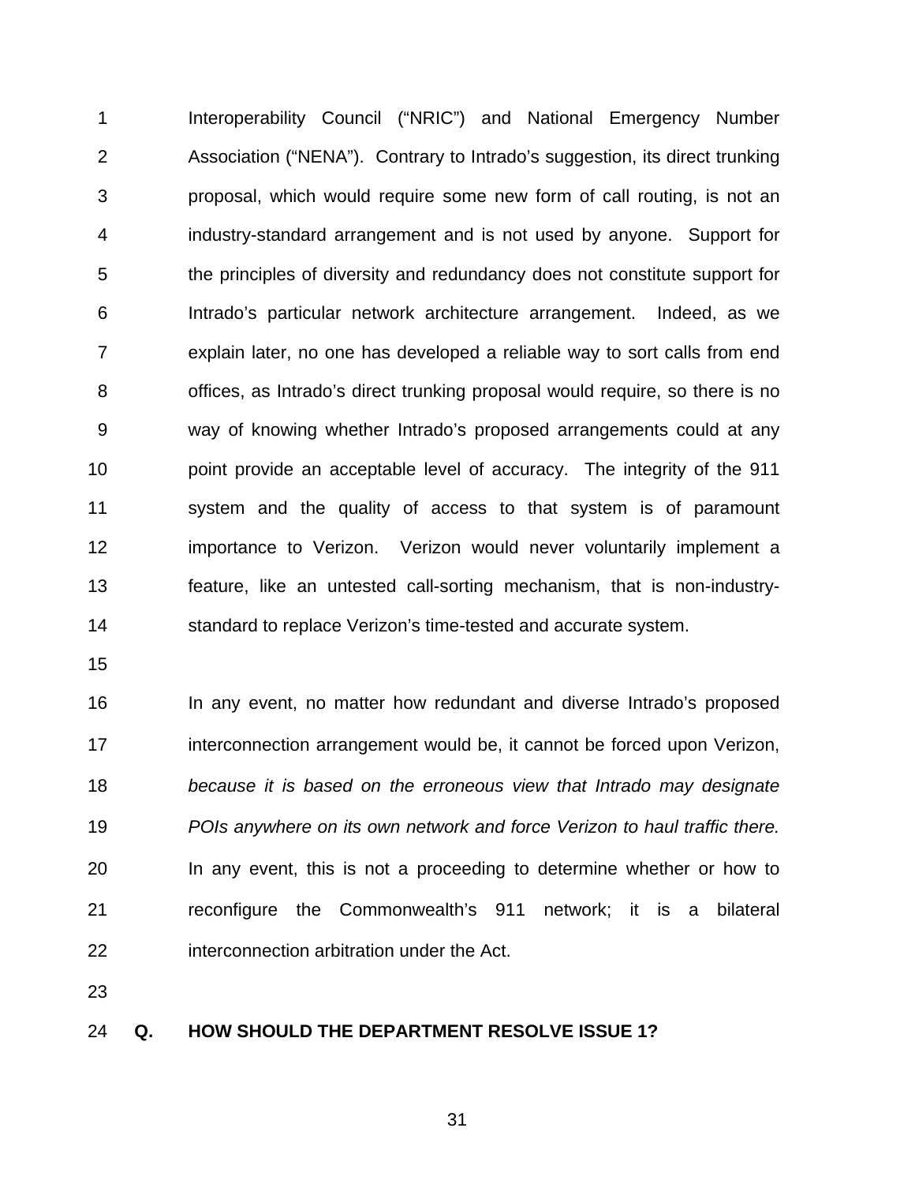Interoperability Council ("NRIC") and National Emergency Number Association ("NENA"). Contrary to Intrado's suggestion, its direct trunking proposal, which would require some new form of call routing, is not an industry-standard arrangement and is not used by anyone. Support for the principles of diversity and redundancy does not constitute support for Intrado's particular network architecture arrangement. Indeed, as we explain later, no one has developed a reliable way to sort calls from end offices, as Intrado's direct trunking proposal would require, so there is no way of knowing whether Intrado's proposed arrangements could at any point provide an acceptable level of accuracy. The integrity of the 911 system and the quality of access to that system is of paramount importance to Verizon. Verizon would never voluntarily implement a feature, like an untested call-sorting mechanism, that is non-industry-standard to replace Verizon's time-tested and accurate system.

In any event, no matter how redundant and diverse Intrado's proposed interconnection arrangement would be, it cannot be forced upon Verizon, *because it is based on the erroneous view that Intrado may designate POIs anywhere on its own network and force Verizon to haul traffic there.* In any event, this is not a proceeding to determine whether or how to reconfigure the Commonwealth's 911 network; it is a bilateral interconnection arbitration under the Act.

**Q. HOW SHOULD THE DEPARTMENT RESOLVE ISSUE 1?**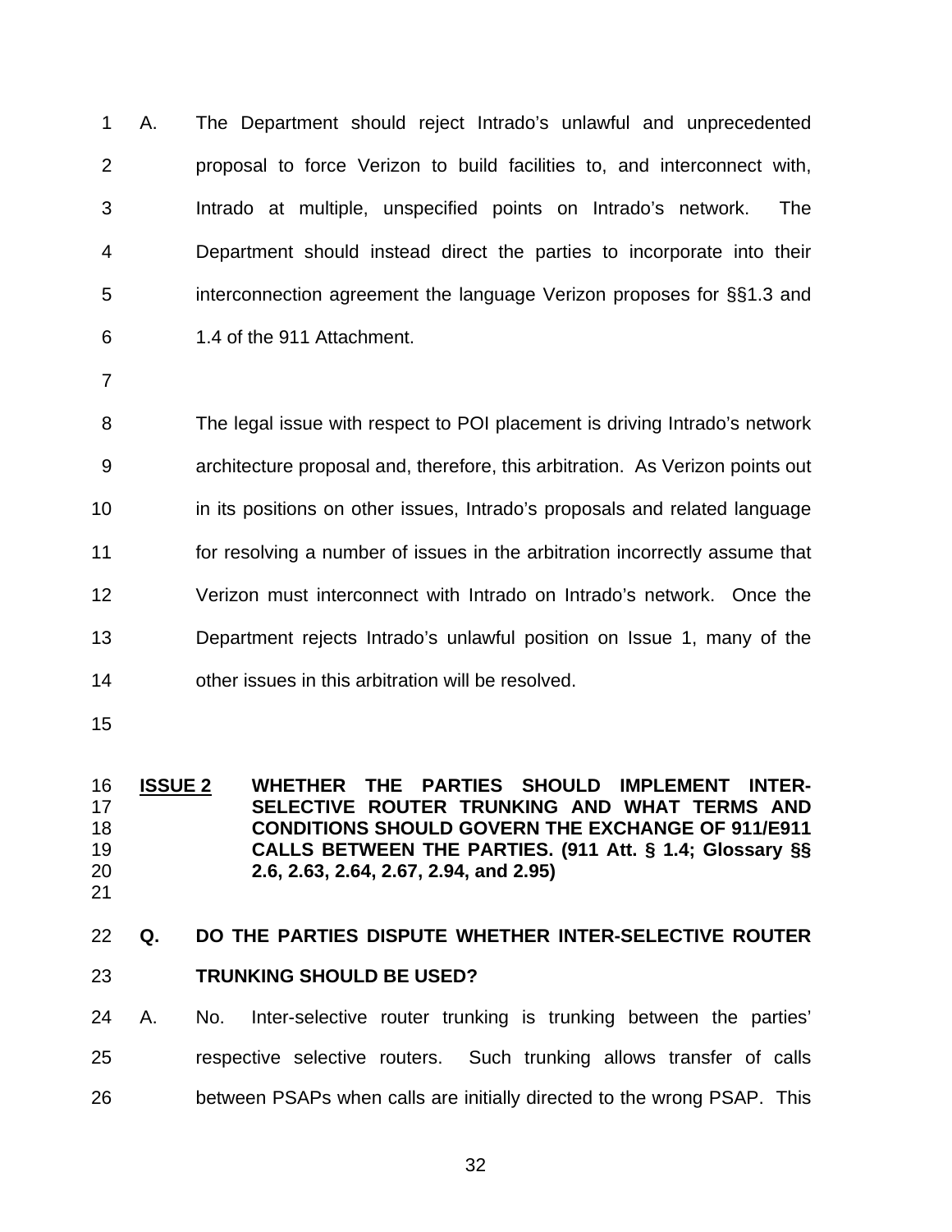A. The Department should reject Intrado's unlawful and unprecedented proposal to force Verizon to build facilities to, and interconnect with, Intrado at multiple, unspecified points on Intrado's network. The Department should instead direct the parties to incorporate into their interconnection agreement the language Verizon proposes for §§1.3 and 1.4 of the 911 Attachment.

The legal issue with respect to POI placement is driving Intrado's network architecture proposal and, therefore, this arbitration. As Verizon points out in its positions on other issues, Intrado's proposals and related language for resolving a number of issues in the arbitration incorrectly assume that Verizon must interconnect with Intrado on Intrado's network. Once the Department rejects Intrado's unlawful position on Issue 1, many of the other issues in this arbitration will be resolved.

**ISSUE 2** **WHETHER THE PARTIES SHOULD IMPLEMENT INTER-SELECTIVE ROUTER TRUNKING AND WHAT TERMS AND CONDITIONS SHOULD GOVERN THE EXCHANGE OF 911/E911 CALLS BETWEEN THE PARTIES. (911 Att. § 1.4; Glossary §§ 2.6, 2.63, 2.64, 2.67, 2.94, and 2.95)**

**Q. DO THE PARTIES DISPUTE WHETHER INTER-SELECTIVE ROUTER TRUNKING SHOULD BE USED?**

A. No. Inter-selective router trunking is trunking between the parties' respective selective routers. Such trunking allows transfer of calls between PSAPs when calls are initially directed to the wrong PSAP. This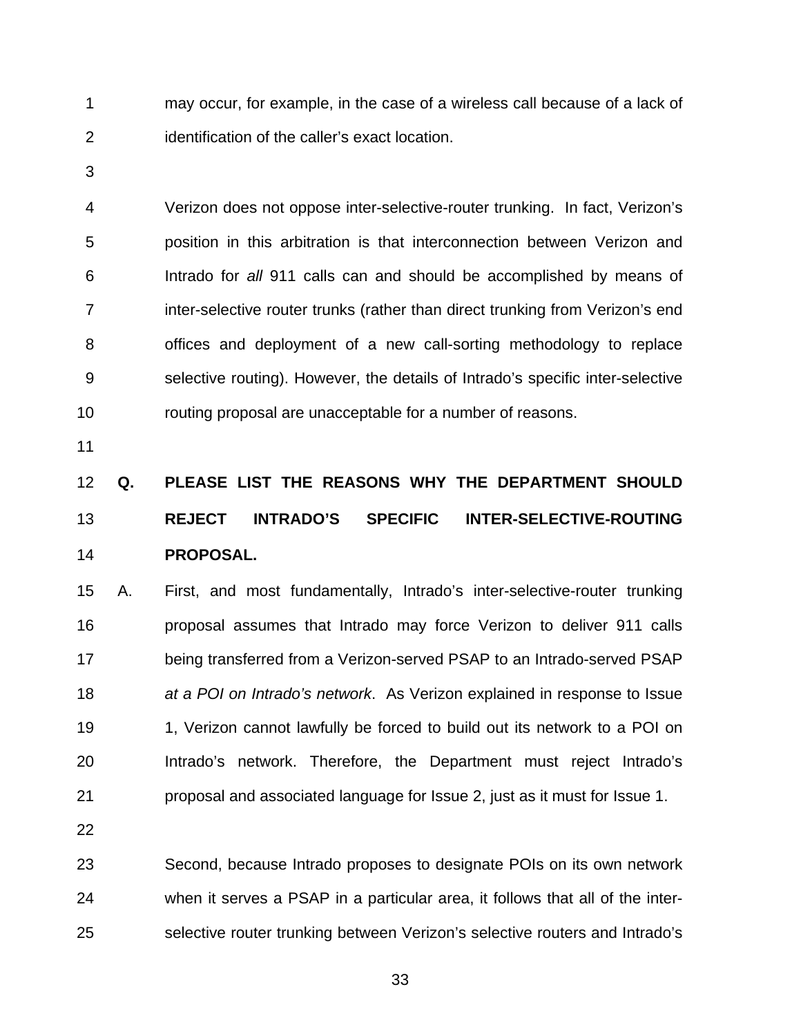may occur, for example, in the case of a wireless call because of a lack of identification of the caller's exact location.

Verizon does not oppose inter-selective-router trunking. In fact, Verizon's position in this arbitration is that interconnection between Verizon and Intrado for *all* 911 calls can and should be accomplished by means of inter-selective router trunks (rather than direct trunking from Verizon's end offices and deployment of a new call-sorting methodology to replace selective routing). However, the details of Intrado's specific inter-selective routing proposal are unacceptable for a number of reasons.

**Q. PLEASE LIST THE REASONS WHY THE DEPARTMENT SHOULD REJECT INTRADO'S SPECIFIC INTER-SELECTIVE-ROUTING PROPOSAL.**

A. First, and most fundamentally, Intrado's inter-selective-router trunking proposal assumes that Intrado may force Verizon to deliver 911 calls being transferred from a Verizon-served PSAP to an Intrado-served PSAP *at a POI on Intrado's network*. As Verizon explained in response to Issue 1, Verizon cannot lawfully be forced to build out its network to a POI on Intrado's network. Therefore, the Department must reject Intrado's proposal and associated language for Issue 2, just as it must for Issue 1.

Second, because Intrado proposes to designate POIs on its own network when it serves a PSAP in a particular area, it follows that all of the inter-selective router trunking between Verizon's selective routers and Intrado's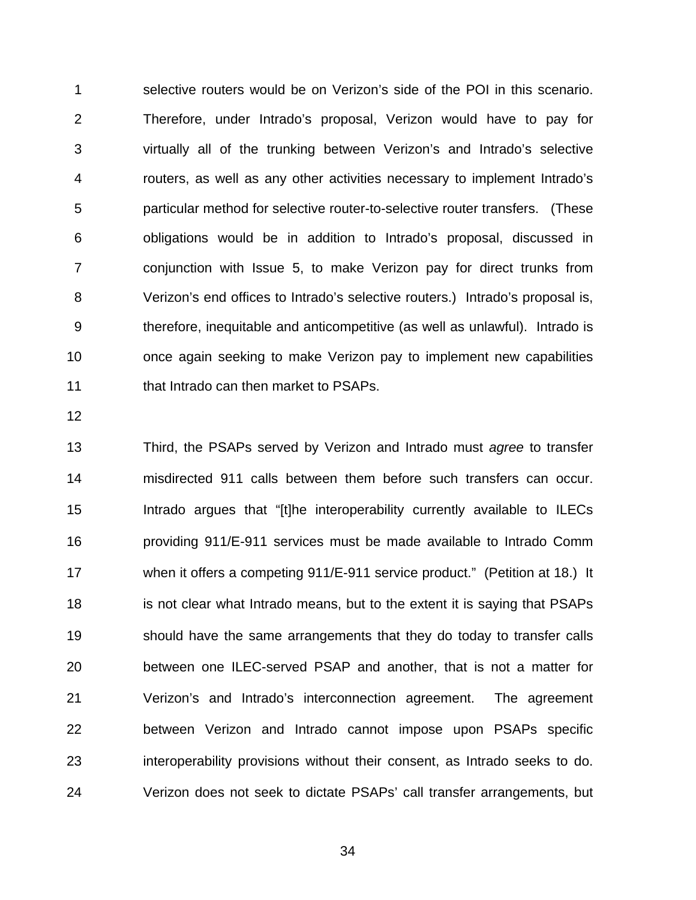selective routers would be on Verizon's side of the POI in this scenario. Therefore, under Intrado's proposal, Verizon would have to pay for virtually all of the trunking between Verizon's and Intrado's selective routers, as well as any other activities necessary to implement Intrado's particular method for selective router-to-selective router transfers. (These obligations would be in addition to Intrado's proposal, discussed in conjunction with Issue 5, to make Verizon pay for direct trunks from Verizon's end offices to Intrado's selective routers.) Intrado's proposal is, therefore, inequitable and anticompetitive (as well as unlawful). Intrado is once again seeking to make Verizon pay to implement new capabilities that Intrado can then market to PSAPs.

Third, the PSAPs served by Verizon and Intrado must *agree* to transfer misdirected 911 calls between them before such transfers can occur. Intrado argues that "[t]he interoperability currently available to ILECs providing 911/E-911 services must be made available to Intrado Comm when it offers a competing 911/E-911 service product." (Petition at 18.) It is not clear what Intrado means, but to the extent it is saying that PSAPs should have the same arrangements that they do today to transfer calls between one ILEC-served PSAP and another, that is not a matter for Verizon's and Intrado's interconnection agreement. The agreement between Verizon and Intrado cannot impose upon PSAPs specific interoperability provisions without their consent, as Intrado seeks to do. Verizon does not seek to dictate PSAPs' call transfer arrangements, but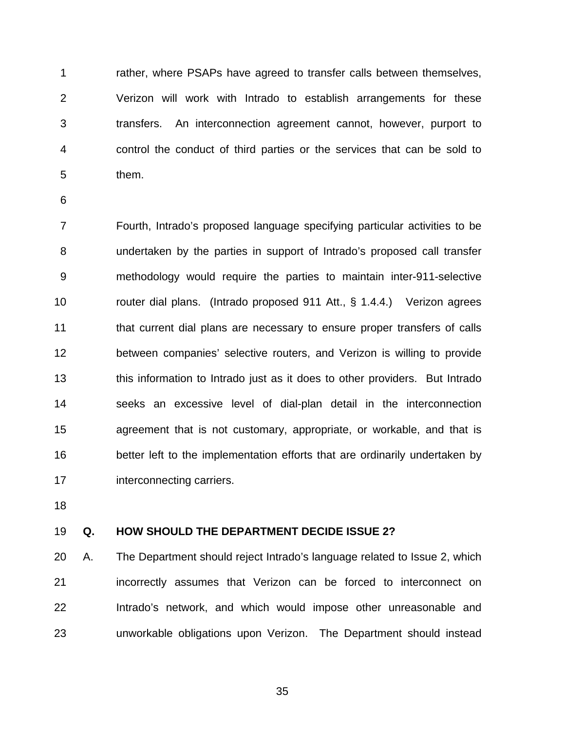rather, where PSAPs have agreed to transfer calls between themselves, Verizon will work with Intrado to establish arrangements for these transfers. An interconnection agreement cannot, however, purport to control the conduct of third parties or the services that can be sold to them.

Fourth, Intrado's proposed language specifying particular activities to be undertaken by the parties in support of Intrado's proposed call transfer methodology would require the parties to maintain inter-911-selective router dial plans. (Intrado proposed 911 Att., § 1.4.4.) Verizon agrees that current dial plans are necessary to ensure proper transfers of calls between companies' selective routers, and Verizon is willing to provide this information to Intrado just as it does to other providers. But Intrado seeks an excessive level of dial-plan detail in the interconnection agreement that is not customary, appropriate, or workable, and that is better left to the implementation efforts that are ordinarily undertaken by interconnecting carriers.

**Q. HOW SHOULD THE DEPARTMENT DECIDE ISSUE 2?**

A. The Department should reject Intrado's language related to Issue 2, which incorrectly assumes that Verizon can be forced to interconnect on Intrado's network, and which would impose other unreasonable and unworkable obligations upon Verizon. The Department should instead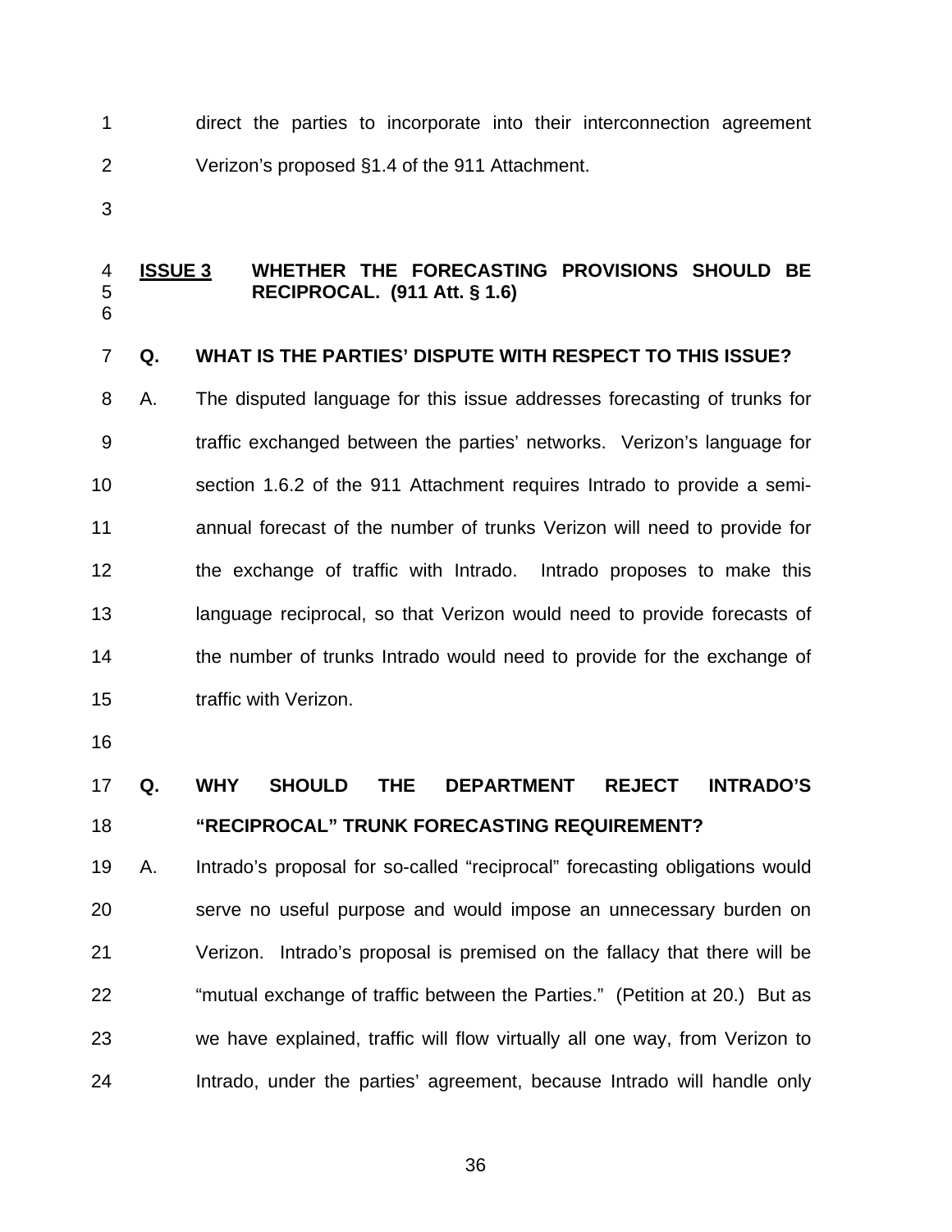direct the parties to incorporate into their interconnection agreement Verizon's proposed §1.4 of the 911 Attachment.

**<u>ISSUE 3</u> WHETHER THE FORECASTING PROVISIONS SHOULD BE RECIPROCAL. (911 Att. § 1.6)**

**Q. WHAT IS THE PARTIES' DISPUTE WITH RESPECT TO THIS ISSUE?**

A. The disputed language for this issue addresses forecasting of trunks for traffic exchanged between the parties' networks. Verizon's language for section 1.6.2 of the 911 Attachment requires Intrado to provide a semi-annual forecast of the number of trunks Verizon will need to provide for the exchange of traffic with Intrado. Intrado proposes to make this language reciprocal, so that Verizon would need to provide forecasts of the number of trunks Intrado would need to provide for the exchange of traffic with Verizon.

**Q. WHY SHOULD THE DEPARTMENT REJECT INTRADO'S "RECIPROCAL" TRUNK FORECASTING REQUIREMENT?**

A. Intrado's proposal for so-called "reciprocal" forecasting obligations would serve no useful purpose and would impose an unnecessary burden on Verizon. Intrado's proposal is premised on the fallacy that there will be "mutual exchange of traffic between the Parties." (Petition at 20.) But as we have explained, traffic will flow virtually all one way, from Verizon to Intrado, under the parties' agreement, because Intrado will handle only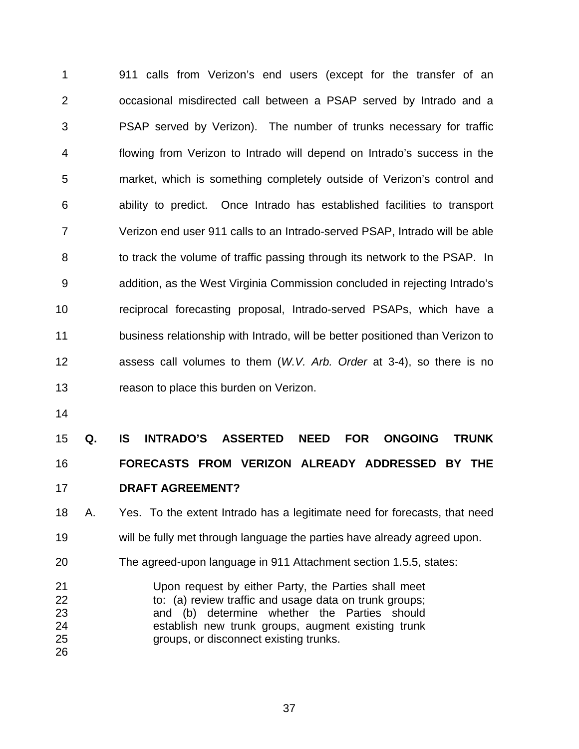911 calls from Verizon's end users (except for the transfer of an occasional misdirected call between a PSAP served by Intrado and a PSAP served by Verizon). The number of trunks necessary for traffic flowing from Verizon to Intrado will depend on Intrado's success in the market, which is something completely outside of Verizon's control and ability to predict. Once Intrado has established facilities to transport Verizon end user 911 calls to an Intrado-served PSAP, Intrado will be able to track the volume of traffic passing through its network to the PSAP. In addition, as the West Virginia Commission concluded in rejecting Intrado's reciprocal forecasting proposal, Intrado-served PSAPs, which have a business relationship with Intrado, will be better positioned than Verizon to assess call volumes to them (*W.V. Arb. Order* at 3-4), so there is no reason to place this burden on Verizon.

**Q. IS INTRADO'S ASSERTED NEED FOR ONGOING TRUNK FORECASTS FROM VERIZON ALREADY ADDRESSED BY THE DRAFT AGREEMENT?**

A. Yes. To the extent Intrado has a legitimate need for forecasts, that need will be fully met through language the parties have already agreed upon. The agreed-upon language in 911 Attachment section 1.5.5, states:

> Upon request by either Party, the Parties shall meet to: (a) review traffic and usage data on trunk groups; and (b) determine whether the Parties should establish new trunk groups, augment existing trunk groups, or disconnect existing trunks.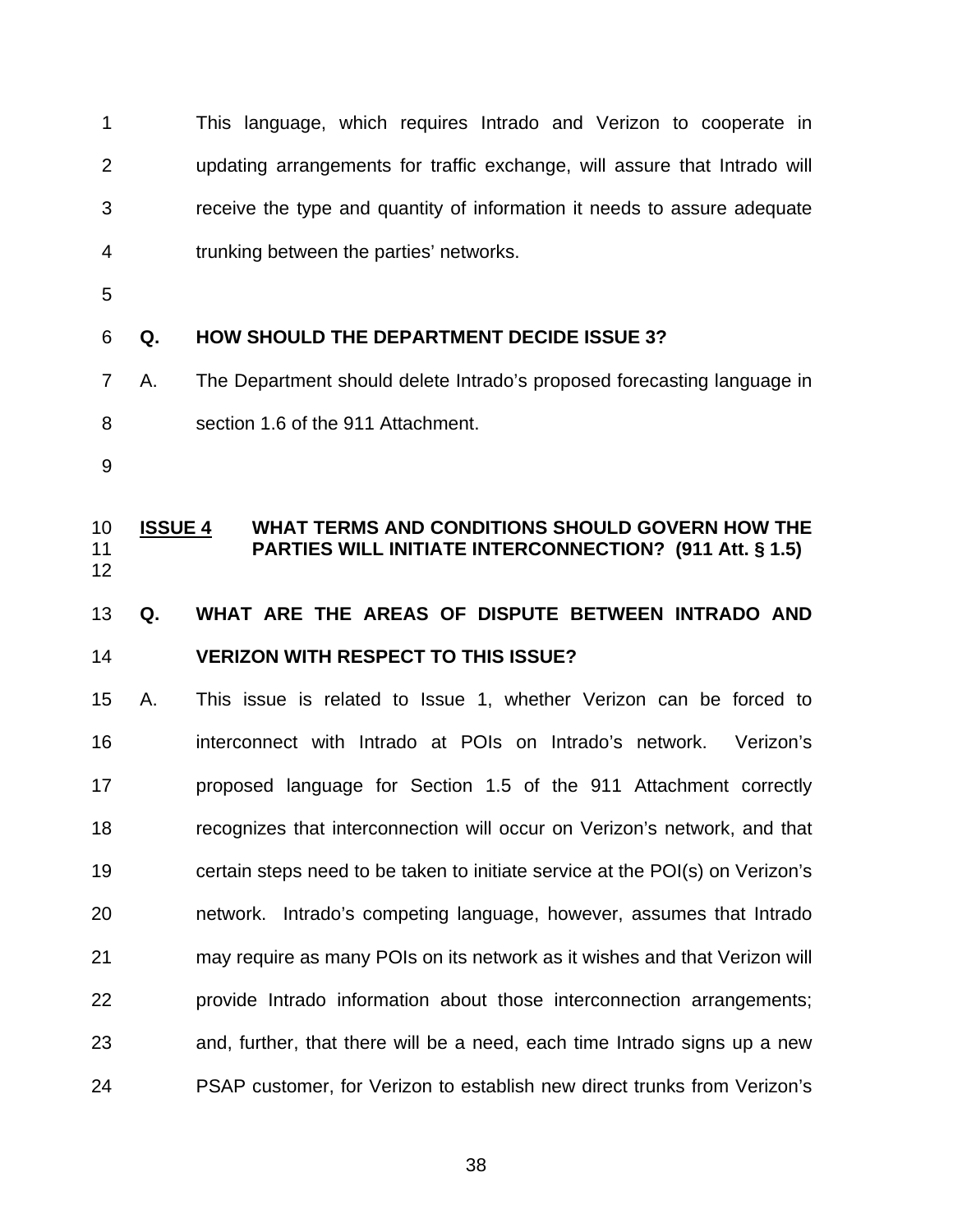This language, which requires Intrado and Verizon to cooperate in updating arrangements for traffic exchange, will assure that Intrado will receive the type and quantity of information it needs to assure adequate trunking between the parties' networks.

**Q. HOW SHOULD THE DEPARTMENT DECIDE ISSUE 3?**

A. The Department should delete Intrado's proposed forecasting language in section 1.6 of the 911 Attachment.

## <u>ISSUE 4</u> WHAT TERMS AND CONDITIONS SHOULD GOVERN HOW THE PARTIES WILL INITIATE INTERCONNECTION? (911 Att. § 1.5)

**Q. WHAT ARE THE AREAS OF DISPUTE BETWEEN INTRADO AND VERIZON WITH RESPECT TO THIS ISSUE?**

A. This issue is related to Issue 1, whether Verizon can be forced to interconnect with Intrado at POIs on Intrado's network. Verizon's proposed language for Section 1.5 of the 911 Attachment correctly recognizes that interconnection will occur on Verizon's network, and that certain steps need to be taken to initiate service at the POI(s) on Verizon's network. Intrado's competing language, however, assumes that Intrado may require as many POIs on its network as it wishes and that Verizon will provide Intrado information about those interconnection arrangements; and, further, that there will be a need, each time Intrado signs up a new PSAP customer, for Verizon to establish new direct trunks from Verizon's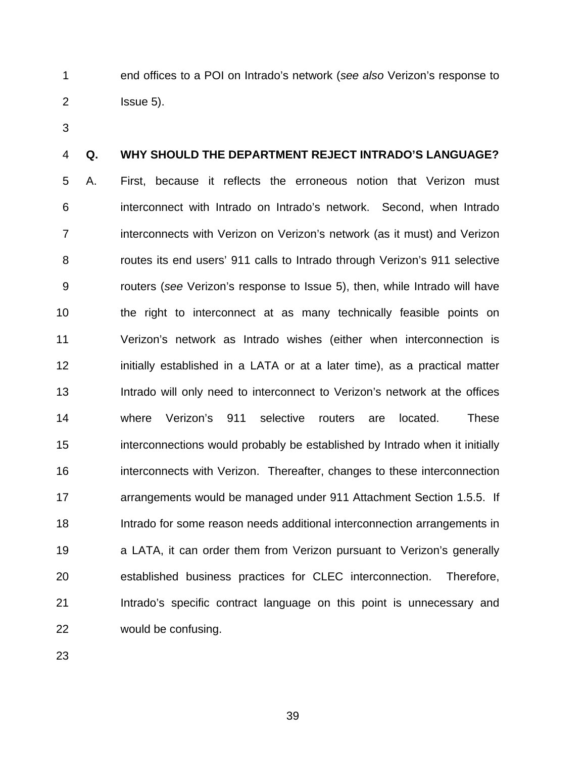end offices to a POI on Intrado's network (*see also* Verizon's response to Issue 5).

**Q. WHY SHOULD THE DEPARTMENT REJECT INTRADO'S LANGUAGE?**

A. First, because it reflects the erroneous notion that Verizon must interconnect with Intrado on Intrado's network. Second, when Intrado interconnects with Verizon on Verizon's network (as it must) and Verizon routes its end users' 911 calls to Intrado through Verizon's 911 selective routers (*see* Verizon's response to Issue 5), then, while Intrado will have the right to interconnect at as many technically feasible points on Verizon's network as Intrado wishes (either when interconnection is initially established in a LATA or at a later time), as a practical matter Intrado will only need to interconnect to Verizon's network at the offices where Verizon's 911 selective routers are located. These interconnections would probably be established by Intrado when it initially interconnects with Verizon. Thereafter, changes to these interconnection arrangements would be managed under 911 Attachment Section 1.5.5. If Intrado for some reason needs additional interconnection arrangements in a LATA, it can order them from Verizon pursuant to Verizon's generally established business practices for CLEC interconnection. Therefore, Intrado's specific contract language on this point is unnecessary and would be confusing.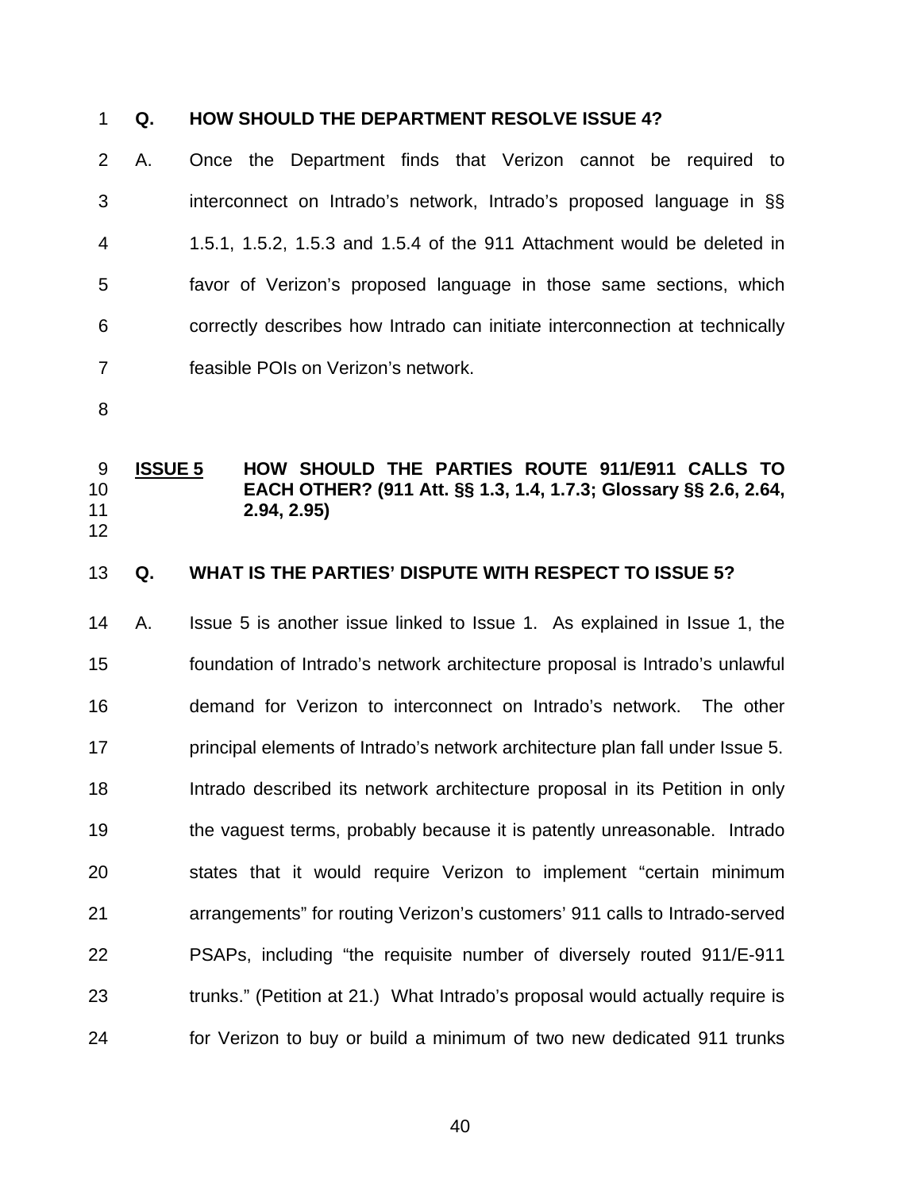**Q. HOW SHOULD THE DEPARTMENT RESOLVE ISSUE 4?**

A. Once the Department finds that Verizon cannot be required to interconnect on Intrado's network, Intrado's proposed language in §§ 1.5.1, 1.5.2, 1.5.3 and 1.5.4 of the 911 Attachment would be deleted in favor of Verizon's proposed language in those same sections, which correctly describes how Intrado can initiate interconnection at technically feasible POIs on Verizon's network.

**<u>ISSUE 5</u> HOW SHOULD THE PARTIES ROUTE 911/E911 CALLS TO EACH OTHER? (911 Att. §§ 1.3, 1.4, 1.7.3; Glossary §§ 2.6, 2.64, 2.94, 2.95)**

**Q. WHAT IS THE PARTIES' DISPUTE WITH RESPECT TO ISSUE 5?**

A. Issue 5 is another issue linked to Issue 1. As explained in Issue 1, the foundation of Intrado's network architecture proposal is Intrado's unlawful demand for Verizon to interconnect on Intrado's network. The other principal elements of Intrado's network architecture plan fall under Issue 5. Intrado described its network architecture proposal in its Petition in only the vaguest terms, probably because it is patently unreasonable. Intrado states that it would require Verizon to implement "certain minimum arrangements" for routing Verizon's customers' 911 calls to Intrado-served PSAPs, including "the requisite number of diversely routed 911/E-911 trunks." (Petition at 21.) What Intrado's proposal would actually require is for Verizon to buy or build a minimum of two new dedicated 911 trunks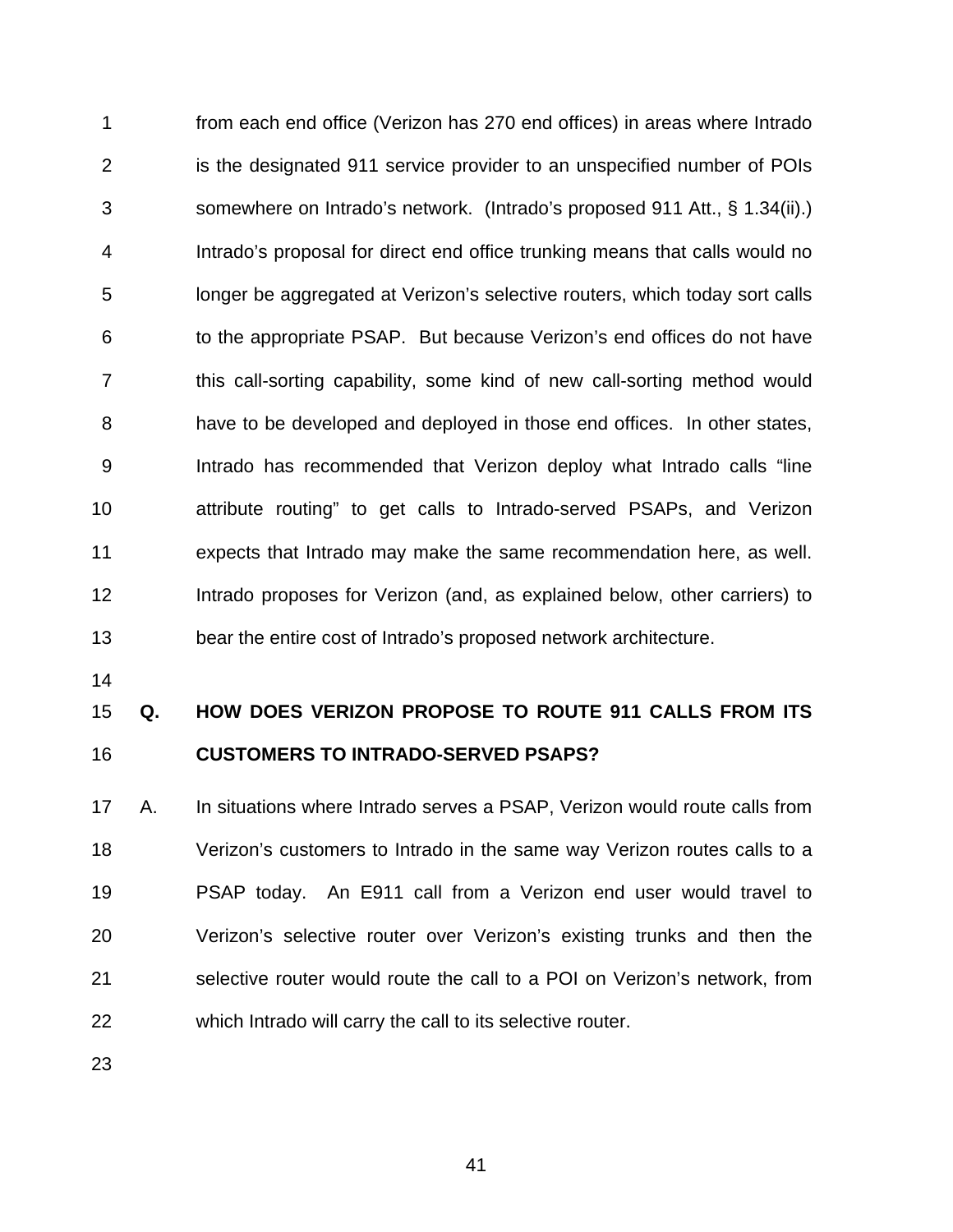from each end office (Verizon has 270 end offices) in areas where Intrado is the designated 911 service provider to an unspecified number of POIs somewhere on Intrado's network. (Intrado's proposed 911 Att., § 1.34(ii).) Intrado's proposal for direct end office trunking means that calls would no longer be aggregated at Verizon's selective routers, which today sort calls to the appropriate PSAP. But because Verizon's end offices do not have this call-sorting capability, some kind of new call-sorting method would have to be developed and deployed in those end offices. In other states, Intrado has recommended that Verizon deploy what Intrado calls "line attribute routing" to get calls to Intrado-served PSAPs, and Verizon expects that Intrado may make the same recommendation here, as well. Intrado proposes for Verizon (and, as explained below, other carriers) to bear the entire cost of Intrado's proposed network architecture.

**Q. HOW DOES VERIZON PROPOSE TO ROUTE 911 CALLS FROM ITS CUSTOMERS TO INTRADO-SERVED PSAPS?**

A. In situations where Intrado serves a PSAP, Verizon would route calls from Verizon's customers to Intrado in the same way Verizon routes calls to a PSAP today. An E911 call from a Verizon end user would travel to Verizon's selective router over Verizon's existing trunks and then the selective router would route the call to a POI on Verizon's network, from which Intrado will carry the call to its selective router.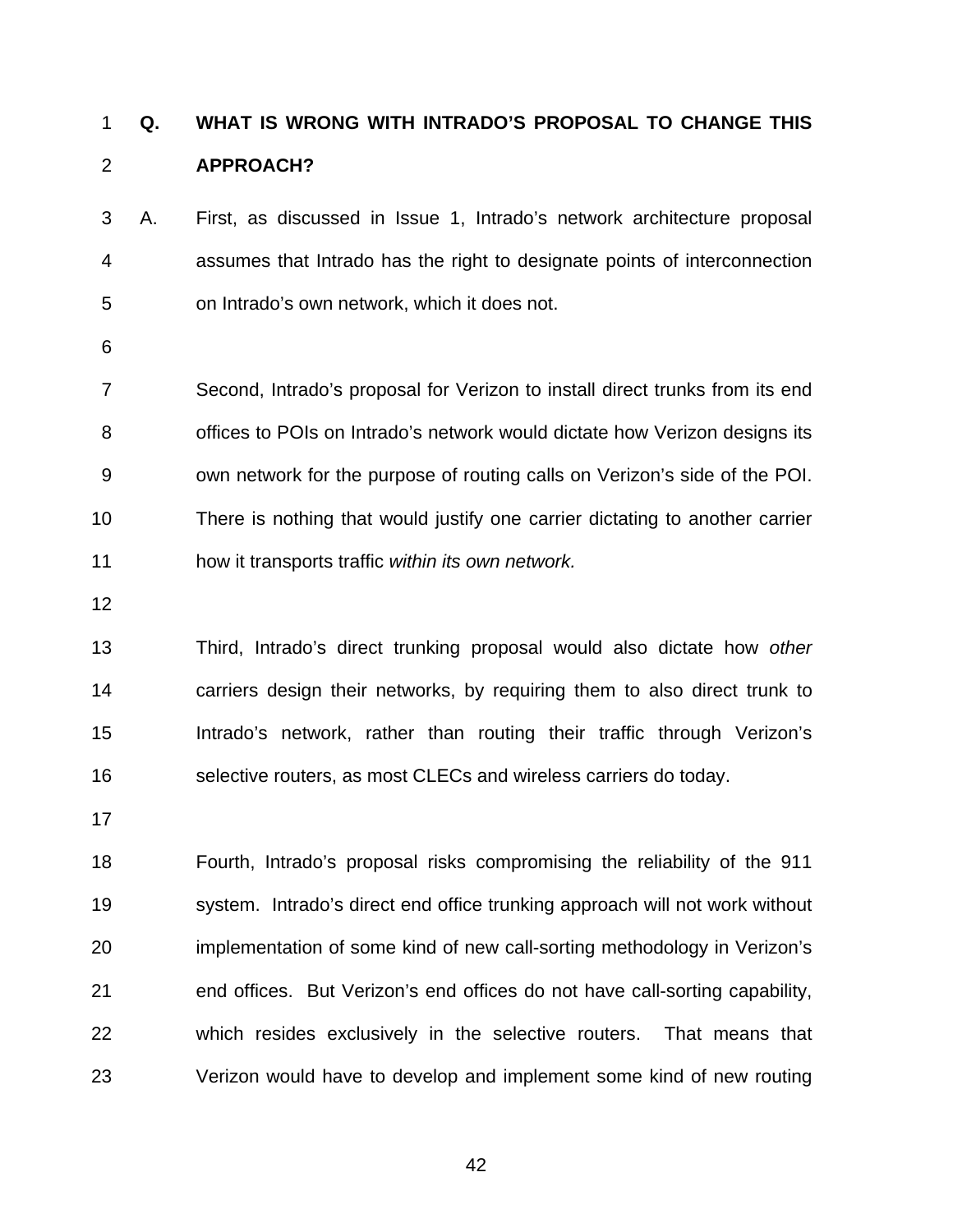**Q. WHAT IS WRONG WITH INTRADO'S PROPOSAL TO CHANGE THIS APPROACH?**

A. First, as discussed in Issue 1, Intrado's network architecture proposal assumes that Intrado has the right to designate points of interconnection on Intrado's own network, which it does not.

Second, Intrado's proposal for Verizon to install direct trunks from its end offices to POIs on Intrado's network would dictate how Verizon designs its own network for the purpose of routing calls on Verizon's side of the POI. There is nothing that would justify one carrier dictating to another carrier how it transports traffic *within its own network.*

Third, Intrado's direct trunking proposal would also dictate how *other* carriers design their networks, by requiring them to also direct trunk to Intrado's network, rather than routing their traffic through Verizon's selective routers, as most CLECs and wireless carriers do today.

Fourth, Intrado's proposal risks compromising the reliability of the 911 system. Intrado's direct end office trunking approach will not work without implementation of some kind of new call-sorting methodology in Verizon's end offices. But Verizon's end offices do not have call-sorting capability, which resides exclusively in the selective routers. That means that Verizon would have to develop and implement some kind of new routing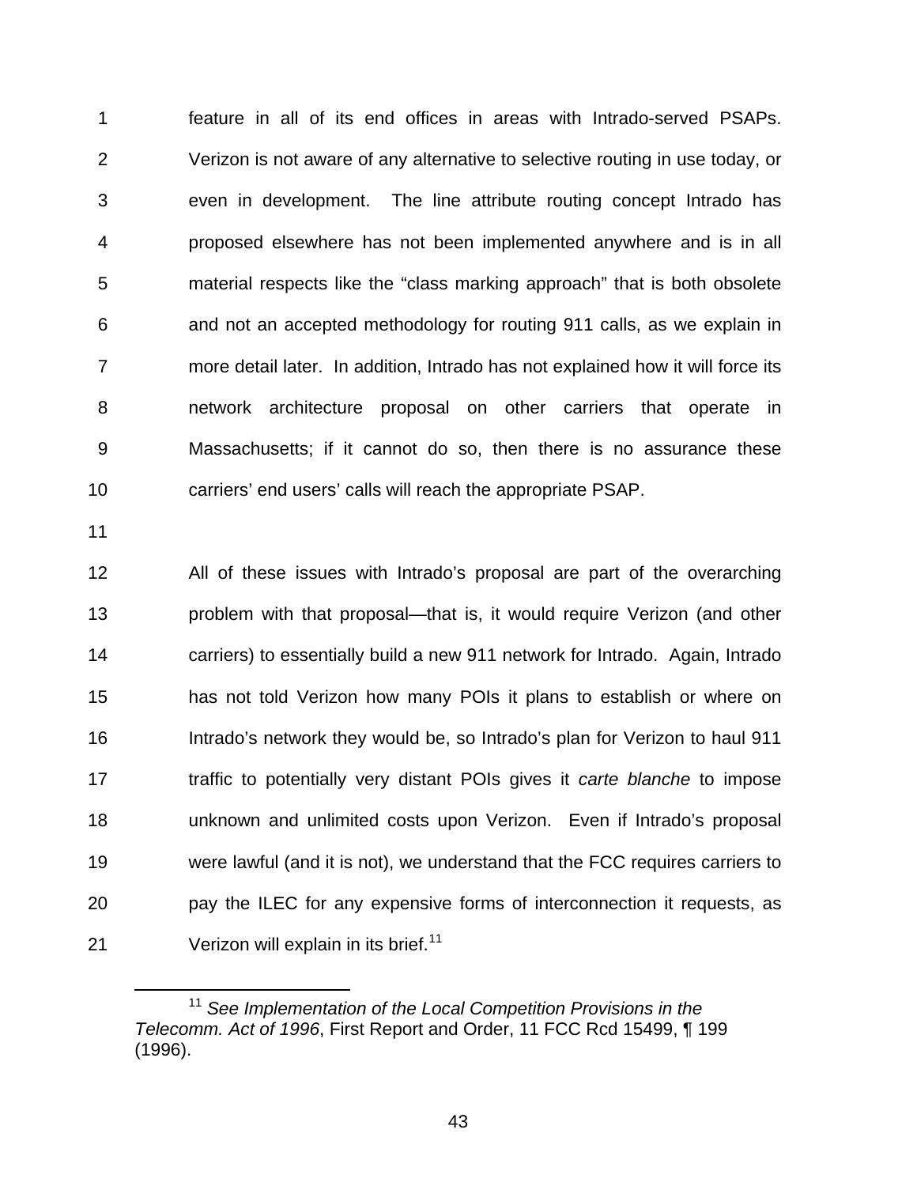feature in all of its end offices in areas with Intrado-served PSAPs. Verizon is not aware of any alternative to selective routing in use today, or even in development. The line attribute routing concept Intrado has proposed elsewhere has not been implemented anywhere and is in all material respects like the "class marking approach" that is both obsolete and not an accepted methodology for routing 911 calls, as we explain in more detail later. In addition, Intrado has not explained how it will force its network architecture proposal on other carriers that operate in Massachusetts; if it cannot do so, then there is no assurance these carriers' end users' calls will reach the appropriate PSAP.

All of these issues with Intrado's proposal are part of the overarching problem with that proposal—that is, it would require Verizon (and other carriers) to essentially build a new 911 network for Intrado. Again, Intrado has not told Verizon how many POIs it plans to establish or where on Intrado's network they would be, so Intrado's plan for Verizon to haul 911 traffic to potentially very distant POIs gives it *carte blanche* to impose unknown and unlimited costs upon Verizon. Even if Intrado's proposal were lawful (and it is not), we understand that the FCC requires carriers to pay the ILEC for any expensive forms of interconnection it requests, as Verizon will explain in its brief.[11]

---

[11] *See Implementation of the Local Competition Provisions in the Telecomm. Act of 1996*, First Report and Order, 11 FCC Rcd 15499, ¶ 199 (1996).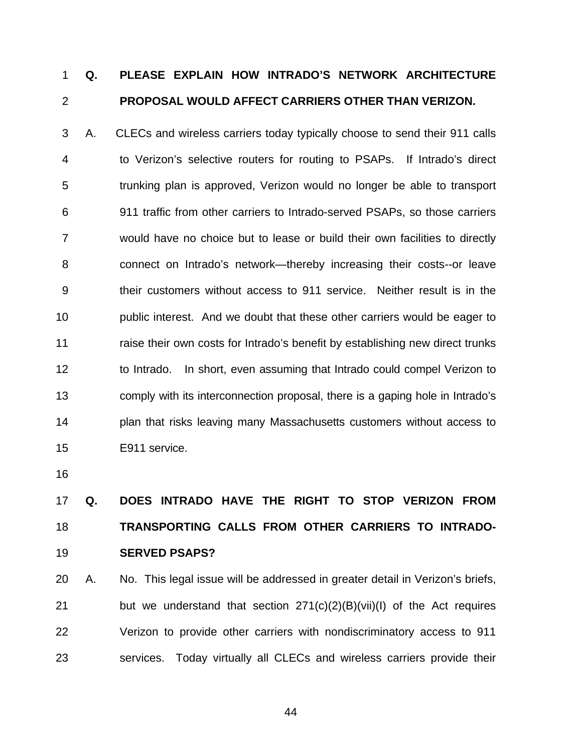**Q. PLEASE EXPLAIN HOW INTRADO'S NETWORK ARCHITECTURE PROPOSAL WOULD AFFECT CARRIERS OTHER THAN VERIZON.**

A. CLECs and wireless carriers today typically choose to send their 911 calls to Verizon's selective routers for routing to PSAPs. If Intrado's direct trunking plan is approved, Verizon would no longer be able to transport 911 traffic from other carriers to Intrado-served PSAPs, so those carriers would have no choice but to lease or build their own facilities to directly connect on Intrado's network—thereby increasing their costs--or leave their customers without access to 911 service. Neither result is in the public interest. And we doubt that these other carriers would be eager to raise their own costs for Intrado's benefit by establishing new direct trunks to Intrado. In short, even assuming that Intrado could compel Verizon to comply with its interconnection proposal, there is a gaping hole in Intrado's plan that risks leaving many Massachusetts customers without access to E911 service.

**Q. DOES INTRADO HAVE THE RIGHT TO STOP VERIZON FROM TRANSPORTING CALLS FROM OTHER CARRIERS TO INTRADO-SERVED PSAPS?**

A. No. This legal issue will be addressed in greater detail in Verizon's briefs, but we understand that section 271(c)(2)(B)(vii)(I) of the Act requires Verizon to provide other carriers with nondiscriminatory access to 911 services. Today virtually all CLECs and wireless carriers provide their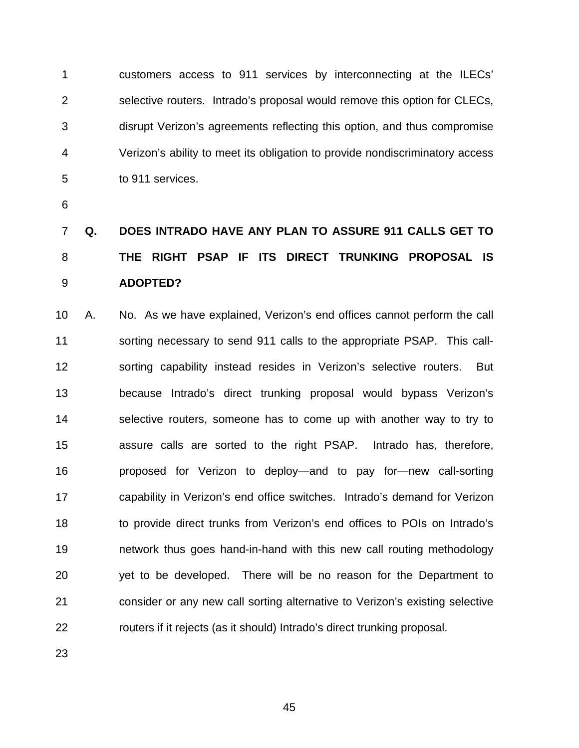customers access to 911 services by interconnecting at the ILECs' selective routers. Intrado's proposal would remove this option for CLECs, disrupt Verizon's agreements reflecting this option, and thus compromise Verizon's ability to meet its obligation to provide nondiscriminatory access to 911 services.

**Q. DOES INTRADO HAVE ANY PLAN TO ASSURE 911 CALLS GET TO THE RIGHT PSAP IF ITS DIRECT TRUNKING PROPOSAL IS ADOPTED?**

A. No. As we have explained, Verizon's end offices cannot perform the call sorting necessary to send 911 calls to the appropriate PSAP. This call-sorting capability instead resides in Verizon's selective routers. But because Intrado's direct trunking proposal would bypass Verizon's selective routers, someone has to come up with another way to try to assure calls are sorted to the right PSAP. Intrado has, therefore, proposed for Verizon to deploy—and to pay for—new call-sorting capability in Verizon's end office switches. Intrado's demand for Verizon to provide direct trunks from Verizon's end offices to POIs on Intrado's network thus goes hand-in-hand with this new call routing methodology yet to be developed. There will be no reason for the Department to consider or any new call sorting alternative to Verizon's existing selective routers if it rejects (as it should) Intrado's direct trunking proposal.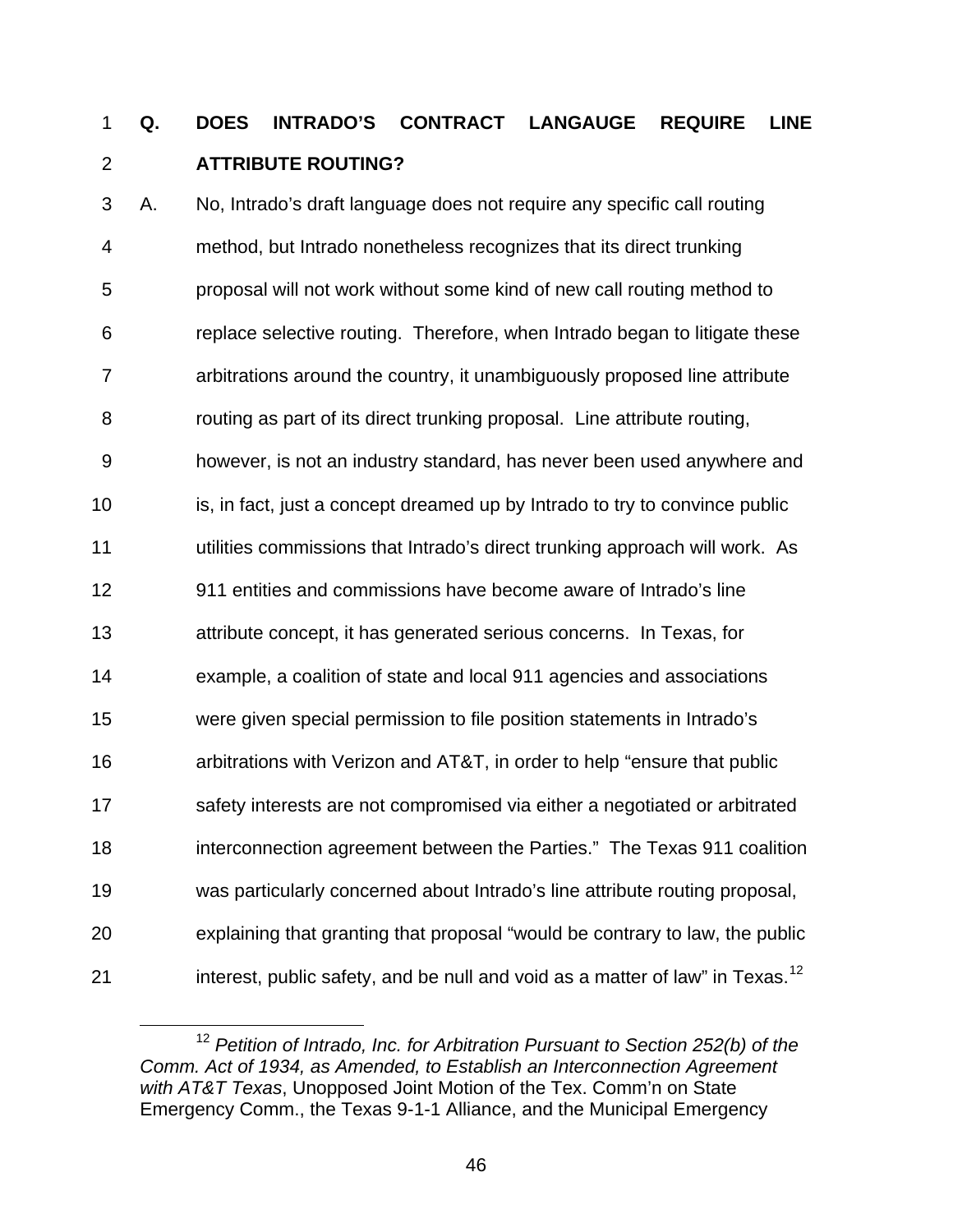**Q. DOES INTRADO'S CONTRACT LANGAUGE REQUIRE LINE ATTRIBUTE ROUTING?**

A. No, Intrado's draft language does not require any specific call routing method, but Intrado nonetheless recognizes that its direct trunking proposal will not work without some kind of new call routing method to replace selective routing. Therefore, when Intrado began to litigate these arbitrations around the country, it unambiguously proposed line attribute routing as part of its direct trunking proposal. Line attribute routing, however, is not an industry standard, has never been used anywhere and is, in fact, just a concept dreamed up by Intrado to try to convince public utilities commissions that Intrado's direct trunking approach will work. As 911 entities and commissions have become aware of Intrado's line attribute concept, it has generated serious concerns. In Texas, for example, a coalition of state and local 911 agencies and associations were given special permission to file position statements in Intrado's arbitrations with Verizon and AT&T, in order to help "ensure that public safety interests are not compromised via either a negotiated or arbitrated interconnection agreement between the Parties." The Texas 911 coalition was particularly concerned about Intrado's line attribute routing proposal, explaining that granting that proposal "would be contrary to law, the public interest, public safety, and be null and void as a matter of law" in Texas.[12]

---

[12] *Petition of Intrado, Inc. for Arbitration Pursuant to Section 252(b) of the Comm. Act of 1934, as Amended, to Establish an Interconnection Agreement with AT&T Texas*, Unopposed Joint Motion of the Tex. Comm'n on State Emergency Comm., the Texas 9-1-1 Alliance, and the Municipal Emergency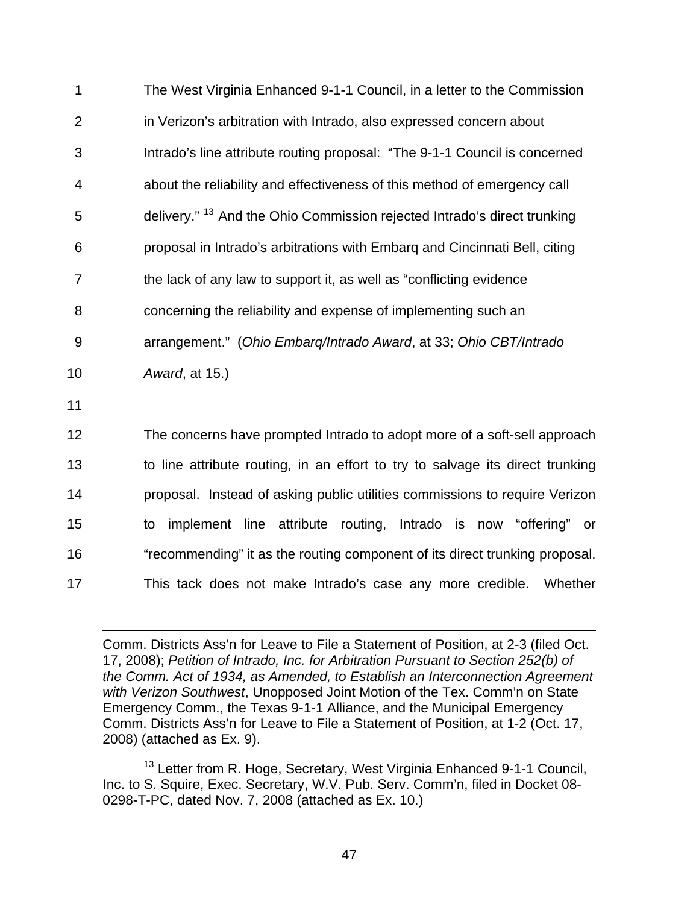The West Virginia Enhanced 9-1-1 Council, in a letter to the Commission in Verizon's arbitration with Intrado, also expressed concern about Intrado's line attribute routing proposal: "The 9-1-1 Council is concerned about the reliability and effectiveness of this method of emergency call delivery." [13] And the Ohio Commission rejected Intrado's direct trunking proposal in Intrado's arbitrations with Embarq and Cincinnati Bell, citing the lack of any law to support it, as well as "conflicting evidence concerning the reliability and expense of implementing such an arrangement." (*Ohio Embarq/Intrado Award*, at 33; *Ohio CBT/Intrado Award*, at 15.)

The concerns have prompted Intrado to adopt more of a soft-sell approach to line attribute routing, in an effort to try to salvage its direct trunking proposal. Instead of asking public utilities commissions to require Verizon to implement line attribute routing, Intrado is now "offering" or "recommending" it as the routing component of its direct trunking proposal. This tack does not make Intrado's case any more credible. Whether

---

Comm. Districts Ass'n for Leave to File a Statement of Position, at 2-3 (filed Oct. 17, 2008); *Petition of Intrado, Inc. for Arbitration Pursuant to Section 252(b) of the Comm. Act of 1934, as Amended, to Establish an Interconnection Agreement with Verizon Southwest*, Unopposed Joint Motion of the Tex. Comm'n on State Emergency Comm., the Texas 9-1-1 Alliance, and the Municipal Emergency Comm. Districts Ass'n for Leave to File a Statement of Position, at 1-2 (Oct. 17, 2008) (attached as Ex. 9).

[13] Letter from R. Hoge, Secretary, West Virginia Enhanced 9-1-1 Council, Inc. to S. Squire, Exec. Secretary, W.V. Pub. Serv. Comm'n, filed in Docket 08-0298-T-PC, dated Nov. 7, 2008 (attached as Ex. 10.)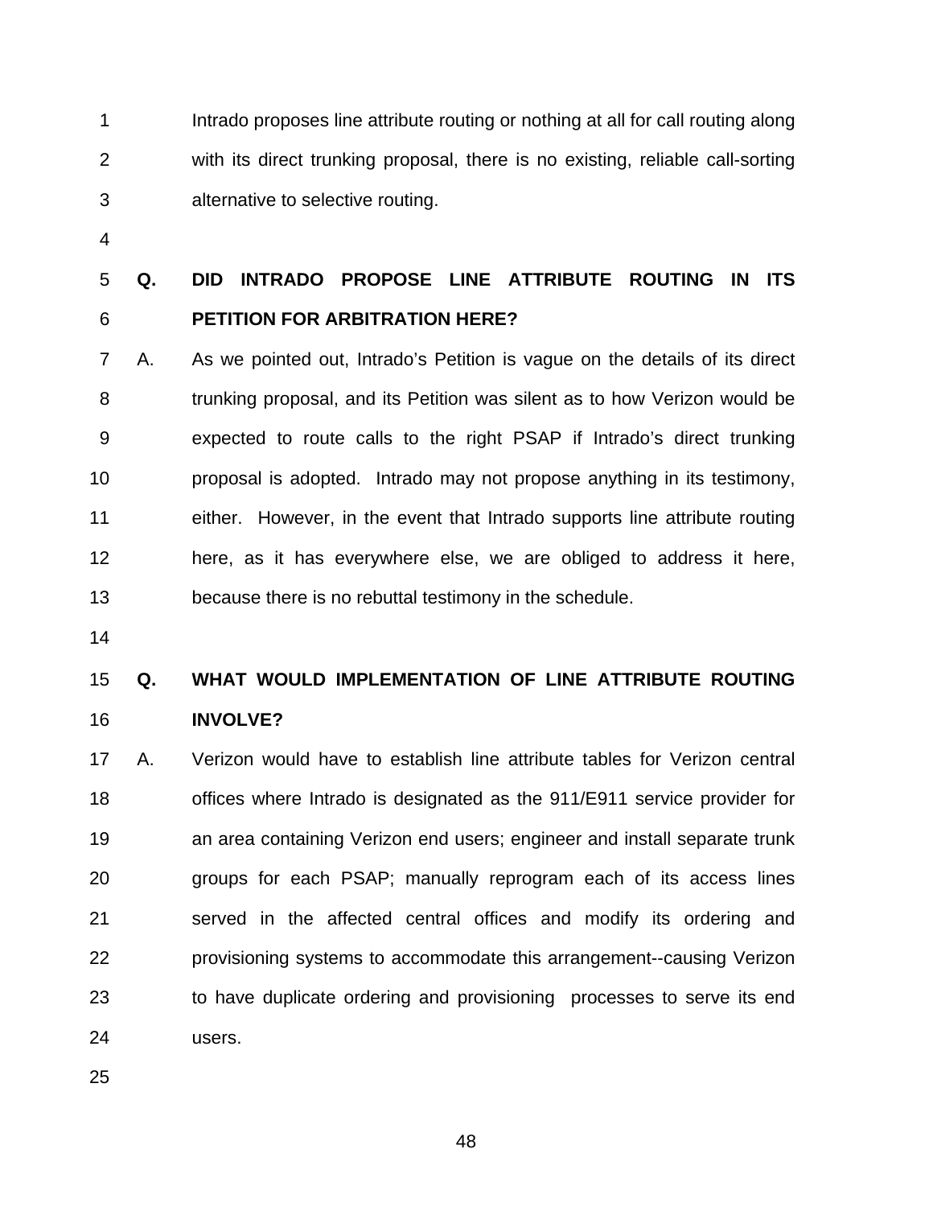Intrado proposes line attribute routing or nothing at all for call routing along with its direct trunking proposal, there is no existing, reliable call-sorting alternative to selective routing.

**Q. DID INTRADO PROPOSE LINE ATTRIBUTE ROUTING IN ITS PETITION FOR ARBITRATION HERE?**

A. As we pointed out, Intrado's Petition is vague on the details of its direct trunking proposal, and its Petition was silent as to how Verizon would be expected to route calls to the right PSAP if Intrado's direct trunking proposal is adopted. Intrado may not propose anything in its testimony, either. However, in the event that Intrado supports line attribute routing here, as it has everywhere else, we are obliged to address it here, because there is no rebuttal testimony in the schedule.

**Q. WHAT WOULD IMPLEMENTATION OF LINE ATTRIBUTE ROUTING INVOLVE?**

A. Verizon would have to establish line attribute tables for Verizon central offices where Intrado is designated as the 911/E911 service provider for an area containing Verizon end users; engineer and install separate trunk groups for each PSAP; manually reprogram each of its access lines served in the affected central offices and modify its ordering and provisioning systems to accommodate this arrangement--causing Verizon to have duplicate ordering and provisioning processes to serve its end users.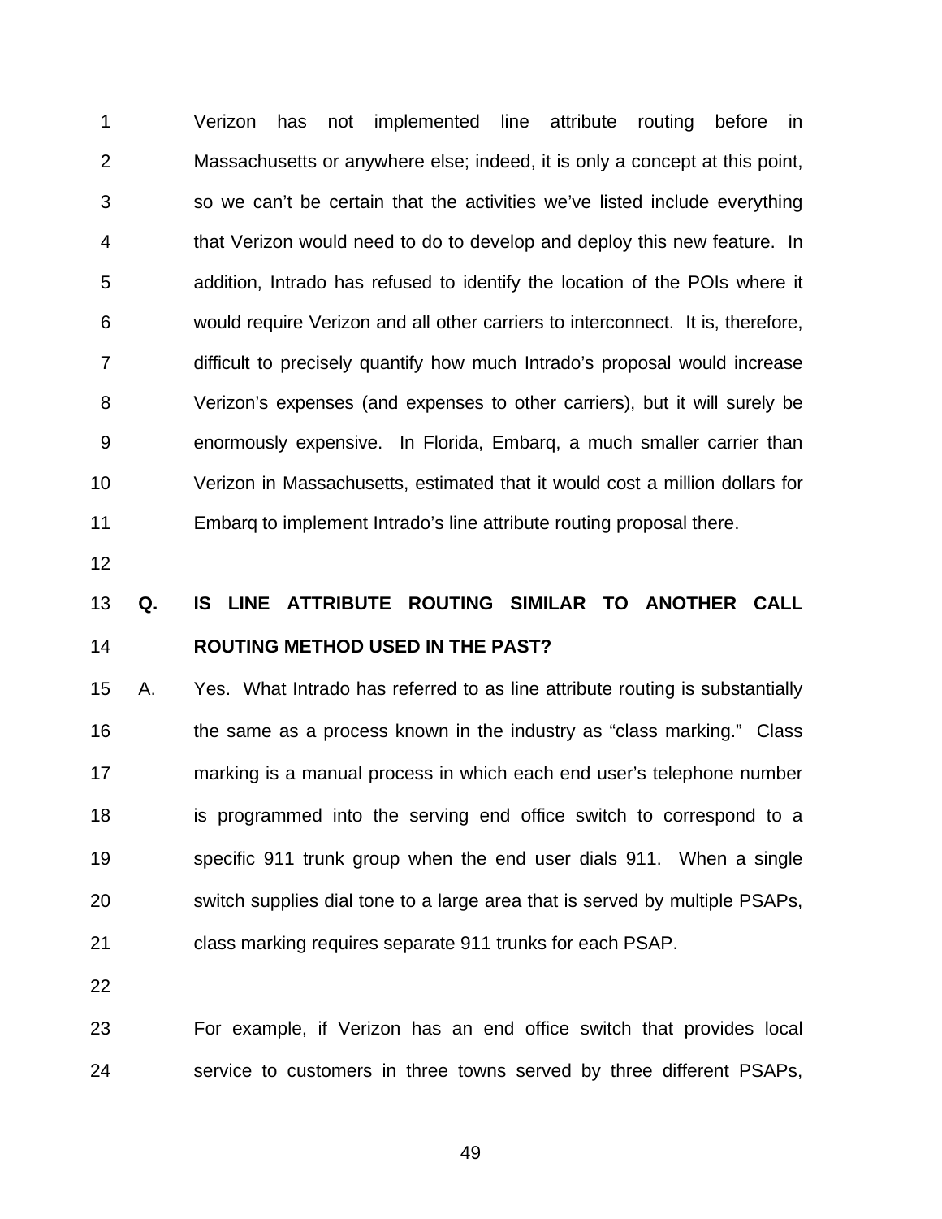Verizon has not implemented line attribute routing before in Massachusetts or anywhere else; indeed, it is only a concept at this point, so we can't be certain that the activities we've listed include everything that Verizon would need to do to develop and deploy this new feature. In addition, Intrado has refused to identify the location of the POIs where it would require Verizon and all other carriers to interconnect. It is, therefore, difficult to precisely quantify how much Intrado's proposal would increase Verizon's expenses (and expenses to other carriers), but it will surely be enormously expensive. In Florida, Embarq, a much smaller carrier than Verizon in Massachusetts, estimated that it would cost a million dollars for Embarq to implement Intrado's line attribute routing proposal there.

**Q. IS LINE ATTRIBUTE ROUTING SIMILAR TO ANOTHER CALL ROUTING METHOD USED IN THE PAST?**

A. Yes. What Intrado has referred to as line attribute routing is substantially the same as a process known in the industry as "class marking." Class marking is a manual process in which each end user's telephone number is programmed into the serving end office switch to correspond to a specific 911 trunk group when the end user dials 911. When a single switch supplies dial tone to a large area that is served by multiple PSAPs, class marking requires separate 911 trunks for each PSAP.

For example, if Verizon has an end office switch that provides local service to customers in three towns served by three different PSAPs,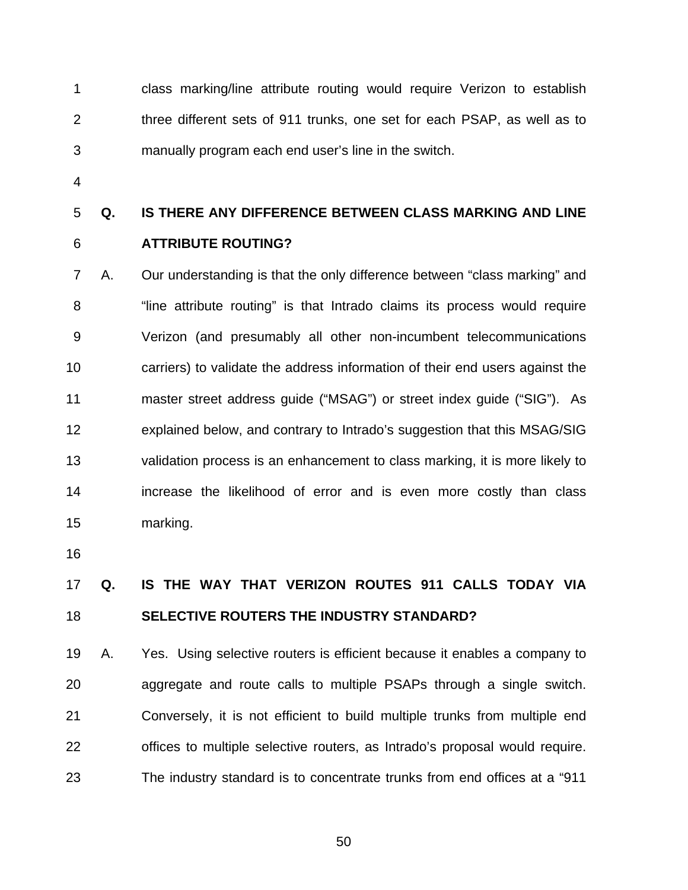class marking/line attribute routing would require Verizon to establish three different sets of 911 trunks, one set for each PSAP, as well as to manually program each end user's line in the switch.

**Q. IS THERE ANY DIFFERENCE BETWEEN CLASS MARKING AND LINE ATTRIBUTE ROUTING?**

A. Our understanding is that the only difference between "class marking" and "line attribute routing" is that Intrado claims its process would require Verizon (and presumably all other non-incumbent telecommunications carriers) to validate the address information of their end users against the master street address guide ("MSAG") or street index guide ("SIG"). As explained below, and contrary to Intrado's suggestion that this MSAG/SIG validation process is an enhancement to class marking, it is more likely to increase the likelihood of error and is even more costly than class marking.

**Q. IS THE WAY THAT VERIZON ROUTES 911 CALLS TODAY VIA SELECTIVE ROUTERS THE INDUSTRY STANDARD?**

A. Yes. Using selective routers is efficient because it enables a company to aggregate and route calls to multiple PSAPs through a single switch. Conversely, it is not efficient to build multiple trunks from multiple end offices to multiple selective routers, as Intrado's proposal would require. The industry standard is to concentrate trunks from end offices at a "911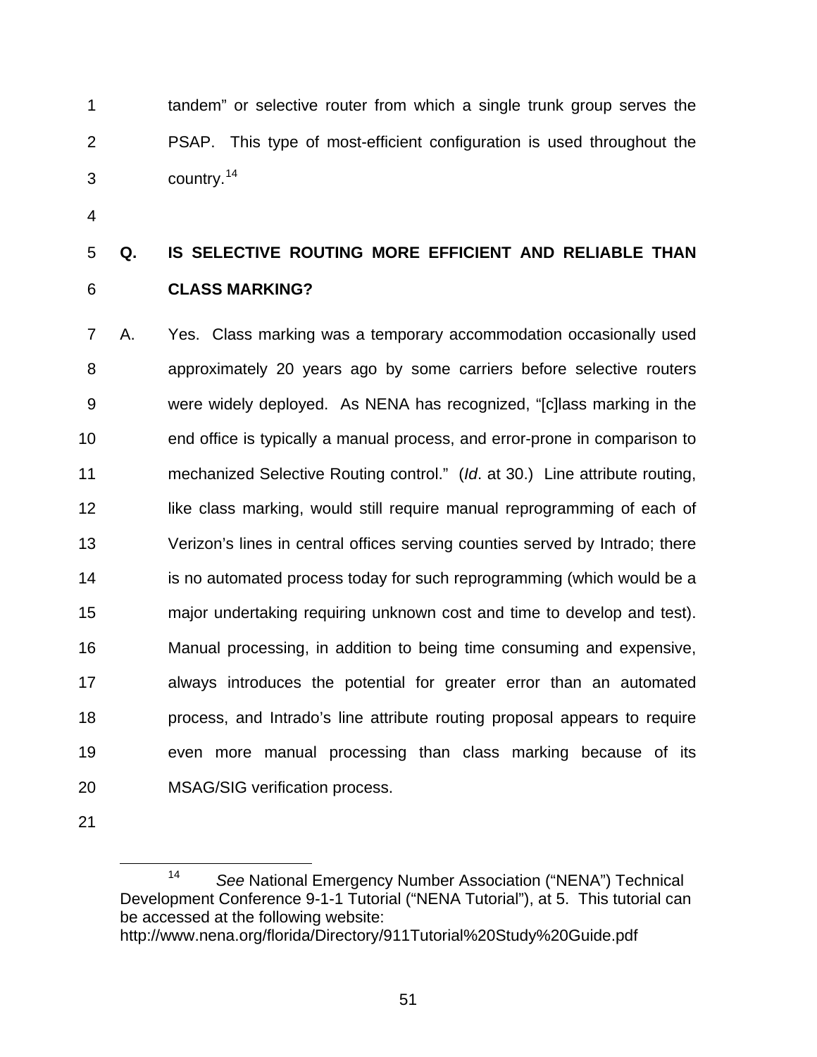tandem" or selective router from which a single trunk group serves the PSAP. This type of most-efficient configuration is used throughout the country.[14]

**Q. IS SELECTIVE ROUTING MORE EFFICIENT AND RELIABLE THAN CLASS MARKING?**

A. Yes. Class marking was a temporary accommodation occasionally used approximately 20 years ago by some carriers before selective routers were widely deployed. As NENA has recognized, "[c]lass marking in the end office is typically a manual process, and error-prone in comparison to mechanized Selective Routing control." (*Id*. at 30.) Line attribute routing, like class marking, would still require manual reprogramming of each of Verizon's lines in central offices serving counties served by Intrado; there is no automated process today for such reprogramming (which would be a major undertaking requiring unknown cost and time to develop and test). Manual processing, in addition to being time consuming and expensive, always introduces the potential for greater error than an automated process, and Intrado's line attribute routing proposal appears to require even more manual processing than class marking because of its MSAG/SIG verification process.

---

[14] *See* National Emergency Number Association ("NENA") Technical Development Conference 9-1-1 Tutorial ("NENA Tutorial"), at 5. This tutorial can be accessed at the following website: http://www.nena.org/florida/Directory/911Tutorial%20Study%20Guide.pdf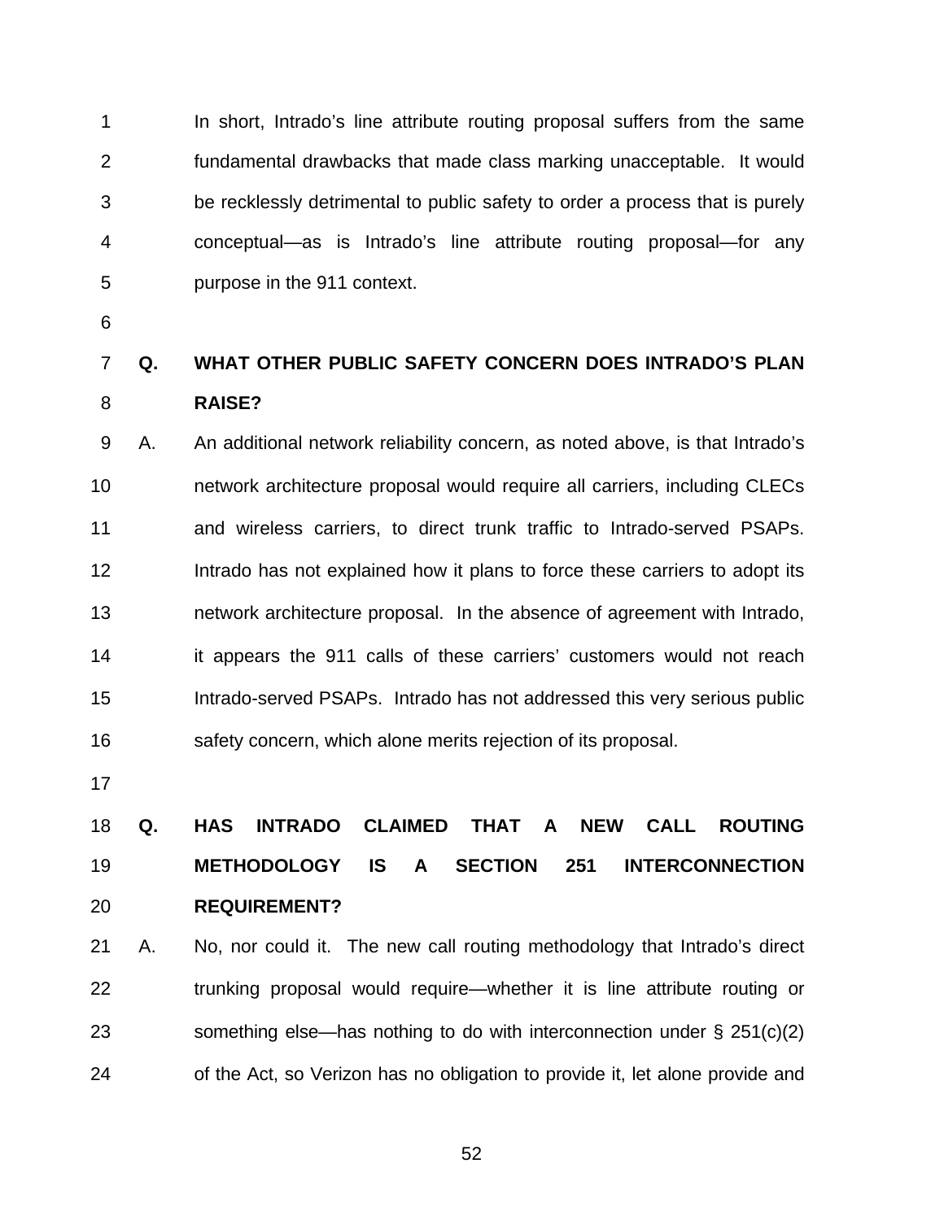In short, Intrado's line attribute routing proposal suffers from the same fundamental drawbacks that made class marking unacceptable. It would be recklessly detrimental to public safety to order a process that is purely conceptual—as is Intrado's line attribute routing proposal—for any purpose in the 911 context.

**Q. WHAT OTHER PUBLIC SAFETY CONCERN DOES INTRADO'S PLAN RAISE?**

A. An additional network reliability concern, as noted above, is that Intrado's network architecture proposal would require all carriers, including CLECs and wireless carriers, to direct trunk traffic to Intrado-served PSAPs. Intrado has not explained how it plans to force these carriers to adopt its network architecture proposal. In the absence of agreement with Intrado, it appears the 911 calls of these carriers' customers would not reach Intrado-served PSAPs. Intrado has not addressed this very serious public safety concern, which alone merits rejection of its proposal.

**Q. HAS INTRADO CLAIMED THAT A NEW CALL ROUTING METHODOLOGY IS A SECTION 251 INTERCONNECTION REQUIREMENT?**

A. No, nor could it. The new call routing methodology that Intrado's direct trunking proposal would require—whether it is line attribute routing or something else—has nothing to do with interconnection under § 251(c)(2) of the Act, so Verizon has no obligation to provide it, let alone provide and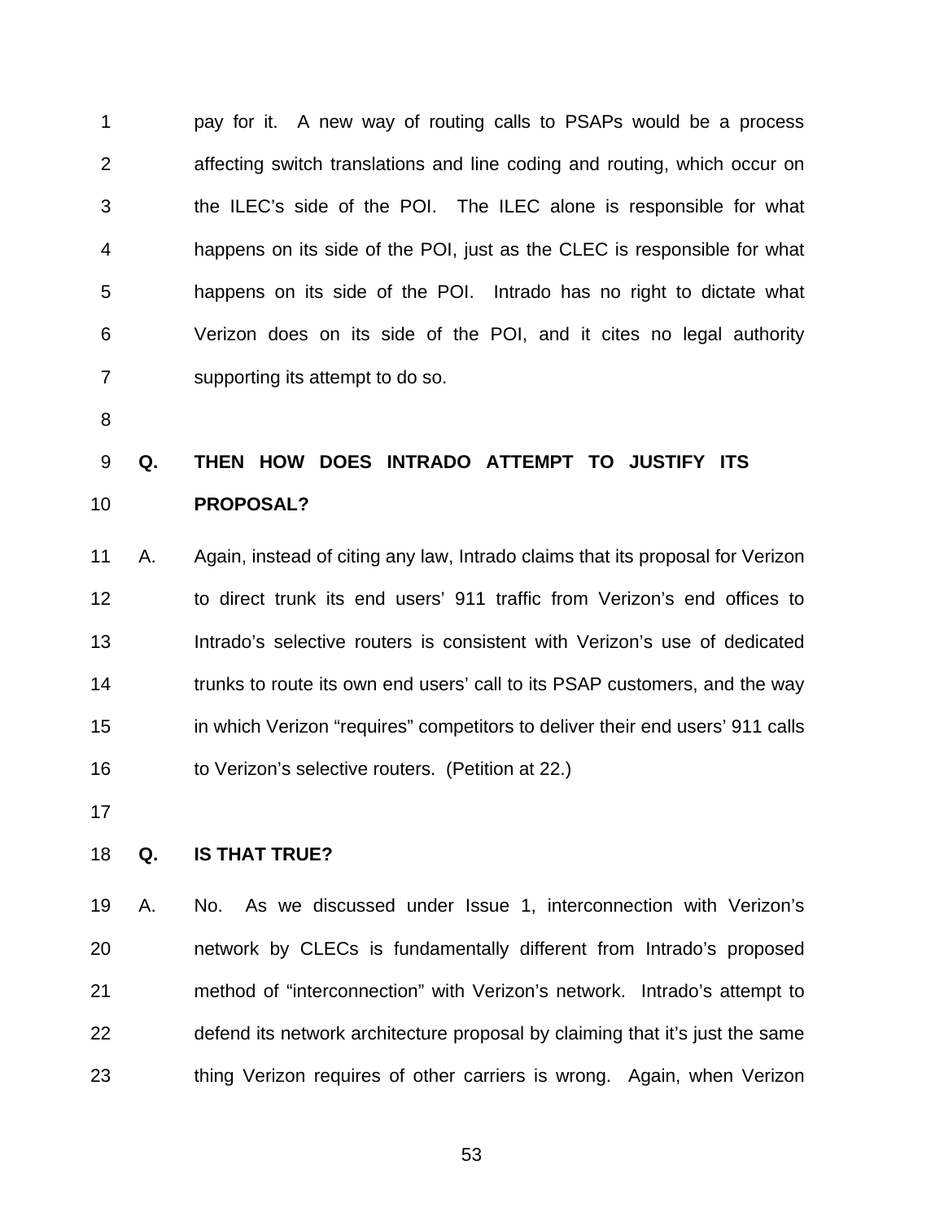pay for it. A new way of routing calls to PSAPs would be a process affecting switch translations and line coding and routing, which occur on the ILEC's side of the POI. The ILEC alone is responsible for what happens on its side of the POI, just as the CLEC is responsible for what happens on its side of the POI. Intrado has no right to dictate what Verizon does on its side of the POI, and it cites no legal authority supporting its attempt to do so.

**Q. THEN HOW DOES INTRADO ATTEMPT TO JUSTIFY ITS PROPOSAL?**

A. Again, instead of citing any law, Intrado claims that its proposal for Verizon to direct trunk its end users' 911 traffic from Verizon's end offices to Intrado's selective routers is consistent with Verizon's use of dedicated trunks to route its own end users' call to its PSAP customers, and the way in which Verizon "requires" competitors to deliver their end users' 911 calls to Verizon's selective routers. (Petition at 22.)

**Q. IS THAT TRUE?**

A. No. As we discussed under Issue 1, interconnection with Verizon's network by CLECs is fundamentally different from Intrado's proposed method of "interconnection" with Verizon's network. Intrado's attempt to defend its network architecture proposal by claiming that it's just the same thing Verizon requires of other carriers is wrong. Again, when Verizon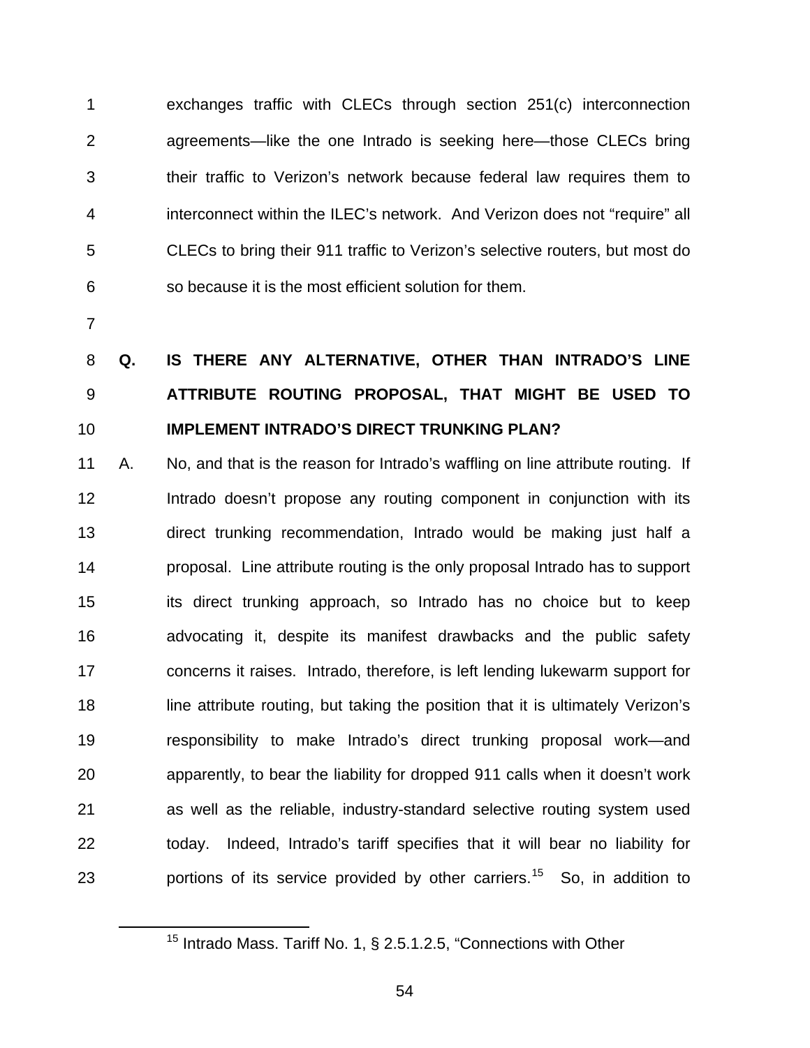exchanges traffic with CLECs through section 251(c) interconnection agreements—like the one Intrado is seeking here—those CLECs bring their traffic to Verizon's network because federal law requires them to interconnect within the ILEC's network. And Verizon does not "require" all CLECs to bring their 911 traffic to Verizon's selective routers, but most do so because it is the most efficient solution for them.

**Q. IS THERE ANY ALTERNATIVE, OTHER THAN INTRADO'S LINE ATTRIBUTE ROUTING PROPOSAL, THAT MIGHT BE USED TO IMPLEMENT INTRADO'S DIRECT TRUNKING PLAN?**

A. No, and that is the reason for Intrado's waffling on line attribute routing. If Intrado doesn't propose any routing component in conjunction with its direct trunking recommendation, Intrado would be making just half a proposal. Line attribute routing is the only proposal Intrado has to support its direct trunking approach, so Intrado has no choice but to keep advocating it, despite its manifest drawbacks and the public safety concerns it raises. Intrado, therefore, is left lending lukewarm support for line attribute routing, but taking the position that it is ultimately Verizon's responsibility to make Intrado's direct trunking proposal work—and apparently, to bear the liability for dropped 911 calls when it doesn't work as well as the reliable, industry-standard selective routing system used today. Indeed, Intrado's tariff specifies that it will bear no liability for portions of its service provided by other carriers.[15] So, in addition to

---

[15] Intrado Mass. Tariff No. 1, § 2.5.1.2.5, "Connections with Other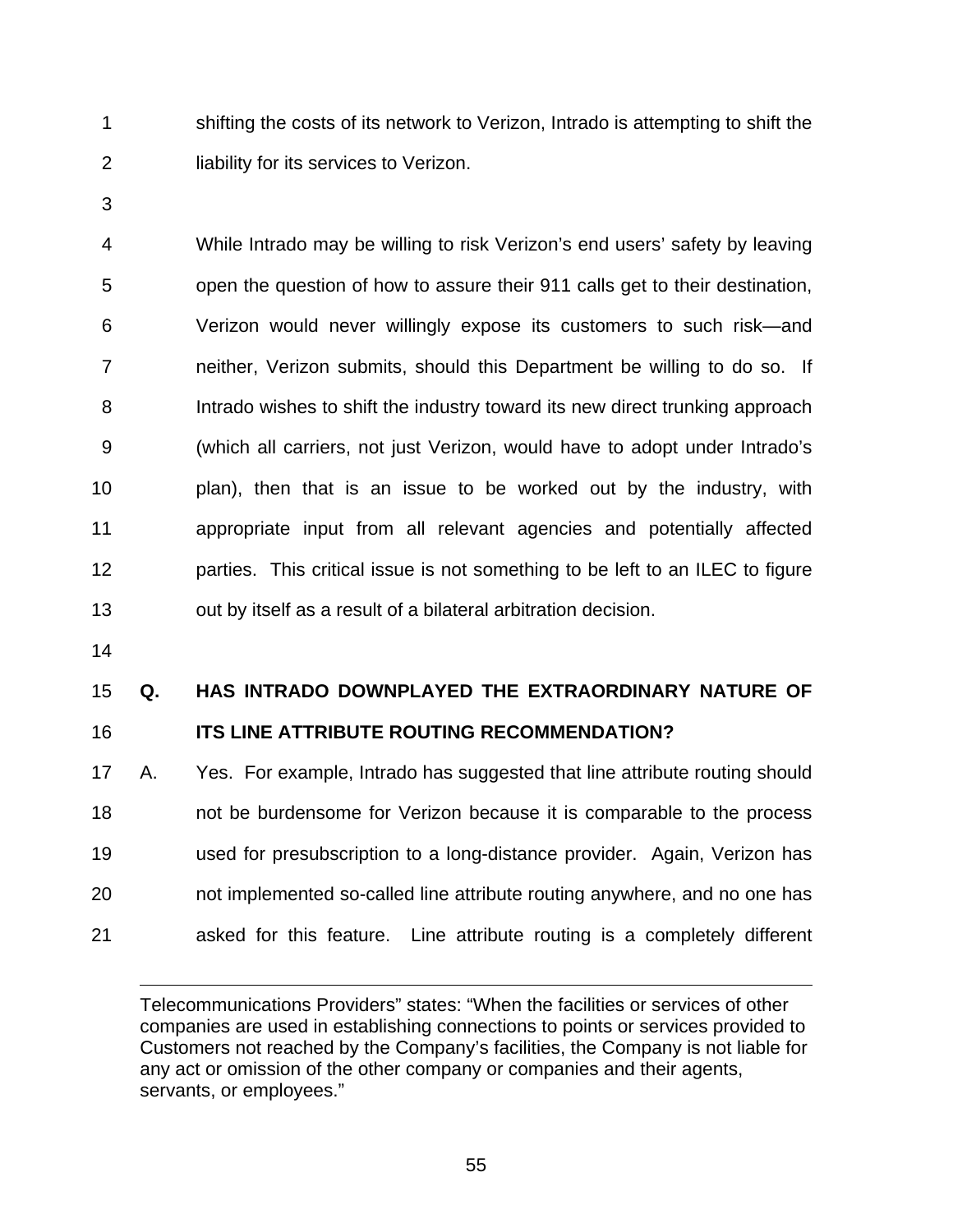shifting the costs of its network to Verizon, Intrado is attempting to shift the liability for its services to Verizon.

While Intrado may be willing to risk Verizon's end users' safety by leaving open the question of how to assure their 911 calls get to their destination, Verizon would never willingly expose its customers to such risk—and neither, Verizon submits, should this Department be willing to do so. If Intrado wishes to shift the industry toward its new direct trunking approach (which all carriers, not just Verizon, would have to adopt under Intrado's plan), then that is an issue to be worked out by the industry, with appropriate input from all relevant agencies and potentially affected parties. This critical issue is not something to be left to an ILEC to figure out by itself as a result of a bilateral arbitration decision.

**Q. HAS INTRADO DOWNPLAYED THE EXTRAORDINARY NATURE OF ITS LINE ATTRIBUTE ROUTING RECOMMENDATION?**

A. Yes. For example, Intrado has suggested that line attribute routing should not be burdensome for Verizon because it is comparable to the process used for presubscription to a long-distance provider. Again, Verizon has not implemented so-called line attribute routing anywhere, and no one has asked for this feature. Line attribute routing is a completely different

---

Telecommunications Providers" states: "When the facilities or services of other companies are used in establishing connections to points or services provided to Customers not reached by the Company's facilities, the Company is not liable for any act or omission of the other company or companies and their agents, servants, or employees."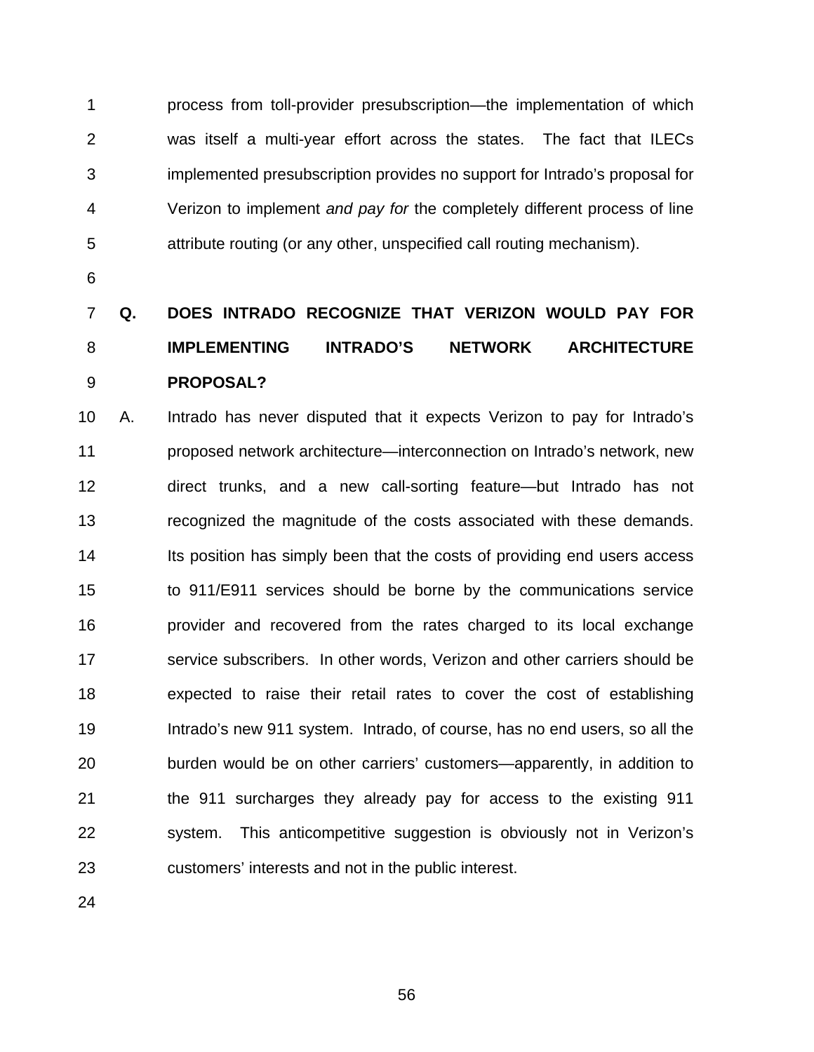process from toll-provider presubscription—the implementation of which was itself a multi-year effort across the states. The fact that ILECs implemented presubscription provides no support for Intrado's proposal for Verizon to implement *and pay for* the completely different process of line attribute routing (or any other, unspecified call routing mechanism).

**Q. DOES INTRADO RECOGNIZE THAT VERIZON WOULD PAY FOR IMPLEMENTING INTRADO'S NETWORK ARCHITECTURE PROPOSAL?**

A. Intrado has never disputed that it expects Verizon to pay for Intrado's proposed network architecture—interconnection on Intrado's network, new direct trunks, and a new call-sorting feature—but Intrado has not recognized the magnitude of the costs associated with these demands. Its position has simply been that the costs of providing end users access to 911/E911 services should be borne by the communications service provider and recovered from the rates charged to its local exchange service subscribers. In other words, Verizon and other carriers should be expected to raise their retail rates to cover the cost of establishing Intrado's new 911 system. Intrado, of course, has no end users, so all the burden would be on other carriers' customers—apparently, in addition to the 911 surcharges they already pay for access to the existing 911 system. This anticompetitive suggestion is obviously not in Verizon's customers' interests and not in the public interest.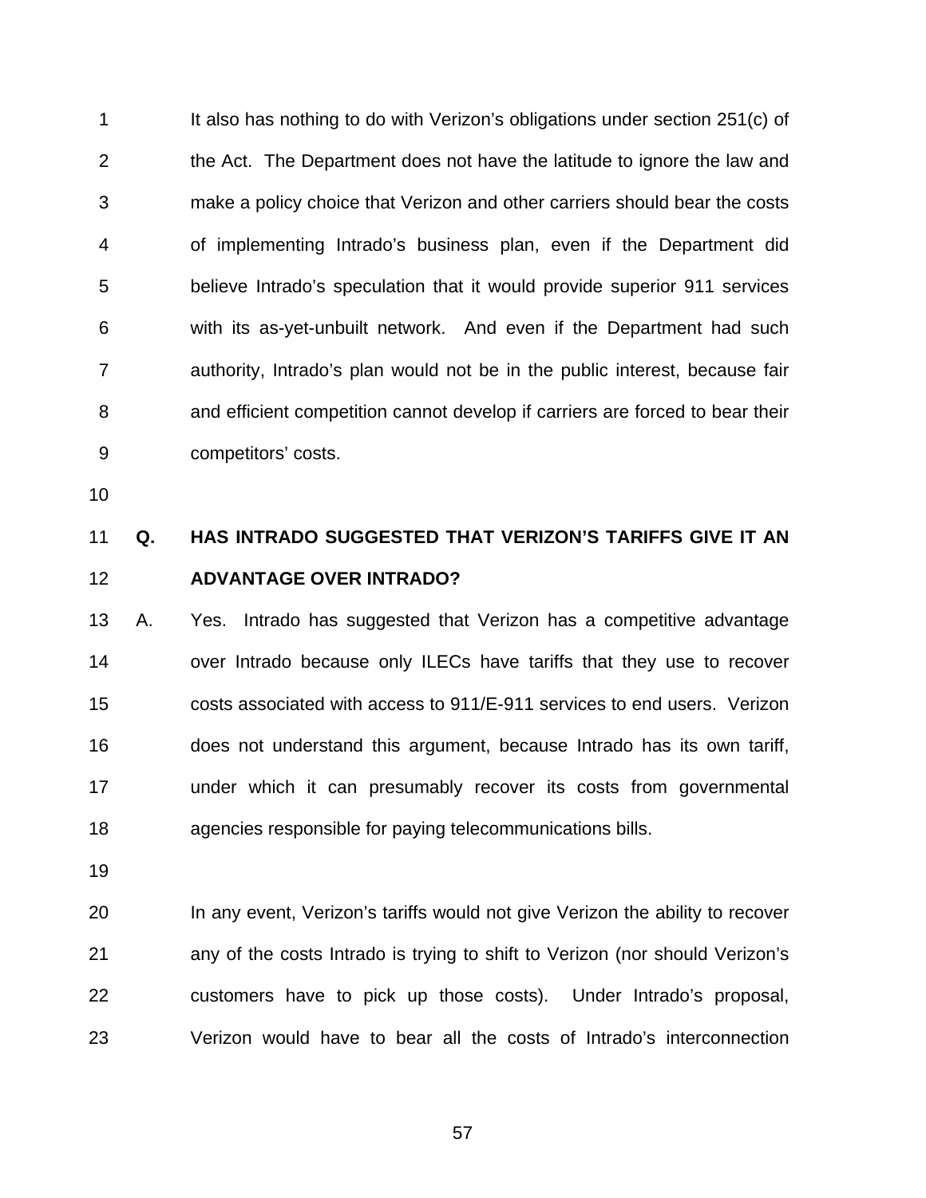It also has nothing to do with Verizon's obligations under section 251(c) of the Act. The Department does not have the latitude to ignore the law and make a policy choice that Verizon and other carriers should bear the costs of implementing Intrado's business plan, even if the Department did believe Intrado's speculation that it would provide superior 911 services with its as-yet-unbuilt network. And even if the Department had such authority, Intrado's plan would not be in the public interest, because fair and efficient competition cannot develop if carriers are forced to bear their competitors' costs.

**Q. HAS INTRADO SUGGESTED THAT VERIZON'S TARIFFS GIVE IT AN ADVANTAGE OVER INTRADO?**

A. Yes. Intrado has suggested that Verizon has a competitive advantage over Intrado because only ILECs have tariffs that they use to recover costs associated with access to 911/E-911 services to end users. Verizon does not understand this argument, because Intrado has its own tariff, under which it can presumably recover its costs from governmental agencies responsible for paying telecommunications bills.

In any event, Verizon's tariffs would not give Verizon the ability to recover any of the costs Intrado is trying to shift to Verizon (nor should Verizon's customers have to pick up those costs). Under Intrado's proposal, Verizon would have to bear all the costs of Intrado's interconnection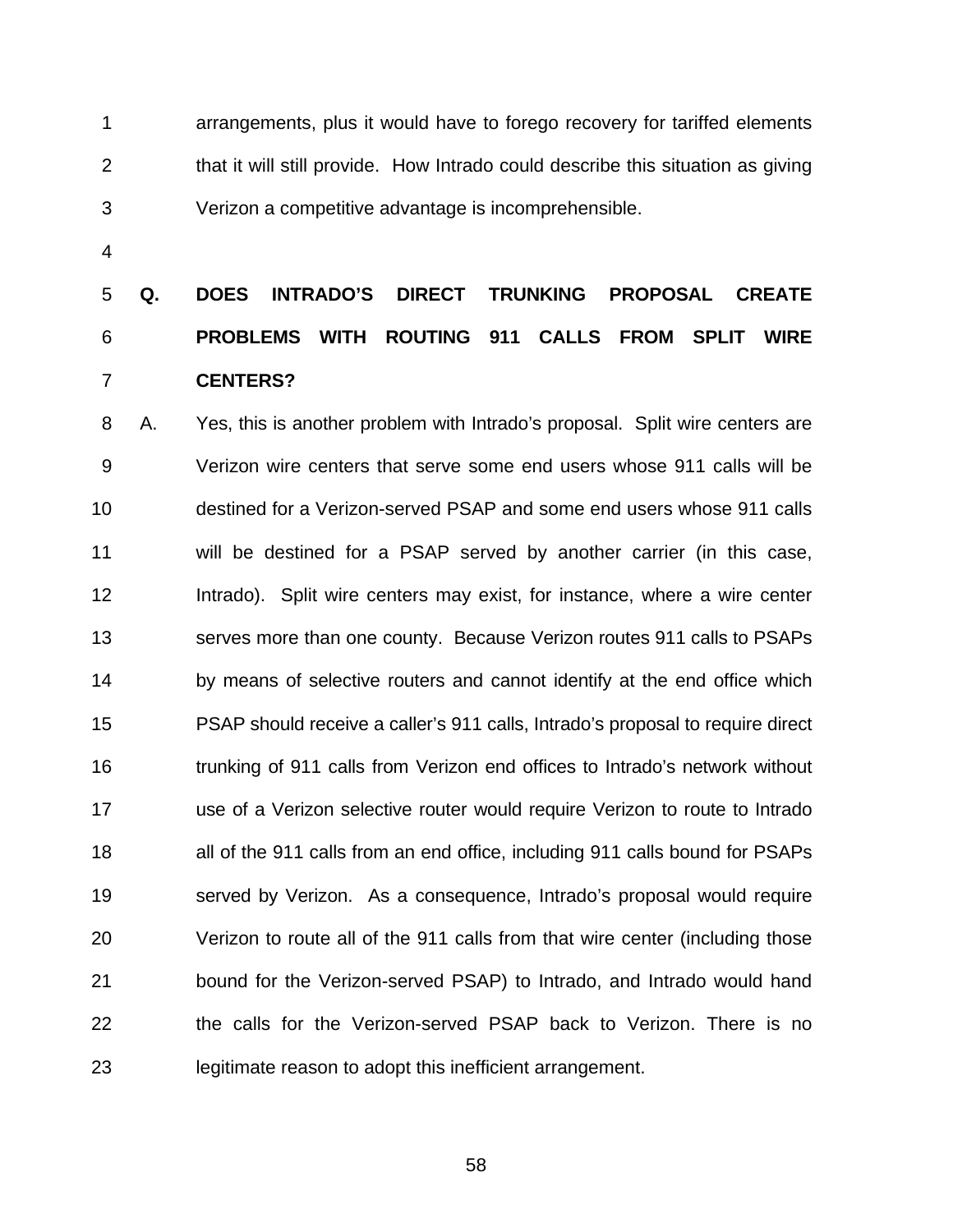arrangements, plus it would have to forego recovery for tariffed elements that it will still provide. How Intrado could describe this situation as giving Verizon a competitive advantage is incomprehensible.

**Q. DOES INTRADO'S DIRECT TRUNKING PROPOSAL CREATE PROBLEMS WITH ROUTING 911 CALLS FROM SPLIT WIRE CENTERS?**

A. Yes, this is another problem with Intrado's proposal. Split wire centers are Verizon wire centers that serve some end users whose 911 calls will be destined for a Verizon-served PSAP and some end users whose 911 calls will be destined for a PSAP served by another carrier (in this case, Intrado). Split wire centers may exist, for instance, where a wire center serves more than one county. Because Verizon routes 911 calls to PSAPs by means of selective routers and cannot identify at the end office which PSAP should receive a caller's 911 calls, Intrado's proposal to require direct trunking of 911 calls from Verizon end offices to Intrado's network without use of a Verizon selective router would require Verizon to route to Intrado all of the 911 calls from an end office, including 911 calls bound for PSAPs served by Verizon. As a consequence, Intrado's proposal would require Verizon to route all of the 911 calls from that wire center (including those bound for the Verizon-served PSAP) to Intrado, and Intrado would hand the calls for the Verizon-served PSAP back to Verizon. There is no legitimate reason to adopt this inefficient arrangement.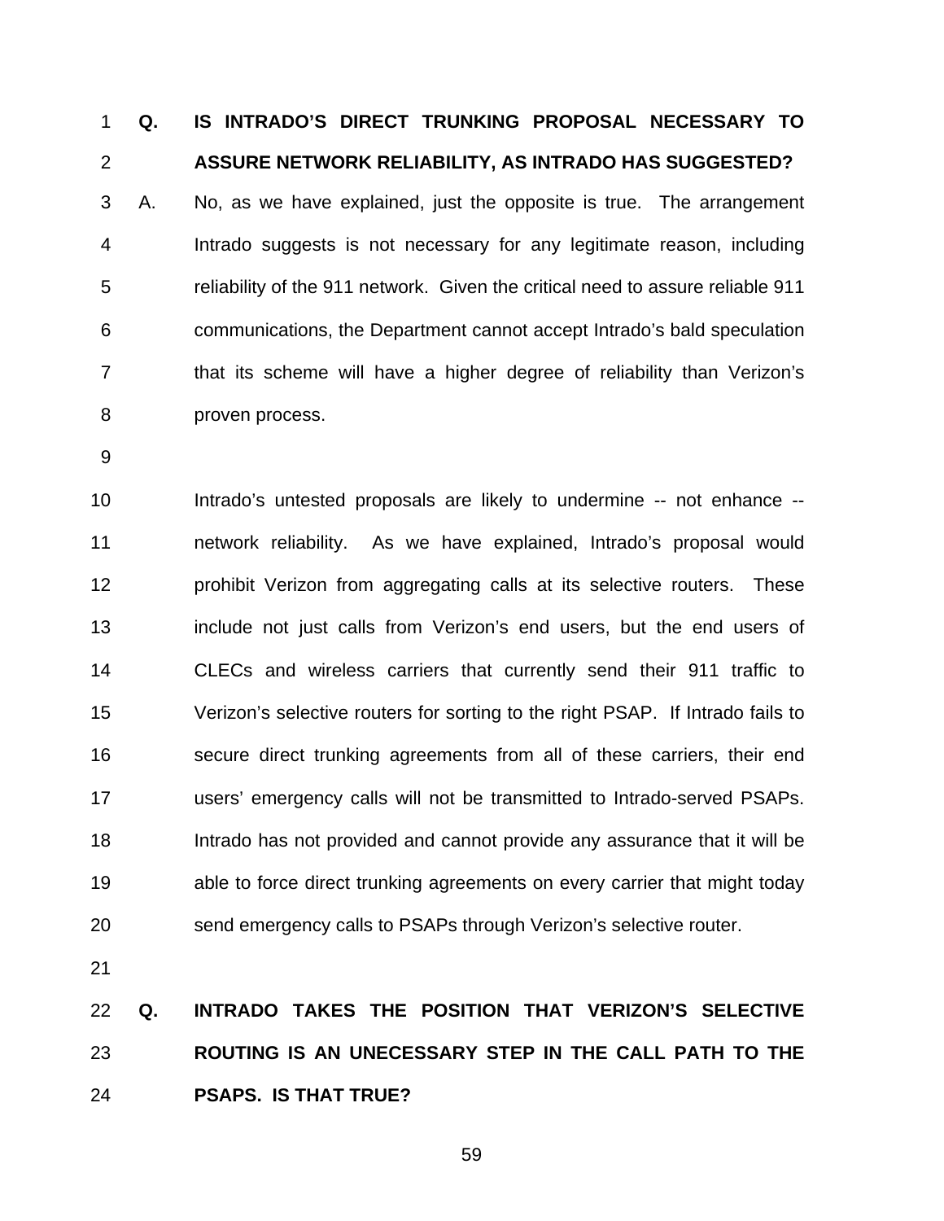**Q. IS INTRADO'S DIRECT TRUNKING PROPOSAL NECESSARY TO ASSURE NETWORK RELIABILITY, AS INTRADO HAS SUGGESTED?**

A. No, as we have explained, just the opposite is true. The arrangement Intrado suggests is not necessary for any legitimate reason, including reliability of the 911 network. Given the critical need to assure reliable 911 communications, the Department cannot accept Intrado's bald speculation that its scheme will have a higher degree of reliability than Verizon's proven process.

Intrado's untested proposals are likely to undermine -- not enhance -- network reliability. As we have explained, Intrado's proposal would prohibit Verizon from aggregating calls at its selective routers. These include not just calls from Verizon's end users, but the end users of CLECs and wireless carriers that currently send their 911 traffic to Verizon's selective routers for sorting to the right PSAP. If Intrado fails to secure direct trunking agreements from all of these carriers, their end users' emergency calls will not be transmitted to Intrado-served PSAPs. Intrado has not provided and cannot provide any assurance that it will be able to force direct trunking agreements on every carrier that might today send emergency calls to PSAPs through Verizon's selective router.

**Q. INTRADO TAKES THE POSITION THAT VERIZON'S SELECTIVE ROUTING IS AN UNECESSARY STEP IN THE CALL PATH TO THE PSAPS. IS THAT TRUE?**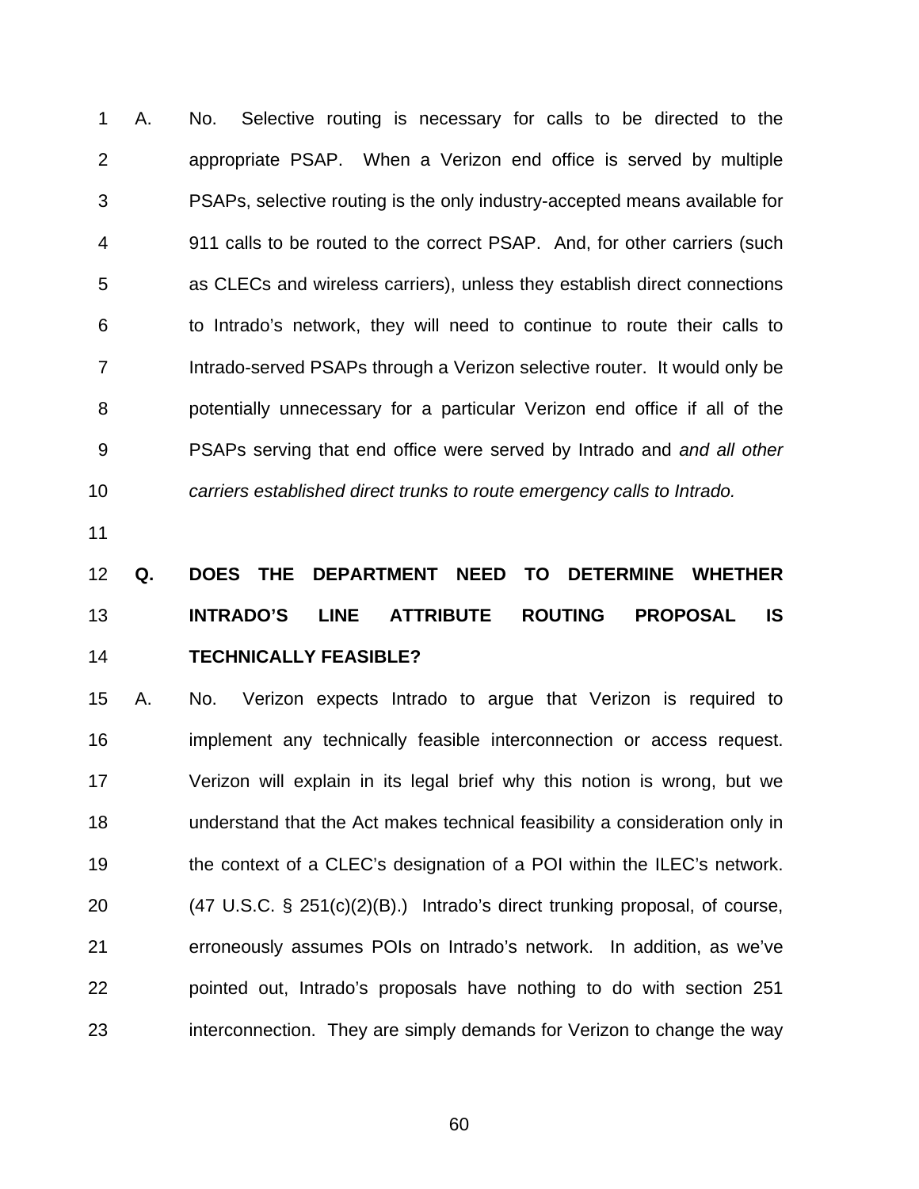A. No. Selective routing is necessary for calls to be directed to the appropriate PSAP. When a Verizon end office is served by multiple PSAPs, selective routing is the only industry-accepted means available for 911 calls to be routed to the correct PSAP. And, for other carriers (such as CLECs and wireless carriers), unless they establish direct connections to Intrado's network, they will need to continue to route their calls to Intrado-served PSAPs through a Verizon selective router. It would only be potentially unnecessary for a particular Verizon end office if all of the PSAPs serving that end office were served by Intrado and *and all other carriers established direct trunks to route emergency calls to Intrado.*

**Q. DOES THE DEPARTMENT NEED TO DETERMINE WHETHER INTRADO'S LINE ATTRIBUTE ROUTING PROPOSAL IS TECHNICALLY FEASIBLE?**

A. No. Verizon expects Intrado to argue that Verizon is required to implement any technically feasible interconnection or access request. Verizon will explain in its legal brief why this notion is wrong, but we understand that the Act makes technical feasibility a consideration only in the context of a CLEC's designation of a POI within the ILEC's network. (47 U.S.C. § 251(c)(2)(B).) Intrado's direct trunking proposal, of course, erroneously assumes POIs on Intrado's network. In addition, as we've pointed out, Intrado's proposals have nothing to do with section 251 interconnection. They are simply demands for Verizon to change the way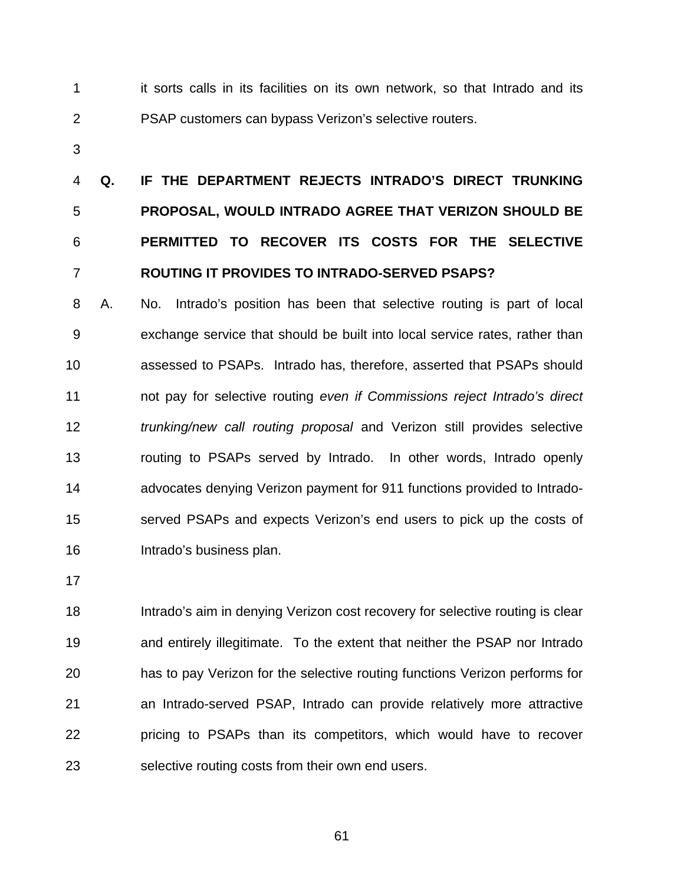it sorts calls in its facilities on its own network, so that Intrado and its PSAP customers can bypass Verizon's selective routers.

**Q. IF THE DEPARTMENT REJECTS INTRADO'S DIRECT TRUNKING PROPOSAL, WOULD INTRADO AGREE THAT VERIZON SHOULD BE PERMITTED TO RECOVER ITS COSTS FOR THE SELECTIVE ROUTING IT PROVIDES TO INTRADO-SERVED PSAPS?**

A. No. Intrado's position has been that selective routing is part of local exchange service that should be built into local service rates, rather than assessed to PSAPs. Intrado has, therefore, asserted that PSAPs should not pay for selective routing *even if Commissions reject Intrado's direct trunking/new call routing proposal* and Verizon still provides selective routing to PSAPs served by Intrado. In other words, Intrado openly advocates denying Verizon payment for 911 functions provided to Intrado-served PSAPs and expects Verizon's end users to pick up the costs of Intrado's business plan.

Intrado's aim in denying Verizon cost recovery for selective routing is clear and entirely illegitimate. To the extent that neither the PSAP nor Intrado has to pay Verizon for the selective routing functions Verizon performs for an Intrado-served PSAP, Intrado can provide relatively more attractive pricing to PSAPs than its competitors, which would have to recover selective routing costs from their own end users.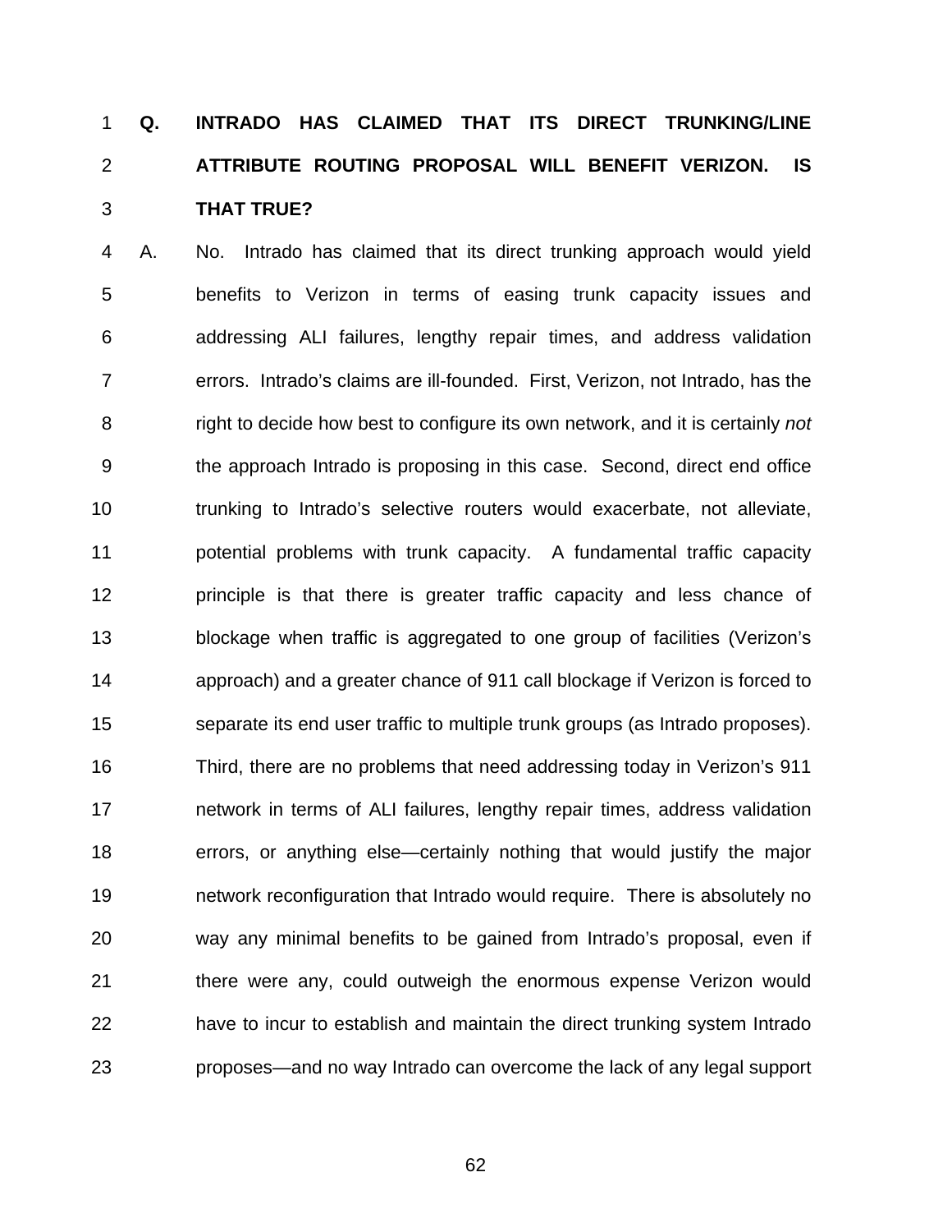**Q. INTRADO HAS CLAIMED THAT ITS DIRECT TRUNKING/LINE ATTRIBUTE ROUTING PROPOSAL WILL BENEFIT VERIZON. IS THAT TRUE?**

A. No. Intrado has claimed that its direct trunking approach would yield benefits to Verizon in terms of easing trunk capacity issues and addressing ALI failures, lengthy repair times, and address validation errors. Intrado's claims are ill-founded. First, Verizon, not Intrado, has the right to decide how best to configure its own network, and it is certainly *not* the approach Intrado is proposing in this case. Second, direct end office trunking to Intrado's selective routers would exacerbate, not alleviate, potential problems with trunk capacity. A fundamental traffic capacity principle is that there is greater traffic capacity and less chance of blockage when traffic is aggregated to one group of facilities (Verizon's approach) and a greater chance of 911 call blockage if Verizon is forced to separate its end user traffic to multiple trunk groups (as Intrado proposes). Third, there are no problems that need addressing today in Verizon's 911 network in terms of ALI failures, lengthy repair times, address validation errors, or anything else—certainly nothing that would justify the major network reconfiguration that Intrado would require. There is absolutely no way any minimal benefits to be gained from Intrado's proposal, even if there were any, could outweigh the enormous expense Verizon would have to incur to establish and maintain the direct trunking system Intrado proposes—and no way Intrado can overcome the lack of any legal support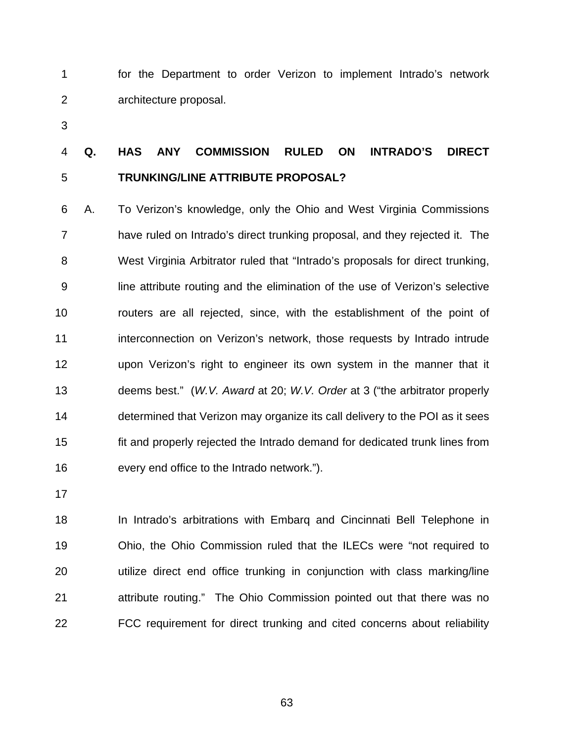for the Department to order Verizon to implement Intrado's network architecture proposal.

**Q. HAS ANY COMMISSION RULED ON INTRADO'S DIRECT TRUNKING/LINE ATTRIBUTE PROPOSAL?**

A. To Verizon's knowledge, only the Ohio and West Virginia Commissions have ruled on Intrado's direct trunking proposal, and they rejected it. The West Virginia Arbitrator ruled that "Intrado's proposals for direct trunking, line attribute routing and the elimination of the use of Verizon's selective routers are all rejected, since, with the establishment of the point of interconnection on Verizon's network, those requests by Intrado intrude upon Verizon's right to engineer its own system in the manner that it deems best." (*W.V. Award* at 20; *W.V. Order* at 3 ("the arbitrator properly determined that Verizon may organize its call delivery to the POI as it sees fit and properly rejected the Intrado demand for dedicated trunk lines from every end office to the Intrado network.").

In Intrado's arbitrations with Embarq and Cincinnati Bell Telephone in Ohio, the Ohio Commission ruled that the ILECs were "not required to utilize direct end office trunking in conjunction with class marking/line attribute routing." The Ohio Commission pointed out that there was no FCC requirement for direct trunking and cited concerns about reliability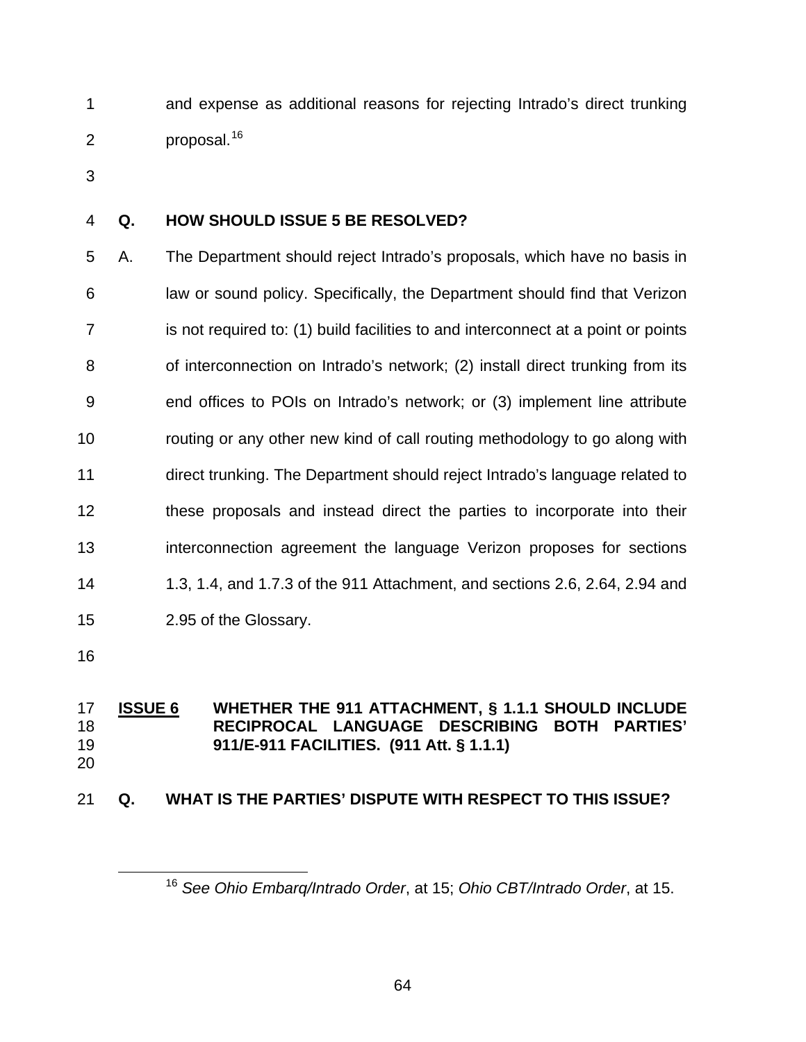and expense as additional reasons for rejecting Intrado's direct trunking proposal.[16]

**Q. HOW SHOULD ISSUE 5 BE RESOLVED?**

A. The Department should reject Intrado's proposals, which have no basis in law or sound policy. Specifically, the Department should find that Verizon is not required to: (1) build facilities to and interconnect at a point or points of interconnection on Intrado's network; (2) install direct trunking from its end offices to POIs on Intrado's network; or (3) implement line attribute routing or any other new kind of call routing methodology to go along with direct trunking. The Department should reject Intrado's language related to these proposals and instead direct the parties to incorporate into their interconnection agreement the language Verizon proposes for sections 1.3, 1.4, and 1.7.3 of the 911 Attachment, and sections 2.6, 2.64, 2.94 and 2.95 of the Glossary.

**<u>ISSUE 6</u> WHETHER THE 911 ATTACHMENT, § 1.1.1 SHOULD INCLUDE RECIPROCAL LANGUAGE DESCRIBING BOTH PARTIES' 911/E-911 FACILITIES. (911 Att. § 1.1.1)**

**Q. WHAT IS THE PARTIES' DISPUTE WITH RESPECT TO THIS ISSUE?**

---

[16] *See Ohio Embarq/Intrado Order*, at 15; *Ohio CBT/Intrado Order*, at 15.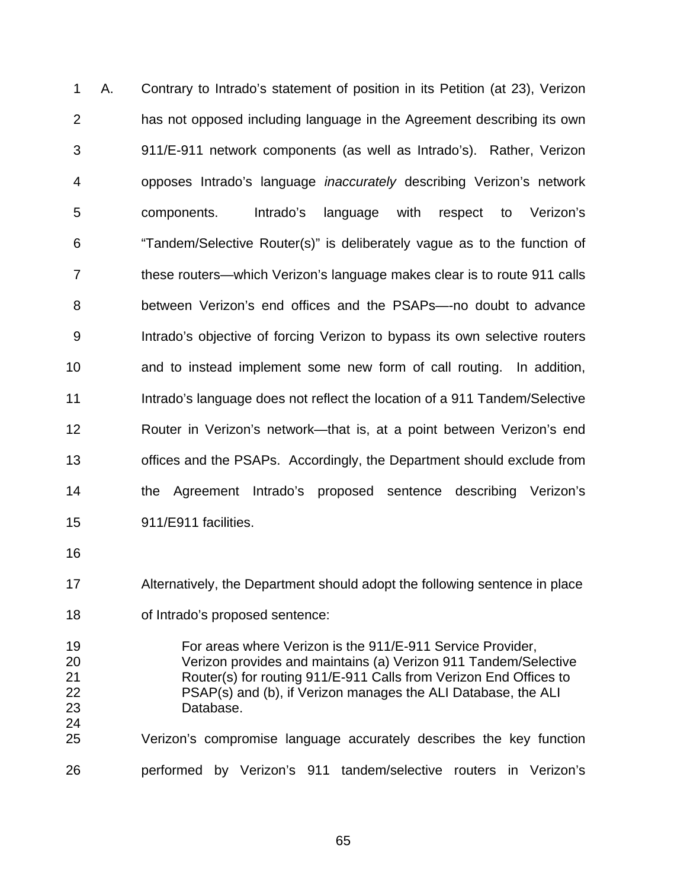A. Contrary to Intrado's statement of position in its Petition (at 23), Verizon has not opposed including language in the Agreement describing its own 911/E-911 network components (as well as Intrado's). Rather, Verizon opposes Intrado's language *inaccurately* describing Verizon's network components. Intrado's language with respect to Verizon's "Tandem/Selective Router(s)" is deliberately vague as to the function of these routers—which Verizon's language makes clear is to route 911 calls between Verizon's end offices and the PSAPs—-no doubt to advance Intrado's objective of forcing Verizon to bypass its own selective routers and to instead implement some new form of call routing. In addition, Intrado's language does not reflect the location of a 911 Tandem/Selective Router in Verizon's network—that is, at a point between Verizon's end offices and the PSAPs. Accordingly, the Department should exclude from the Agreement Intrado's proposed sentence describing Verizon's 911/E911 facilities.

Alternatively, the Department should adopt the following sentence in place of Intrado's proposed sentence:

> For areas where Verizon is the 911/E-911 Service Provider, Verizon provides and maintains (a) Verizon 911 Tandem/Selective Router(s) for routing 911/E-911 Calls from Verizon End Offices to PSAP(s) and (b), if Verizon manages the ALI Database, the ALI Database.

Verizon's compromise language accurately describes the key function performed by Verizon's 911 tandem/selective routers in Verizon's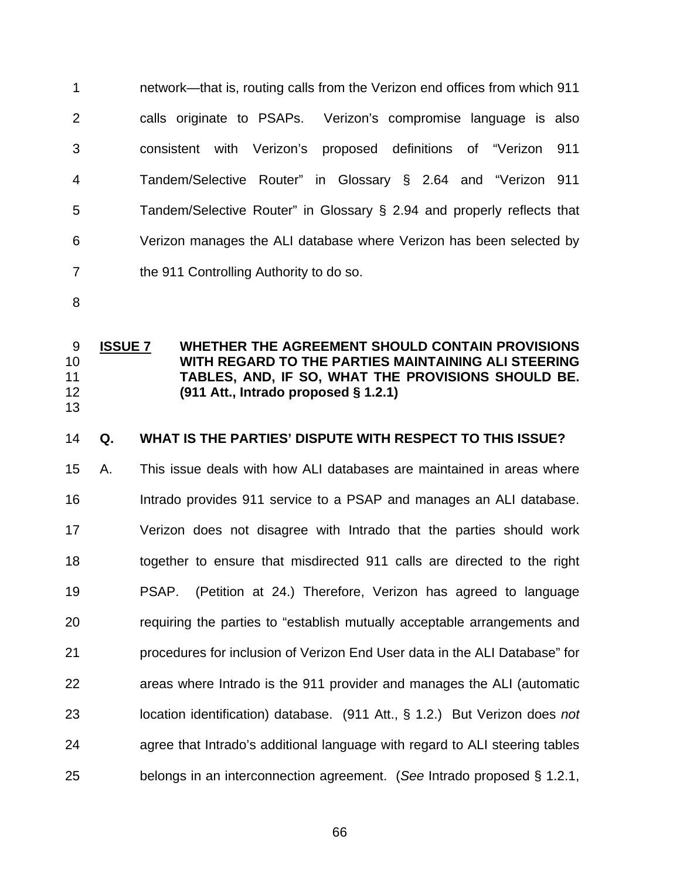network—that is, routing calls from the Verizon end offices from which 911 calls originate to PSAPs. Verizon's compromise language is also consistent with Verizon's proposed definitions of "Verizon 911 Tandem/Selective Router" in Glossary § 2.64 and "Verizon 911 Tandem/Selective Router" in Glossary § 2.94 and properly reflects that Verizon manages the ALI database where Verizon has been selected by the 911 Controlling Authority to do so.

**ISSUE 7 WHETHER THE AGREEMENT SHOULD CONTAIN PROVISIONS WITH REGARD TO THE PARTIES MAINTAINING ALI STEERING TABLES, AND, IF SO, WHAT THE PROVISIONS SHOULD BE. (911 Att., Intrado proposed § 1.2.1)**

**Q. WHAT IS THE PARTIES' DISPUTE WITH RESPECT TO THIS ISSUE?**

A. This issue deals with how ALI databases are maintained in areas where Intrado provides 911 service to a PSAP and manages an ALI database. Verizon does not disagree with Intrado that the parties should work together to ensure that misdirected 911 calls are directed to the right PSAP. (Petition at 24.) Therefore, Verizon has agreed to language requiring the parties to "establish mutually acceptable arrangements and procedures for inclusion of Verizon End User data in the ALI Database" for areas where Intrado is the 911 provider and manages the ALI (automatic location identification) database. (911 Att., § 1.2.) But Verizon does *not* agree that Intrado's additional language with regard to ALI steering tables belongs in an interconnection agreement. (*See* Intrado proposed § 1.2.1,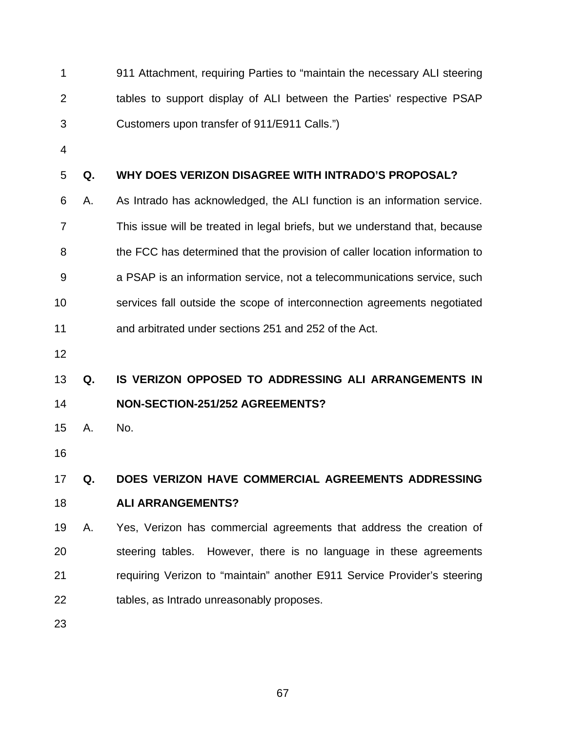911 Attachment, requiring Parties to "maintain the necessary ALI steering tables to support display of ALI between the Parties' respective PSAP Customers upon transfer of 911/E911 Calls.")

**Q. WHY DOES VERIZON DISAGREE WITH INTRADO'S PROPOSAL?**

A. As Intrado has acknowledged, the ALI function is an information service. This issue will be treated in legal briefs, but we understand that, because the FCC has determined that the provision of caller location information to a PSAP is an information service, not a telecommunications service, such services fall outside the scope of interconnection agreements negotiated and arbitrated under sections 251 and 252 of the Act.

**Q. IS VERIZON OPPOSED TO ADDRESSING ALI ARRANGEMENTS IN NON-SECTION-251/252 AGREEMENTS?**

A. No.

**Q. DOES VERIZON HAVE COMMERCIAL AGREEMENTS ADDRESSING ALI ARRANGEMENTS?**

A. Yes, Verizon has commercial agreements that address the creation of steering tables. However, there is no language in these agreements requiring Verizon to "maintain" another E911 Service Provider's steering tables, as Intrado unreasonably proposes.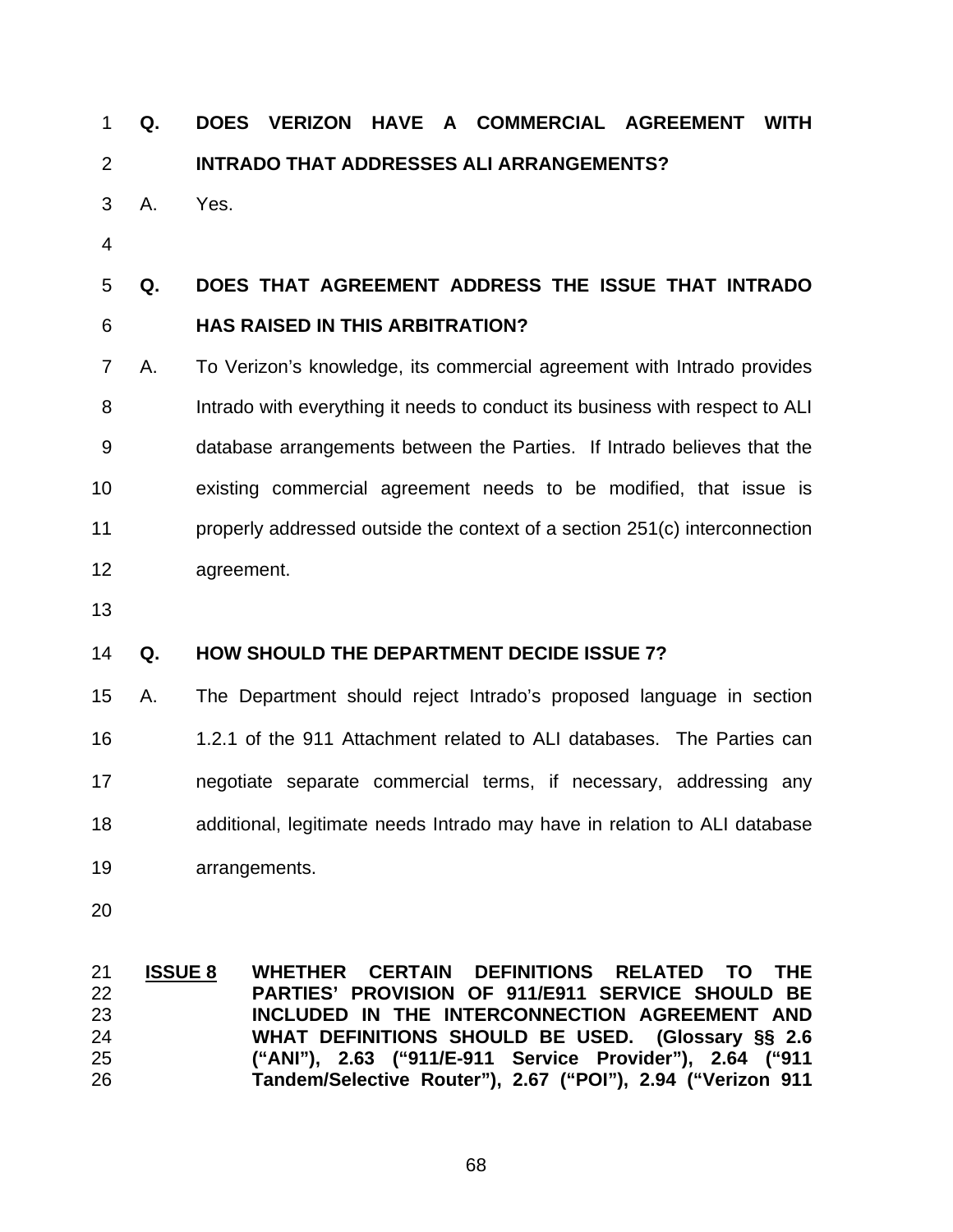**Q. DOES VERIZON HAVE A COMMERCIAL AGREEMENT WITH INTRADO THAT ADDRESSES ALI ARRANGEMENTS?**

A. Yes.

**Q. DOES THAT AGREEMENT ADDRESS THE ISSUE THAT INTRADO HAS RAISED IN THIS ARBITRATION?**

A. To Verizon's knowledge, its commercial agreement with Intrado provides Intrado with everything it needs to conduct its business with respect to ALI database arrangements between the Parties. If Intrado believes that the existing commercial agreement needs to be modified, that issue is properly addressed outside the context of a section 251(c) interconnection agreement.

**Q. HOW SHOULD THE DEPARTMENT DECIDE ISSUE 7?**

A. The Department should reject Intrado's proposed language in section 1.2.1 of the 911 Attachment related to ALI databases. The Parties can negotiate separate commercial terms, if necessary, addressing any additional, legitimate needs Intrado may have in relation to ALI database arrangements.

**ISSUE 8** **WHETHER CERTAIN DEFINITIONS RELATED TO THE PARTIES' PROVISION OF 911/E911 SERVICE SHOULD BE INCLUDED IN THE INTERCONNECTION AGREEMENT AND WHAT DEFINITIONS SHOULD BE USED. (Glossary §§ 2.6 ("ANI"), 2.63 ("911/E-911 Service Provider"), 2.64 ("911 Tandem/Selective Router"), 2.67 ("POI"), 2.94 ("Verizon 911**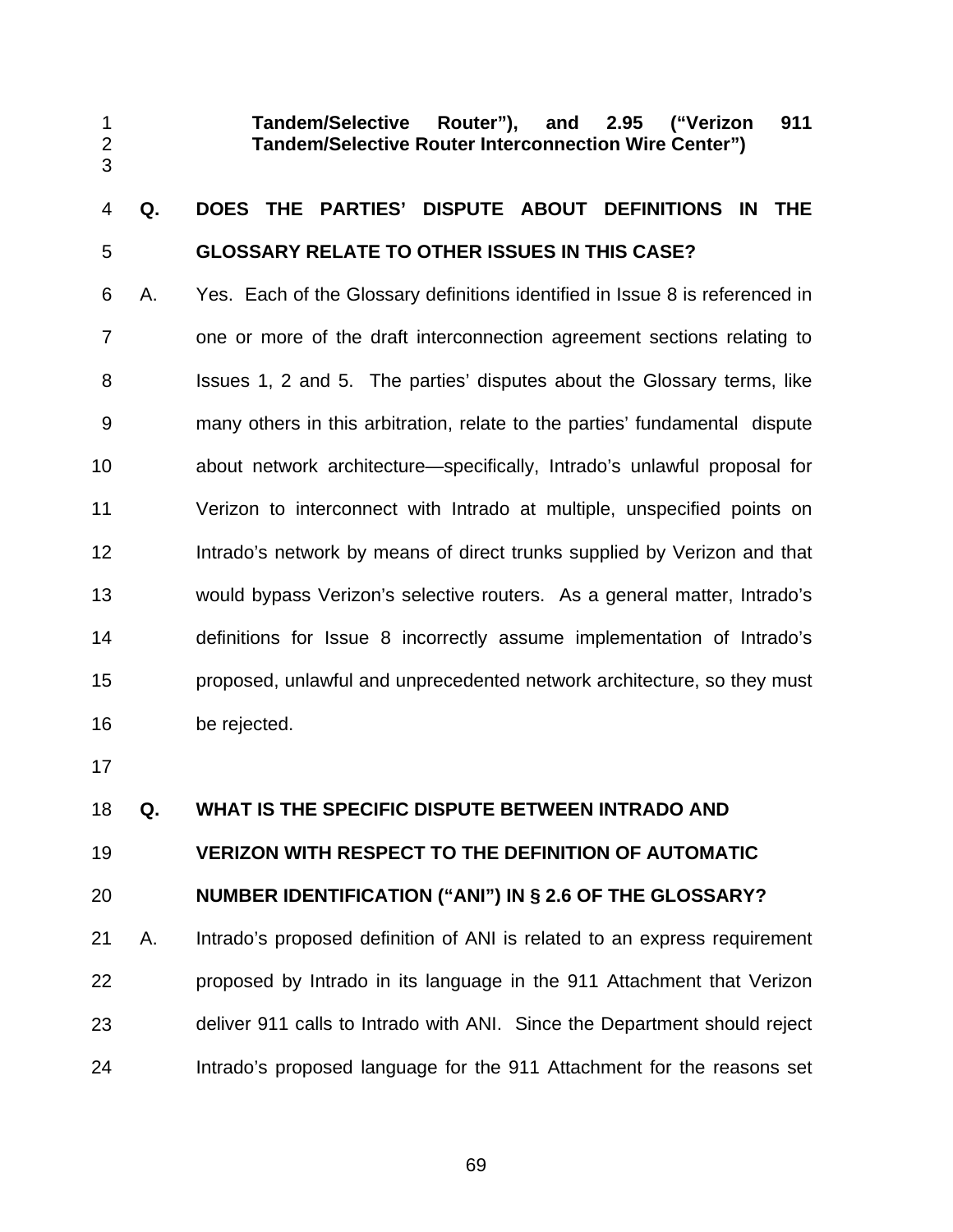**Tandem/Selective Router"), and 2.95 ("Verizon 911 Tandem/Selective Router Interconnection Wire Center")**

**Q. DOES THE PARTIES' DISPUTE ABOUT DEFINITIONS IN THE GLOSSARY RELATE TO OTHER ISSUES IN THIS CASE?**

A. Yes. Each of the Glossary definitions identified in Issue 8 is referenced in one or more of the draft interconnection agreement sections relating to Issues 1, 2 and 5. The parties' disputes about the Glossary terms, like many others in this arbitration, relate to the parties' fundamental dispute about network architecture—specifically, Intrado's unlawful proposal for Verizon to interconnect with Intrado at multiple, unspecified points on Intrado's network by means of direct trunks supplied by Verizon and that would bypass Verizon's selective routers. As a general matter, Intrado's definitions for Issue 8 incorrectly assume implementation of Intrado's proposed, unlawful and unprecedented network architecture, so they must be rejected.

**Q. WHAT IS THE SPECIFIC DISPUTE BETWEEN INTRADO AND VERIZON WITH RESPECT TO THE DEFINITION OF AUTOMATIC NUMBER IDENTIFICATION ("ANI") IN § 2.6 OF THE GLOSSARY?**

A. Intrado's proposed definition of ANI is related to an express requirement proposed by Intrado in its language in the 911 Attachment that Verizon deliver 911 calls to Intrado with ANI. Since the Department should reject Intrado's proposed language for the 911 Attachment for the reasons set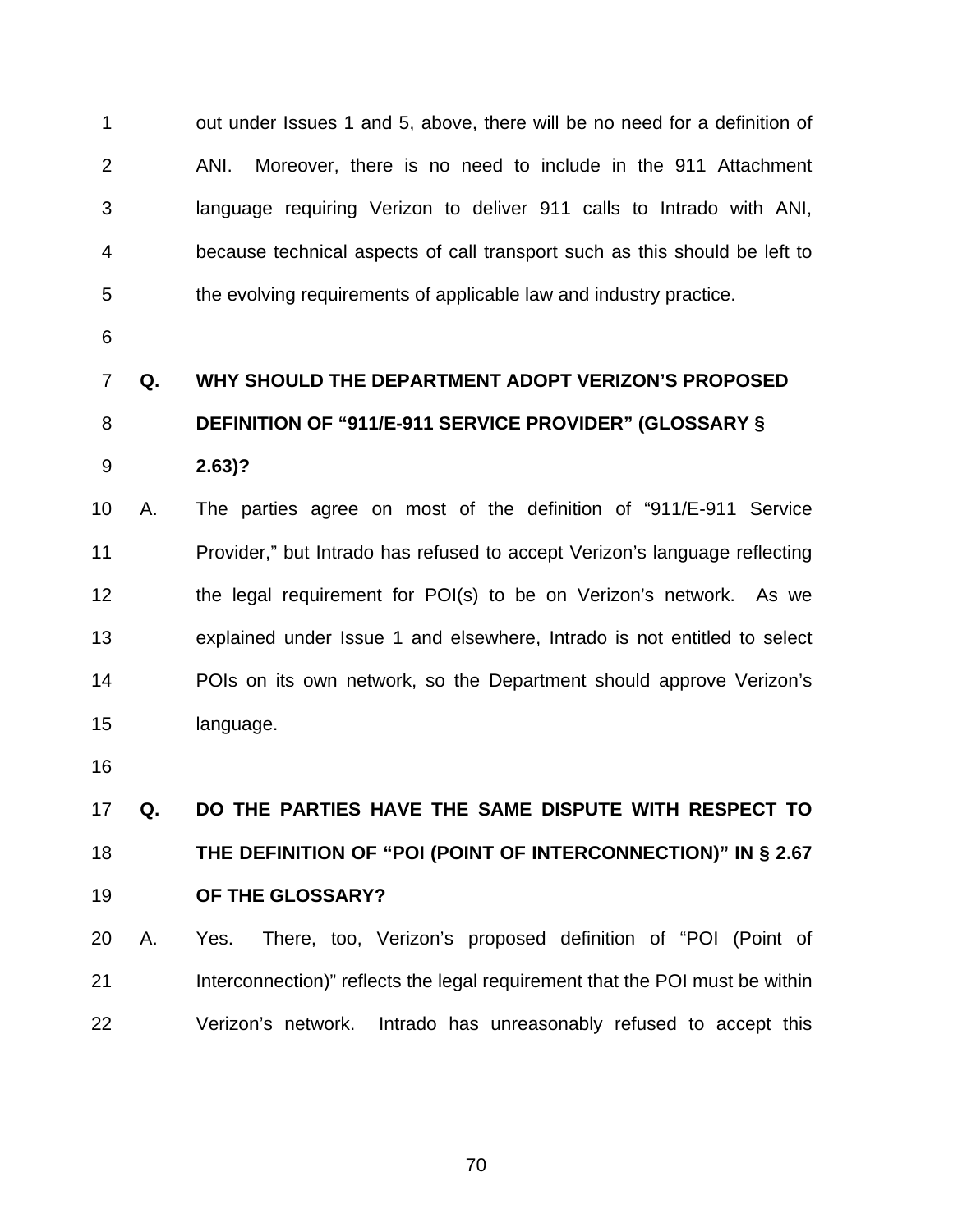out under Issues 1 and 5, above, there will be no need for a definition of ANI. Moreover, there is no need to include in the 911 Attachment language requiring Verizon to deliver 911 calls to Intrado with ANI, because technical aspects of call transport such as this should be left to the evolving requirements of applicable law and industry practice.

**Q. WHY SHOULD THE DEPARTMENT ADOPT VERIZON'S PROPOSED DEFINITION OF "911/E-911 SERVICE PROVIDER" (GLOSSARY § 2.63)?**

A. The parties agree on most of the definition of "911/E-911 Service Provider," but Intrado has refused to accept Verizon's language reflecting the legal requirement for POI(s) to be on Verizon's network. As we explained under Issue 1 and elsewhere, Intrado is not entitled to select POIs on its own network, so the Department should approve Verizon's language.

**Q. DO THE PARTIES HAVE THE SAME DISPUTE WITH RESPECT TO THE DEFINITION OF "POI (POINT OF INTERCONNECTION)" IN § 2.67 OF THE GLOSSARY?**

A. Yes. There, too, Verizon's proposed definition of "POI (Point of Interconnection)" reflects the legal requirement that the POI must be within Verizon's network. Intrado has unreasonably refused to accept this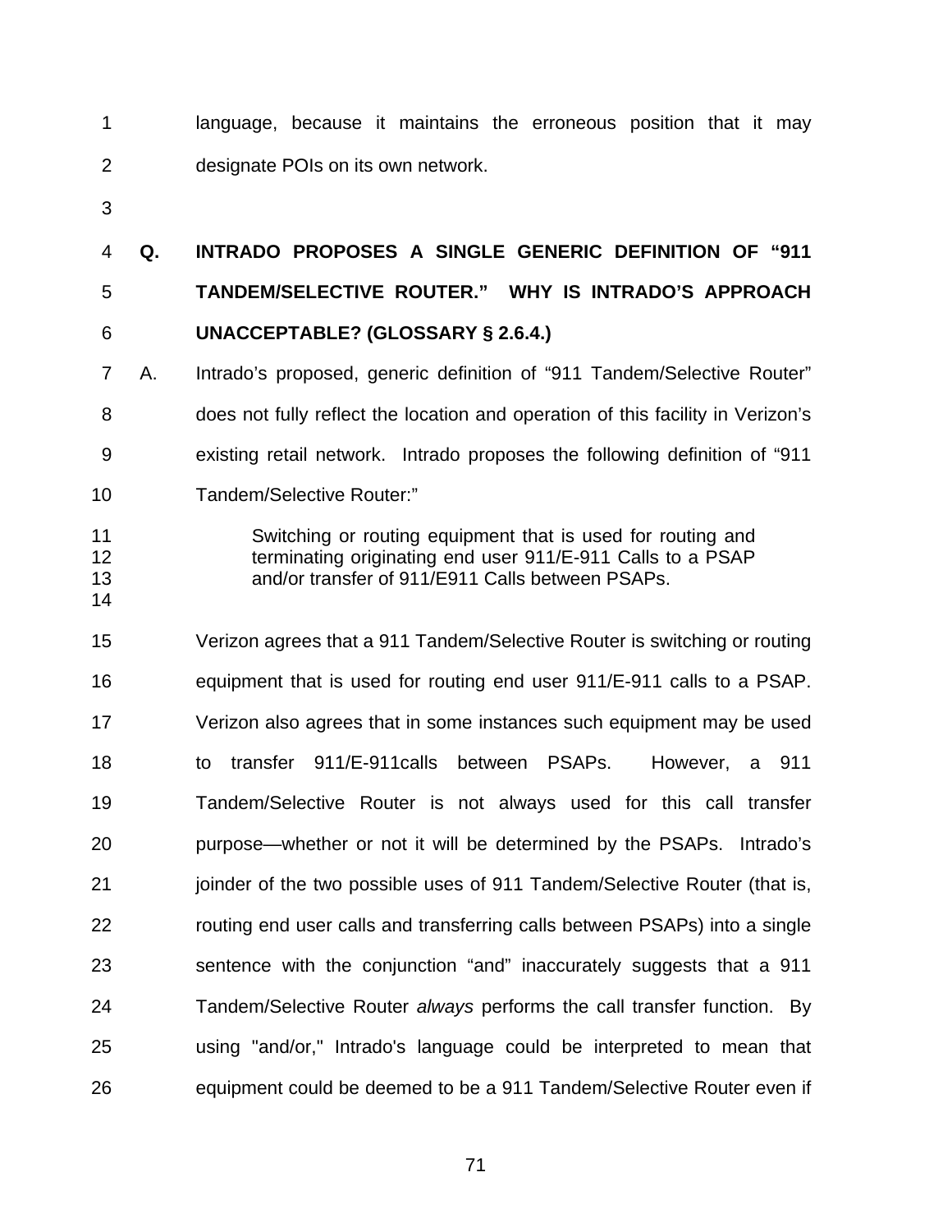language, because it maintains the erroneous position that it may designate POIs on its own network.

**Q. INTRADO PROPOSES A SINGLE GENERIC DEFINITION OF "911 TANDEM/SELECTIVE ROUTER." WHY IS INTRADO'S APPROACH UNACCEPTABLE? (GLOSSARY § 2.6.4.)**

A. Intrado's proposed, generic definition of "911 Tandem/Selective Router" does not fully reflect the location and operation of this facility in Verizon's existing retail network. Intrado proposes the following definition of "911 Tandem/Selective Router:"

> Switching or routing equipment that is used for routing and terminating originating end user 911/E-911 Calls to a PSAP and/or transfer of 911/E911 Calls between PSAPs.

Verizon agrees that a 911 Tandem/Selective Router is switching or routing equipment that is used for routing end user 911/E-911 calls to a PSAP. Verizon also agrees that in some instances such equipment may be used to transfer 911/E-911calls between PSAPs. However, a 911 Tandem/Selective Router is not always used for this call transfer purpose—whether or not it will be determined by the PSAPs. Intrado's joinder of the two possible uses of 911 Tandem/Selective Router (that is, routing end user calls and transferring calls between PSAPs) into a single sentence with the conjunction "and" inaccurately suggests that a 911 Tandem/Selective Router *always* performs the call transfer function. By using "and/or," Intrado's language could be interpreted to mean that equipment could be deemed to be a 911 Tandem/Selective Router even if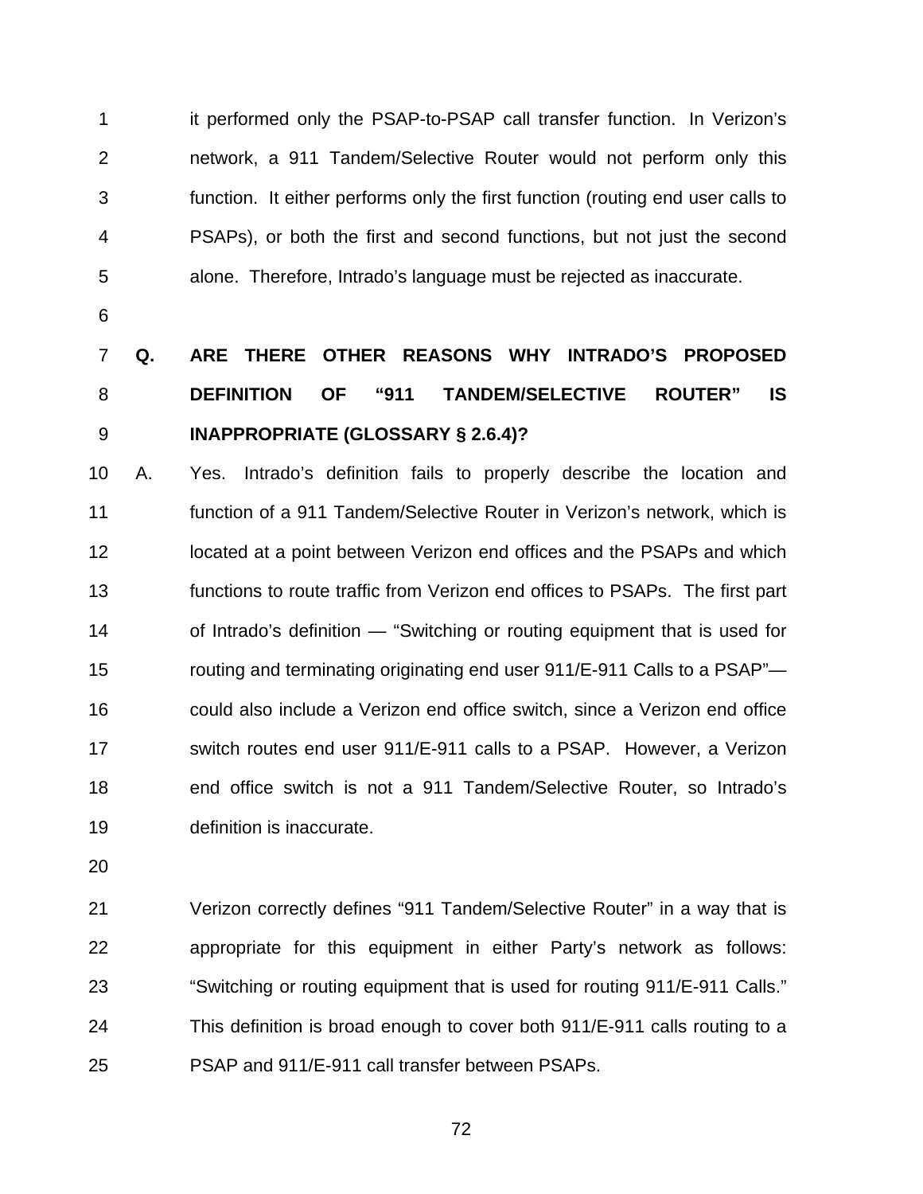it performed only the PSAP-to-PSAP call transfer function. In Verizon's network, a 911 Tandem/Selective Router would not perform only this function. It either performs only the first function (routing end user calls to PSAPs), or both the first and second functions, but not just the second alone. Therefore, Intrado's language must be rejected as inaccurate.

**Q. ARE THERE OTHER REASONS WHY INTRADO'S PROPOSED DEFINITION OF "911 TANDEM/SELECTIVE ROUTER" IS INAPPROPRIATE (GLOSSARY § 2.6.4)?**

A. Yes. Intrado's definition fails to properly describe the location and function of a 911 Tandem/Selective Router in Verizon's network, which is located at a point between Verizon end offices and the PSAPs and which functions to route traffic from Verizon end offices to PSAPs. The first part of Intrado's definition — "Switching or routing equipment that is used for routing and terminating originating end user 911/E-911 Calls to a PSAP"— could also include a Verizon end office switch, since a Verizon end office switch routes end user 911/E-911 calls to a PSAP. However, a Verizon end office switch is not a 911 Tandem/Selective Router, so Intrado's definition is inaccurate.

Verizon correctly defines "911 Tandem/Selective Router" in a way that is appropriate for this equipment in either Party's network as follows: "Switching or routing equipment that is used for routing 911/E-911 Calls." This definition is broad enough to cover both 911/E-911 calls routing to a PSAP and 911/E-911 call transfer between PSAPs.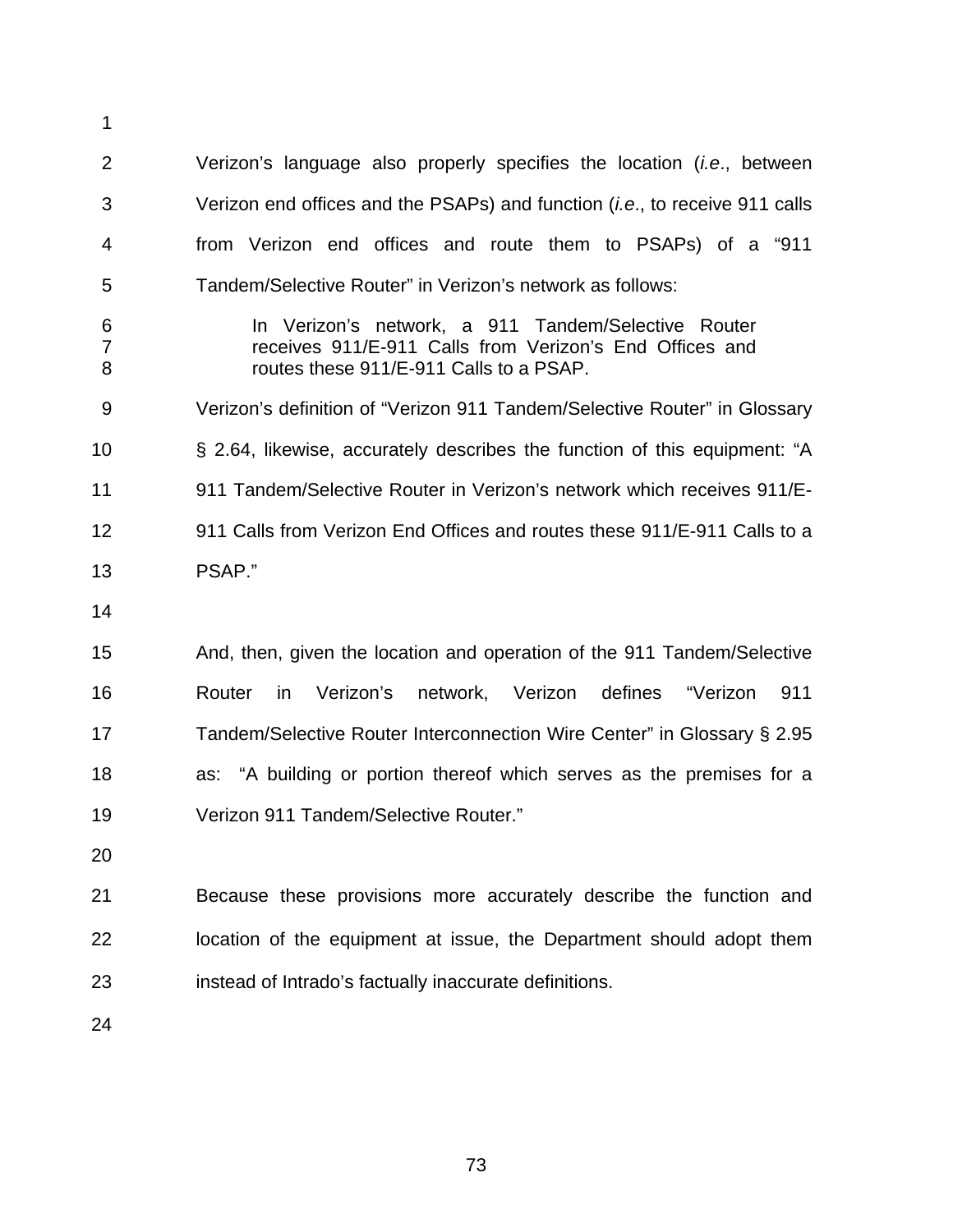Verizon's language also properly specifies the location (*i.e.*, between Verizon end offices and the PSAPs) and function (*i.e.*, to receive 911 calls from Verizon end offices and route them to PSAPs) of a "911 Tandem/Selective Router" in Verizon's network as follows:

> In Verizon's network, a 911 Tandem/Selective Router receives 911/E-911 Calls from Verizon's End Offices and routes these 911/E-911 Calls to a PSAP.

Verizon's definition of "Verizon 911 Tandem/Selective Router" in Glossary § 2.64, likewise, accurately describes the function of this equipment: "A 911 Tandem/Selective Router in Verizon's network which receives 911/E-911 Calls from Verizon End Offices and routes these 911/E-911 Calls to a PSAP."

And, then, given the location and operation of the 911 Tandem/Selective Router in Verizon's network, Verizon defines "Verizon 911 Tandem/Selective Router Interconnection Wire Center" in Glossary § 2.95 as: "A building or portion thereof which serves as the premises for a Verizon 911 Tandem/Selective Router."

Because these provisions more accurately describe the function and location of the equipment at issue, the Department should adopt them instead of Intrado's factually inaccurate definitions.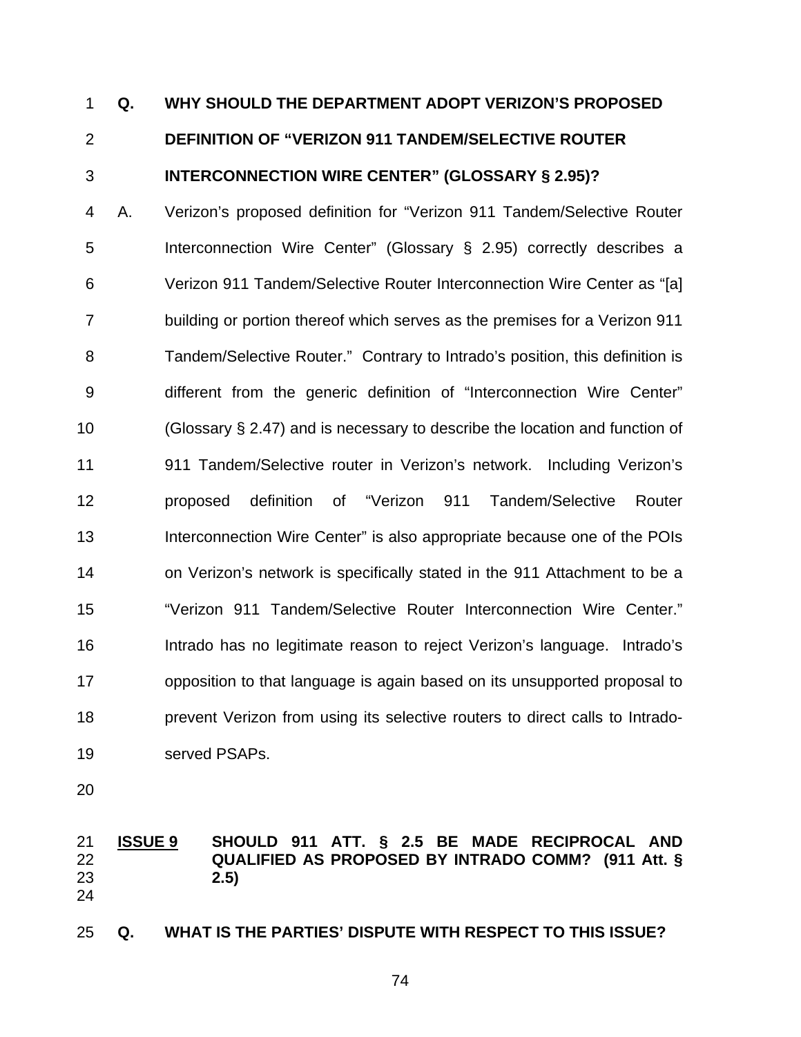**Q. WHY SHOULD THE DEPARTMENT ADOPT VERIZON'S PROPOSED DEFINITION OF "VERIZON 911 TANDEM/SELECTIVE ROUTER INTERCONNECTION WIRE CENTER" (GLOSSARY § 2.95)?**

A. Verizon's proposed definition for "Verizon 911 Tandem/Selective Router Interconnection Wire Center" (Glossary § 2.95) correctly describes a Verizon 911 Tandem/Selective Router Interconnection Wire Center as "[a] building or portion thereof which serves as the premises for a Verizon 911 Tandem/Selective Router." Contrary to Intrado's position, this definition is different from the generic definition of "Interconnection Wire Center" (Glossary § 2.47) and is necessary to describe the location and function of 911 Tandem/Selective router in Verizon's network. Including Verizon's proposed definition of "Verizon 911 Tandem/Selective Router Interconnection Wire Center" is also appropriate because one of the POIs on Verizon's network is specifically stated in the 911 Attachment to be a "Verizon 911 Tandem/Selective Router Interconnection Wire Center." Intrado has no legitimate reason to reject Verizon's language. Intrado's opposition to that language is again based on its unsupported proposal to prevent Verizon from using its selective routers to direct calls to Intrado-served PSAPs.

## <u>ISSUE 9</u> SHOULD 911 ATT. § 2.5 BE MADE RECIPROCAL AND QUALIFIED AS PROPOSED BY INTRADO COMM? (911 Att. § 2.5)

**Q. WHAT IS THE PARTIES' DISPUTE WITH RESPECT TO THIS ISSUE?**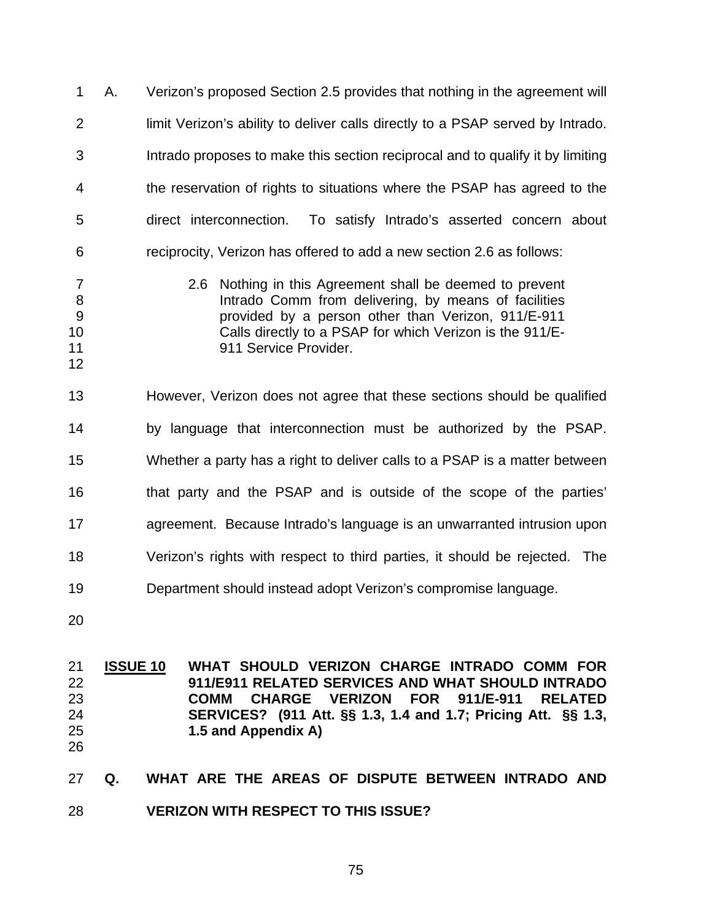A. Verizon's proposed Section 2.5 provides that nothing in the agreement will limit Verizon's ability to deliver calls directly to a PSAP served by Intrado. Intrado proposes to make this section reciprocal and to qualify it by limiting the reservation of rights to situations where the PSAP has agreed to the direct interconnection. To satisfy Intrado's asserted concern about reciprocity, Verizon has offered to add a new section 2.6 as follows:

> 2.6 Nothing in this Agreement shall be deemed to prevent Intrado Comm from delivering, by means of facilities provided by a person other than Verizon, 911/E-911 Calls directly to a PSAP for which Verizon is the 911/E-911 Service Provider.

However, Verizon does not agree that these sections should be qualified by language that interconnection must be authorized by the PSAP. Whether a party has a right to deliver calls to a PSAP is a matter between that party and the PSAP and is outside of the scope of the parties' agreement. Because Intrado's language is an unwarranted intrusion upon Verizon's rights with respect to third parties, it should be rejected. The Department should instead adopt Verizon's compromise language.

## <u>ISSUE 10</u> WHAT SHOULD VERIZON CHARGE INTRADO COMM FOR 911/E911 RELATED SERVICES AND WHAT SHOULD INTRADO COMM CHARGE VERIZON FOR 911/E-911 RELATED SERVICES? (911 Att. §§ 1.3, 1.4 and 1.7; Pricing Att. §§ 1.3, 1.5 and Appendix A)

**Q. WHAT ARE THE AREAS OF DISPUTE BETWEEN INTRADO AND VERIZON WITH RESPECT TO THIS ISSUE?**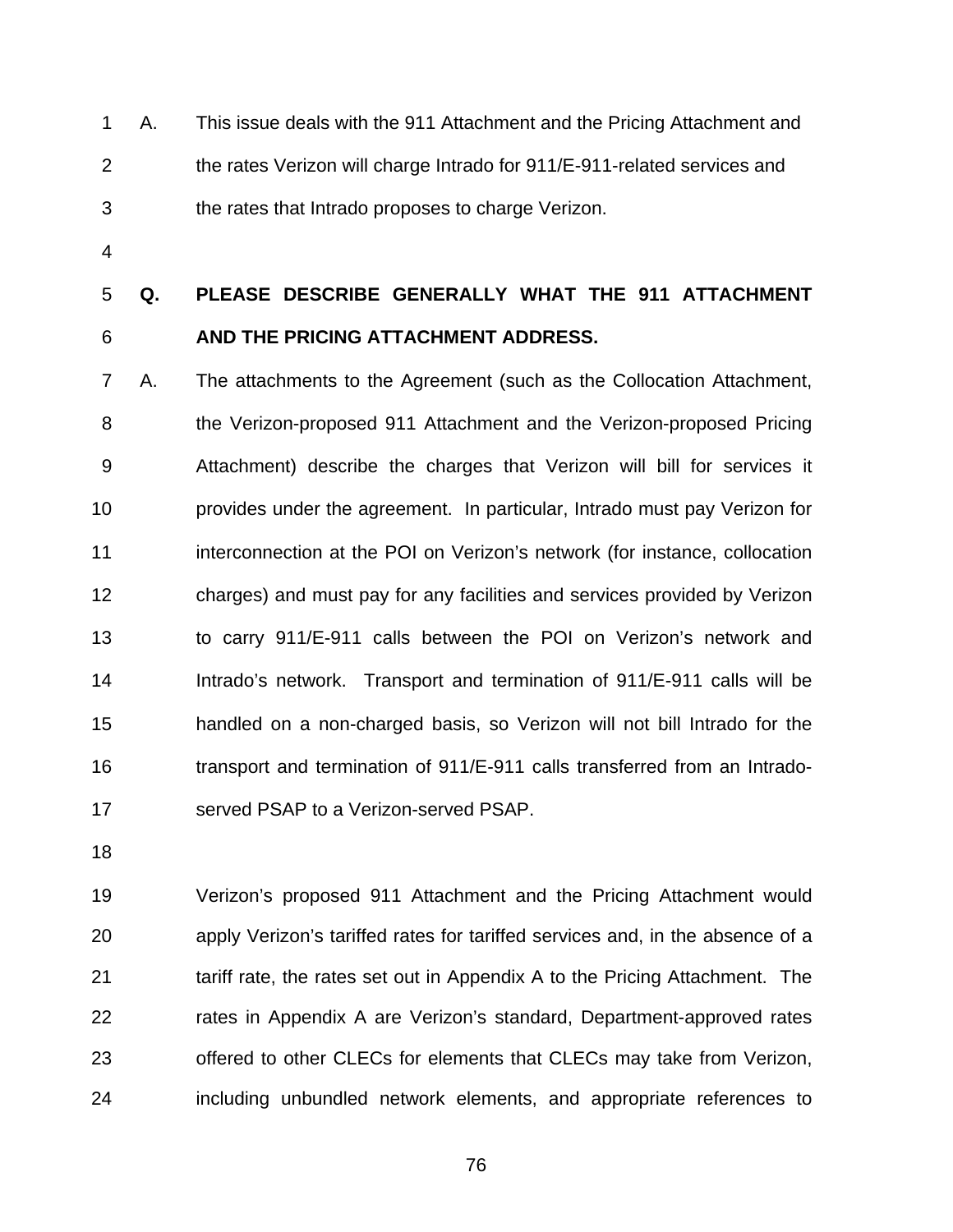A. This issue deals with the 911 Attachment and the Pricing Attachment and the rates Verizon will charge Intrado for 911/E-911-related services and the rates that Intrado proposes to charge Verizon.

**Q. PLEASE DESCRIBE GENERALLY WHAT THE 911 ATTACHMENT AND THE PRICING ATTACHMENT ADDRESS.**

A. The attachments to the Agreement (such as the Collocation Attachment, the Verizon-proposed 911 Attachment and the Verizon-proposed Pricing Attachment) describe the charges that Verizon will bill for services it provides under the agreement. In particular, Intrado must pay Verizon for interconnection at the POI on Verizon's network (for instance, collocation charges) and must pay for any facilities and services provided by Verizon to carry 911/E-911 calls between the POI on Verizon's network and Intrado's network. Transport and termination of 911/E-911 calls will be handled on a non-charged basis, so Verizon will not bill Intrado for the transport and termination of 911/E-911 calls transferred from an Intrado-served PSAP to a Verizon-served PSAP.

Verizon's proposed 911 Attachment and the Pricing Attachment would apply Verizon's tariffed rates for tariffed services and, in the absence of a tariff rate, the rates set out in Appendix A to the Pricing Attachment. The rates in Appendix A are Verizon's standard, Department-approved rates offered to other CLECs for elements that CLECs may take from Verizon, including unbundled network elements, and appropriate references to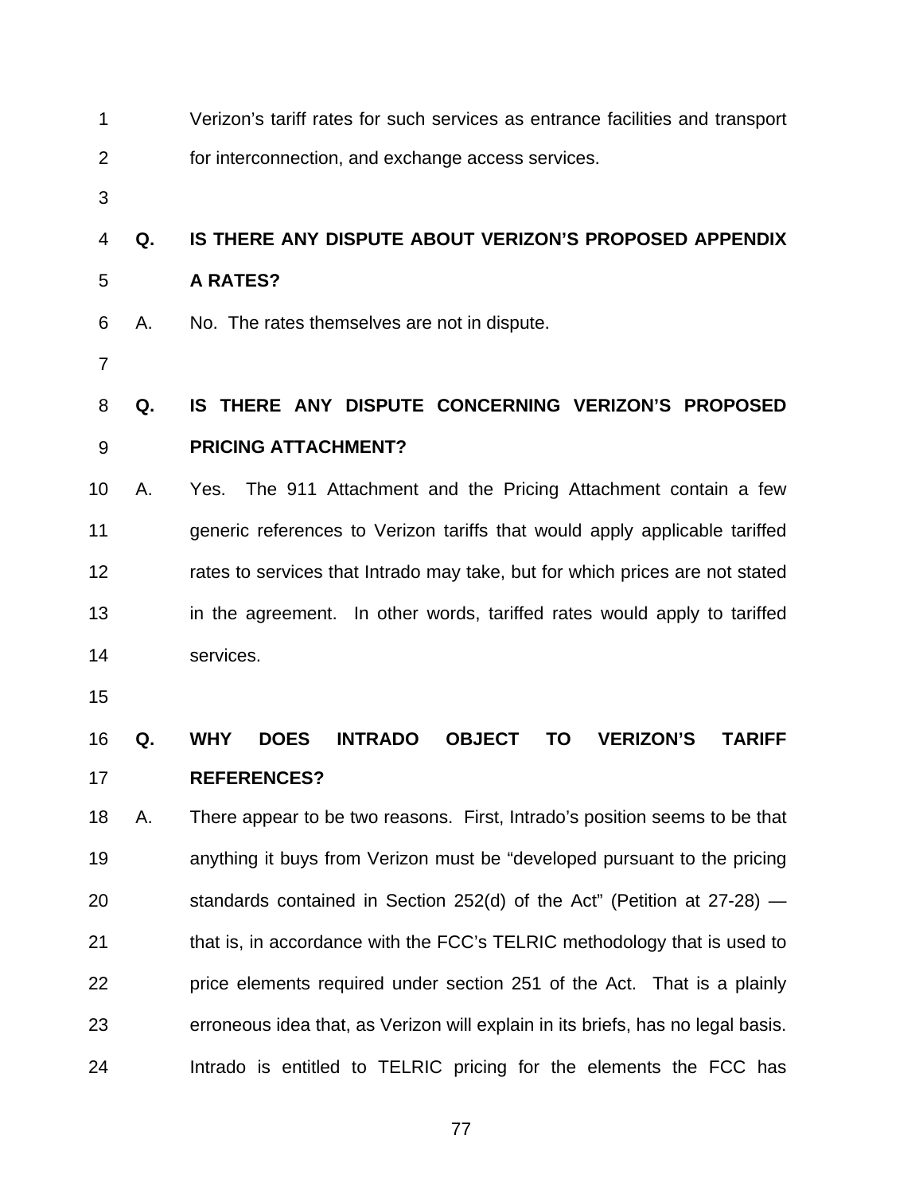Verizon's tariff rates for such services as entrance facilities and transport for interconnection, and exchange access services.

**Q. IS THERE ANY DISPUTE ABOUT VERIZON'S PROPOSED APPENDIX A RATES?**

A. No. The rates themselves are not in dispute.

**Q. IS THERE ANY DISPUTE CONCERNING VERIZON'S PROPOSED PRICING ATTACHMENT?**

A. Yes. The 911 Attachment and the Pricing Attachment contain a few generic references to Verizon tariffs that would apply applicable tariffed rates to services that Intrado may take, but for which prices are not stated in the agreement. In other words, tariffed rates would apply to tariffed services.

**Q. WHY DOES INTRADO OBJECT TO VERIZON'S TARIFF REFERENCES?**

A. There appear to be two reasons. First, Intrado's position seems to be that anything it buys from Verizon must be "developed pursuant to the pricing standards contained in Section 252(d) of the Act" (Petition at 27-28) — that is, in accordance with the FCC's TELRIC methodology that is used to price elements required under section 251 of the Act. That is a plainly erroneous idea that, as Verizon will explain in its briefs, has no legal basis. Intrado is entitled to TELRIC pricing for the elements the FCC has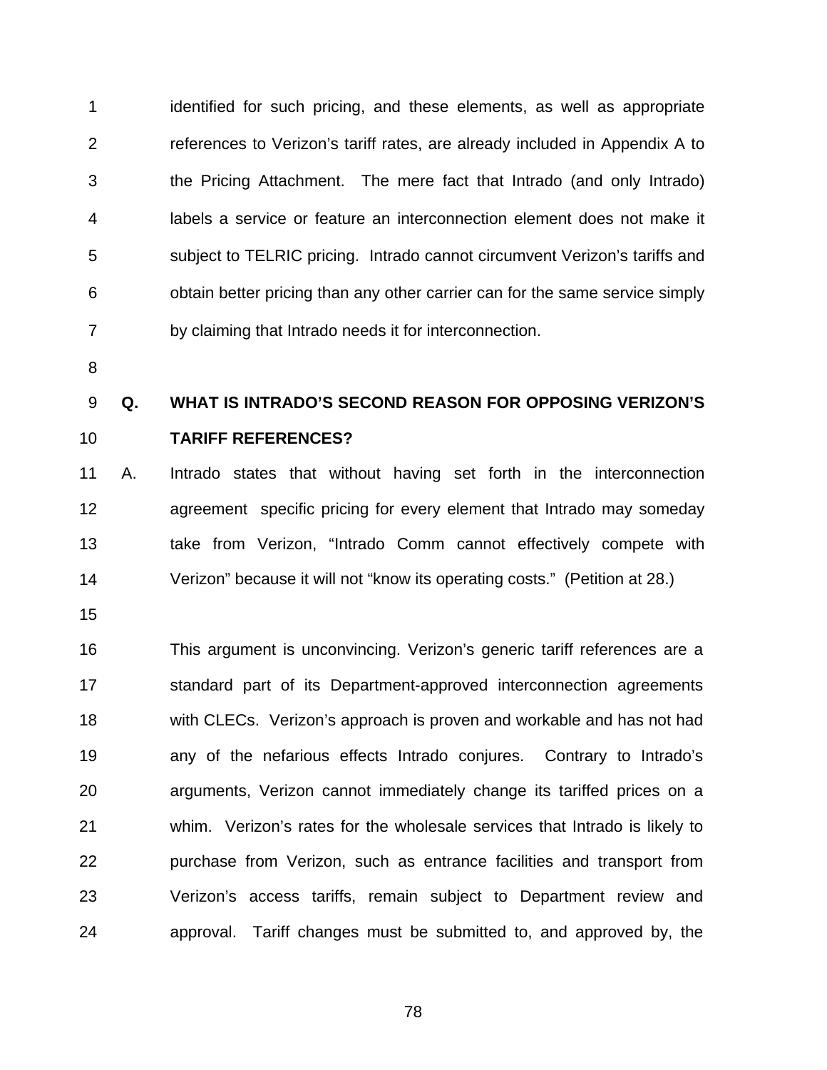identified for such pricing, and these elements, as well as appropriate references to Verizon's tariff rates, are already included in Appendix A to the Pricing Attachment. The mere fact that Intrado (and only Intrado) labels a service or feature an interconnection element does not make it subject to TELRIC pricing. Intrado cannot circumvent Verizon's tariffs and obtain better pricing than any other carrier can for the same service simply by claiming that Intrado needs it for interconnection.

**Q. WHAT IS INTRADO'S SECOND REASON FOR OPPOSING VERIZON'S TARIFF REFERENCES?**

A. Intrado states that without having set forth in the interconnection agreement specific pricing for every element that Intrado may someday take from Verizon, "Intrado Comm cannot effectively compete with Verizon" because it will not "know its operating costs." (Petition at 28.)

This argument is unconvincing. Verizon's generic tariff references are a standard part of its Department-approved interconnection agreements with CLECs. Verizon's approach is proven and workable and has not had any of the nefarious effects Intrado conjures. Contrary to Intrado's arguments, Verizon cannot immediately change its tariffed prices on a whim. Verizon's rates for the wholesale services that Intrado is likely to purchase from Verizon, such as entrance facilities and transport from Verizon's access tariffs, remain subject to Department review and approval. Tariff changes must be submitted to, and approved by, the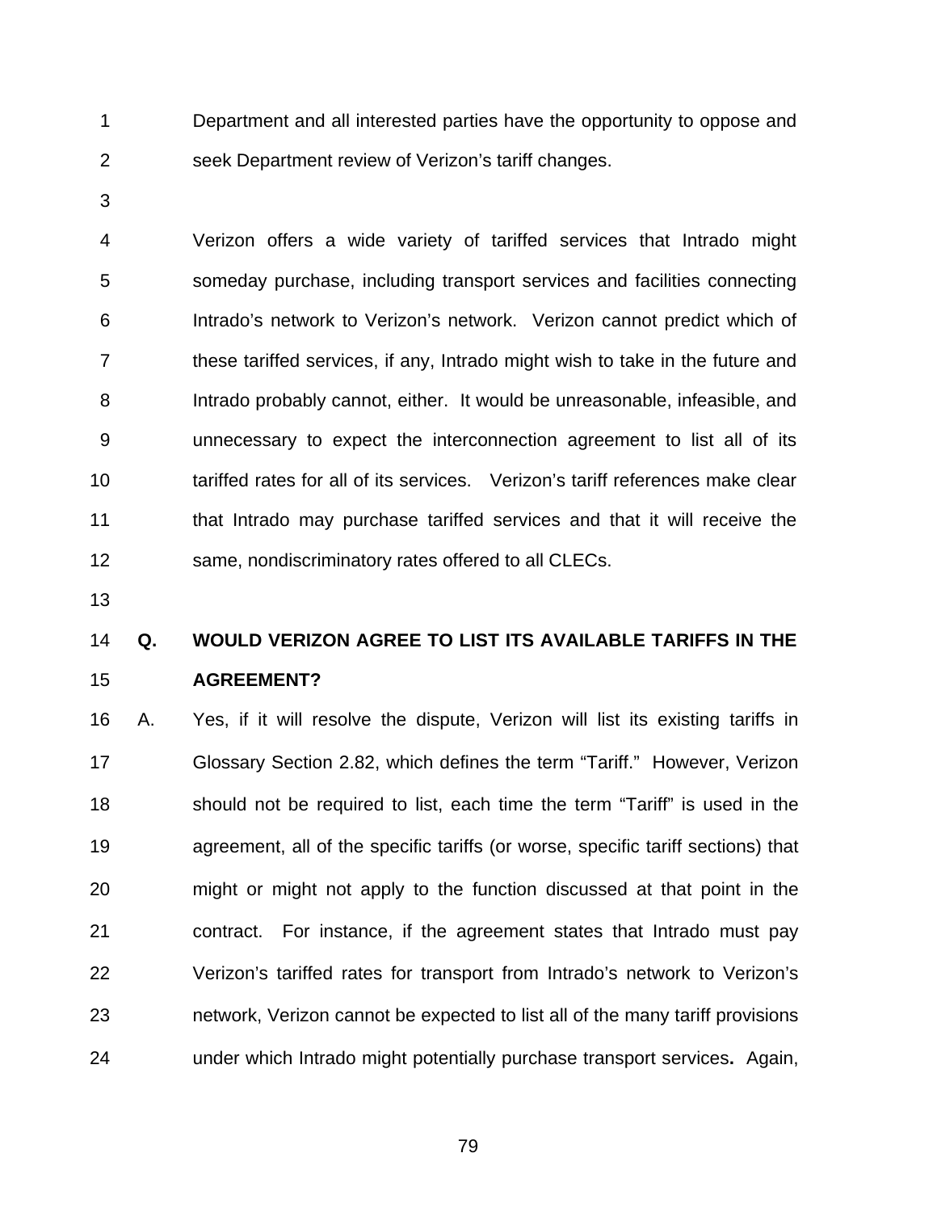Department and all interested parties have the opportunity to oppose and seek Department review of Verizon's tariff changes.

Verizon offers a wide variety of tariffed services that Intrado might someday purchase, including transport services and facilities connecting Intrado's network to Verizon's network. Verizon cannot predict which of these tariffed services, if any, Intrado might wish to take in the future and Intrado probably cannot, either. It would be unreasonable, infeasible, and unnecessary to expect the interconnection agreement to list all of its tariffed rates for all of its services. Verizon's tariff references make clear that Intrado may purchase tariffed services and that it will receive the same, nondiscriminatory rates offered to all CLECs.

**Q. WOULD VERIZON AGREE TO LIST ITS AVAILABLE TARIFFS IN THE AGREEMENT?**

A. Yes, if it will resolve the dispute, Verizon will list its existing tariffs in Glossary Section 2.82, which defines the term "Tariff." However, Verizon should not be required to list, each time the term "Tariff" is used in the agreement, all of the specific tariffs (or worse, specific tariff sections) that might or might not apply to the function discussed at that point in the contract. For instance, if the agreement states that Intrado must pay Verizon's tariffed rates for transport from Intrado's network to Verizon's network, Verizon cannot be expected to list all of the many tariff provisions under which Intrado might potentially purchase transport services**.** Again,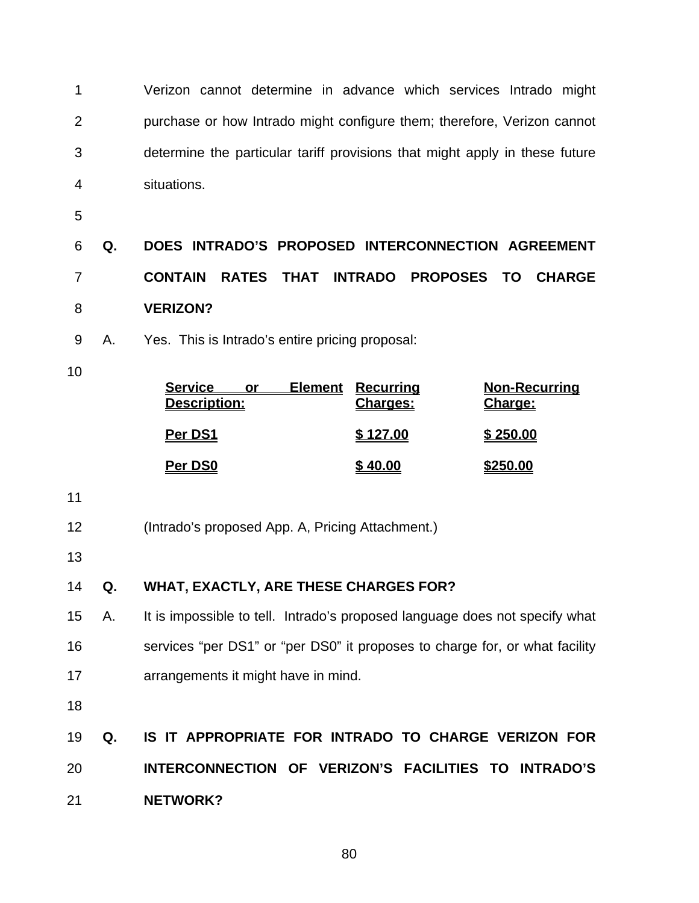Verizon cannot determine in advance which services Intrado might purchase or how Intrado might configure them; therefore, Verizon cannot determine the particular tariff provisions that might apply in these future situations.

**Q. DOES INTRADO'S PROPOSED INTERCONNECTION AGREEMENT CONTAIN RATES THAT INTRADO PROPOSES TO CHARGE VERIZON?**

A. Yes. This is Intrado's entire pricing proposal:

| **Service or Element Description:** | **Recurring Charges:** | **Non-Recurring Charge:** |
|---|---|---|
| **Per DS1** | **$ 127.00** | **$ 250.00** |
| **Per DS0** | **$ 40.00** | **$250.00** |

(Intrado's proposed App. A, Pricing Attachment.)

**Q. WHAT, EXACTLY, ARE THESE CHARGES FOR?**

A. It is impossible to tell. Intrado's proposed language does not specify what services "per DS1" or "per DS0" it proposes to charge for, or what facility arrangements it might have in mind.

**Q. IS IT APPROPRIATE FOR INTRADO TO CHARGE VERIZON FOR INTERCONNECTION OF VERIZON'S FACILITIES TO INTRADO'S NETWORK?**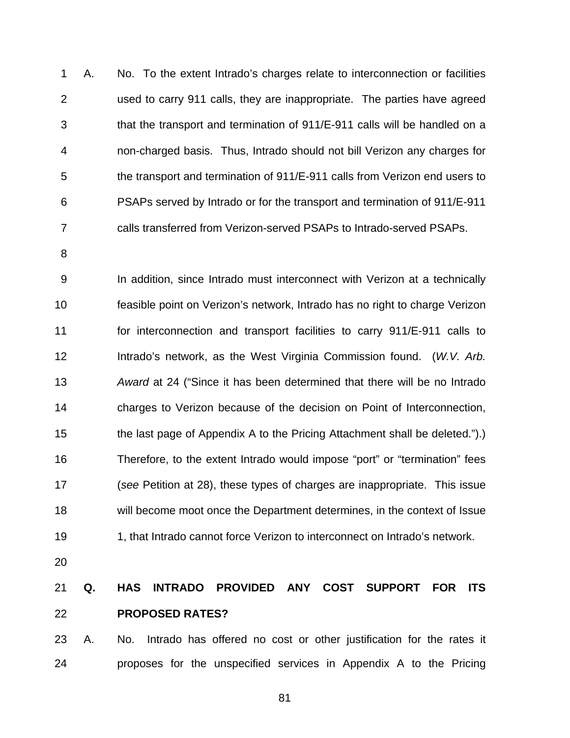A. No. To the extent Intrado's charges relate to interconnection or facilities used to carry 911 calls, they are inappropriate. The parties have agreed that the transport and termination of 911/E-911 calls will be handled on a non-charged basis. Thus, Intrado should not bill Verizon any charges for the transport and termination of 911/E-911 calls from Verizon end users to PSAPs served by Intrado or for the transport and termination of 911/E-911 calls transferred from Verizon-served PSAPs to Intrado-served PSAPs.

In addition, since Intrado must interconnect with Verizon at a technically feasible point on Verizon's network, Intrado has no right to charge Verizon for interconnection and transport facilities to carry 911/E-911 calls to Intrado's network, as the West Virginia Commission found. (*W.V. Arb. Award* at 24 ("Since it has been determined that there will be no Intrado charges to Verizon because of the decision on Point of Interconnection, the last page of Appendix A to the Pricing Attachment shall be deleted.").) Therefore, to the extent Intrado would impose "port" or "termination" fees (*see* Petition at 28), these types of charges are inappropriate. This issue will become moot once the Department determines, in the context of Issue 1, that Intrado cannot force Verizon to interconnect on Intrado's network.

**Q. HAS INTRADO PROVIDED ANY COST SUPPORT FOR ITS PROPOSED RATES?**

A. No. Intrado has offered no cost or other justification for the rates it proposes for the unspecified services in Appendix A to the Pricing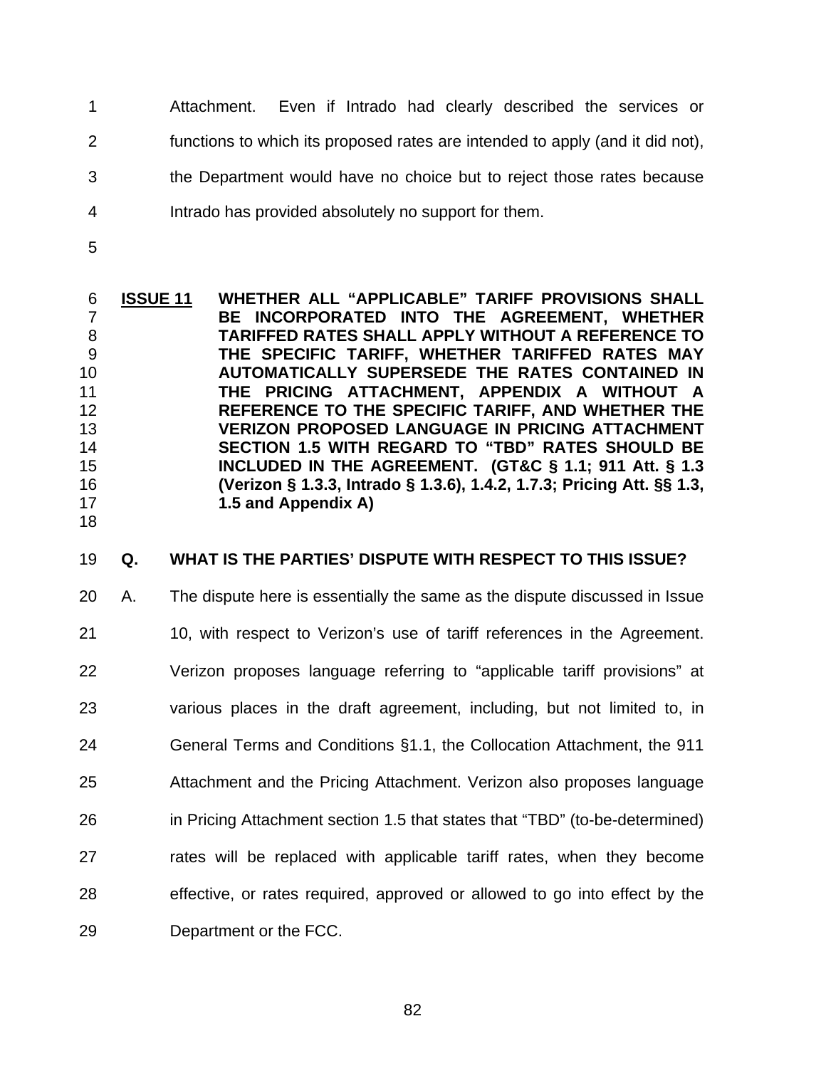Attachment. Even if Intrado had clearly described the services or functions to which its proposed rates are intended to apply (and it did not), the Department would have no choice but to reject those rates because Intrado has provided absolutely no support for them.

**ISSUE 11 WHETHER ALL "APPLICABLE" TARIFF PROVISIONS SHALL BE INCORPORATED INTO THE AGREEMENT, WHETHER TARIFFED RATES SHALL APPLY WITHOUT A REFERENCE TO THE SPECIFIC TARIFF, WHETHER TARIFFED RATES MAY AUTOMATICALLY SUPERSEDE THE RATES CONTAINED IN THE PRICING ATTACHMENT, APPENDIX A WITHOUT A REFERENCE TO THE SPECIFIC TARIFF, AND WHETHER THE VERIZON PROPOSED LANGUAGE IN PRICING ATTACHMENT SECTION 1.5 WITH REGARD TO "TBD" RATES SHOULD BE INCLUDED IN THE AGREEMENT. (GT&C § 1.1; 911 Att. § 1.3 (Verizon § 1.3.3, Intrado § 1.3.6), 1.4.2, 1.7.3; Pricing Att. §§ 1.3, 1.5 and Appendix A)**

**Q. WHAT IS THE PARTIES' DISPUTE WITH RESPECT TO THIS ISSUE?**

A. The dispute here is essentially the same as the dispute discussed in Issue 10, with respect to Verizon's use of tariff references in the Agreement. Verizon proposes language referring to "applicable tariff provisions" at various places in the draft agreement, including, but not limited to, in General Terms and Conditions §1.1, the Collocation Attachment, the 911 Attachment and the Pricing Attachment. Verizon also proposes language in Pricing Attachment section 1.5 that states that "TBD" (to-be-determined) rates will be replaced with applicable tariff rates, when they become effective, or rates required, approved or allowed to go into effect by the Department or the FCC.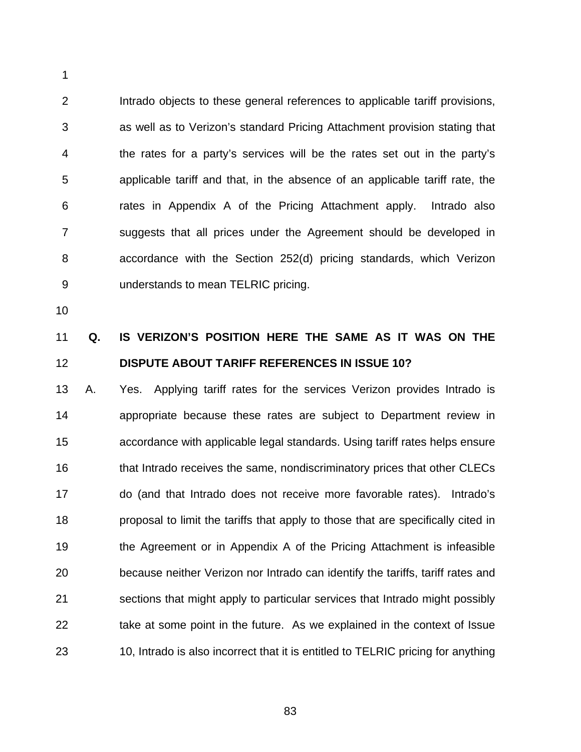Intrado objects to these general references to applicable tariff provisions, as well as to Verizon's standard Pricing Attachment provision stating that the rates for a party's services will be the rates set out in the party's applicable tariff and that, in the absence of an applicable tariff rate, the rates in Appendix A of the Pricing Attachment apply. Intrado also suggests that all prices under the Agreement should be developed in accordance with the Section 252(d) pricing standards, which Verizon understands to mean TELRIC pricing.

**Q. IS VERIZON'S POSITION HERE THE SAME AS IT WAS ON THE DISPUTE ABOUT TARIFF REFERENCES IN ISSUE 10?**

A. Yes. Applying tariff rates for the services Verizon provides Intrado is appropriate because these rates are subject to Department review in accordance with applicable legal standards. Using tariff rates helps ensure that Intrado receives the same, nondiscriminatory prices that other CLECs do (and that Intrado does not receive more favorable rates). Intrado's proposal to limit the tariffs that apply to those that are specifically cited in the Agreement or in Appendix A of the Pricing Attachment is infeasible because neither Verizon nor Intrado can identify the tariffs, tariff rates and sections that might apply to particular services that Intrado might possibly take at some point in the future. As we explained in the context of Issue 10, Intrado is also incorrect that it is entitled to TELRIC pricing for anything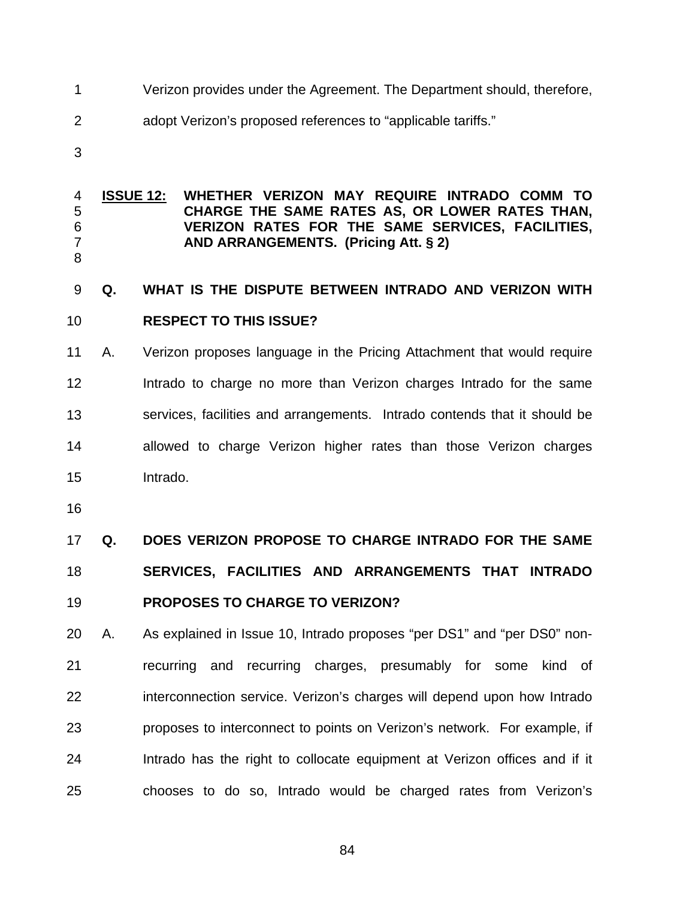Verizon provides under the Agreement. The Department should, therefore, adopt Verizon's proposed references to "applicable tariffs."

**ISSUE 12: WHETHER VERIZON MAY REQUIRE INTRADO COMM TO CHARGE THE SAME RATES AS, OR LOWER RATES THAN, VERIZON RATES FOR THE SAME SERVICES, FACILITIES, AND ARRANGEMENTS. (Pricing Att. § 2)**

**Q. WHAT IS THE DISPUTE BETWEEN INTRADO AND VERIZON WITH RESPECT TO THIS ISSUE?**

A. Verizon proposes language in the Pricing Attachment that would require Intrado to charge no more than Verizon charges Intrado for the same services, facilities and arrangements. Intrado contends that it should be allowed to charge Verizon higher rates than those Verizon charges Intrado.

**Q. DOES VERIZON PROPOSE TO CHARGE INTRADO FOR THE SAME SERVICES, FACILITIES AND ARRANGEMENTS THAT INTRADO PROPOSES TO CHARGE TO VERIZON?**

A. As explained in Issue 10, Intrado proposes "per DS1" and "per DS0" non-recurring and recurring charges, presumably for some kind of interconnection service. Verizon's charges will depend upon how Intrado proposes to interconnect to points on Verizon's network. For example, if Intrado has the right to collocate equipment at Verizon offices and if it chooses to do so, Intrado would be charged rates from Verizon's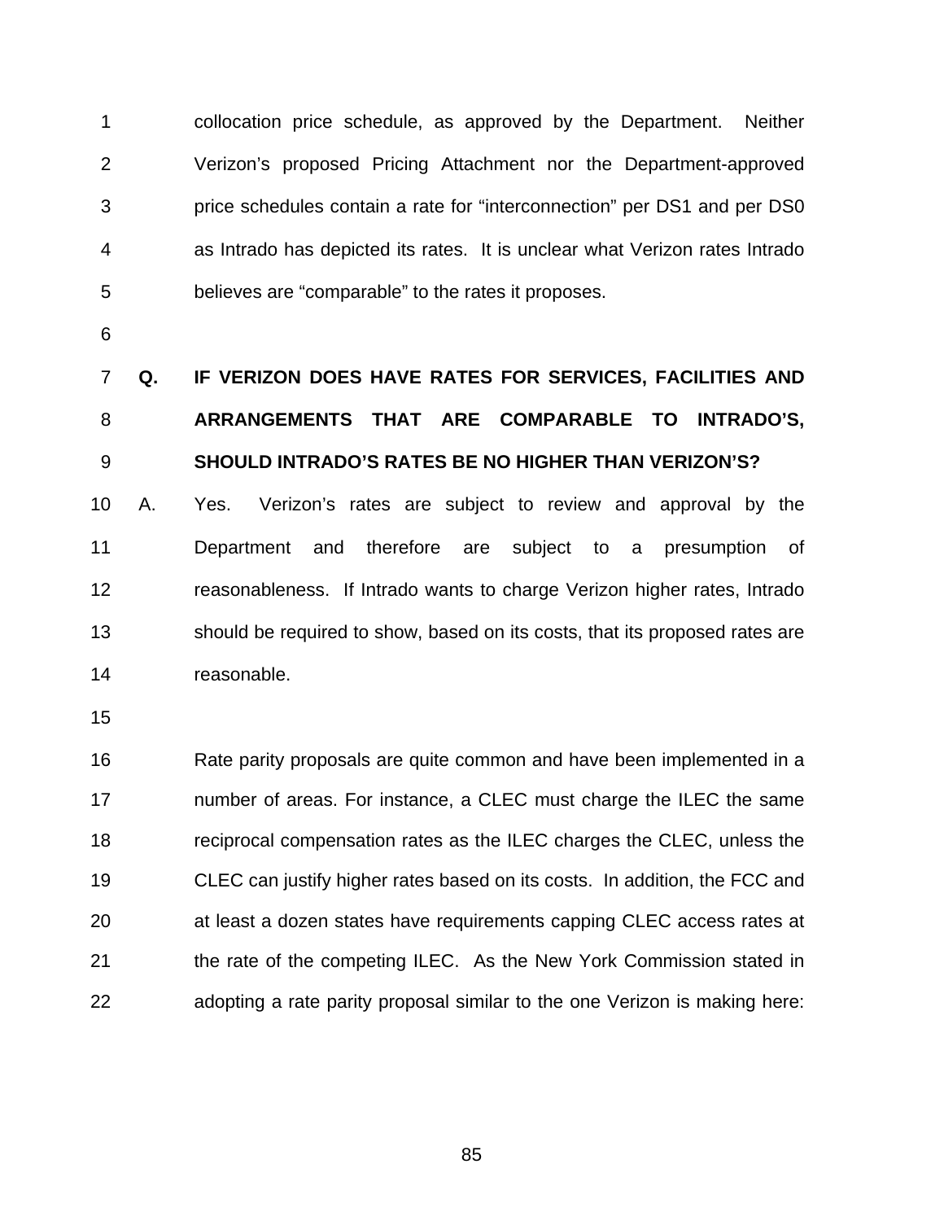collocation price schedule, as approved by the Department. Neither Verizon's proposed Pricing Attachment nor the Department-approved price schedules contain a rate for "interconnection" per DS1 and per DS0 as Intrado has depicted its rates. It is unclear what Verizon rates Intrado believes are "comparable" to the rates it proposes.

**Q. IF VERIZON DOES HAVE RATES FOR SERVICES, FACILITIES AND ARRANGEMENTS THAT ARE COMPARABLE TO INTRADO'S, SHOULD INTRADO'S RATES BE NO HIGHER THAN VERIZON'S?**

A. Yes. Verizon's rates are subject to review and approval by the Department and therefore are subject to a presumption of reasonableness. If Intrado wants to charge Verizon higher rates, Intrado should be required to show, based on its costs, that its proposed rates are reasonable.

Rate parity proposals are quite common and have been implemented in a number of areas. For instance, a CLEC must charge the ILEC the same reciprocal compensation rates as the ILEC charges the CLEC, unless the CLEC can justify higher rates based on its costs. In addition, the FCC and at least a dozen states have requirements capping CLEC access rates at the rate of the competing ILEC. As the New York Commission stated in adopting a rate parity proposal similar to the one Verizon is making here: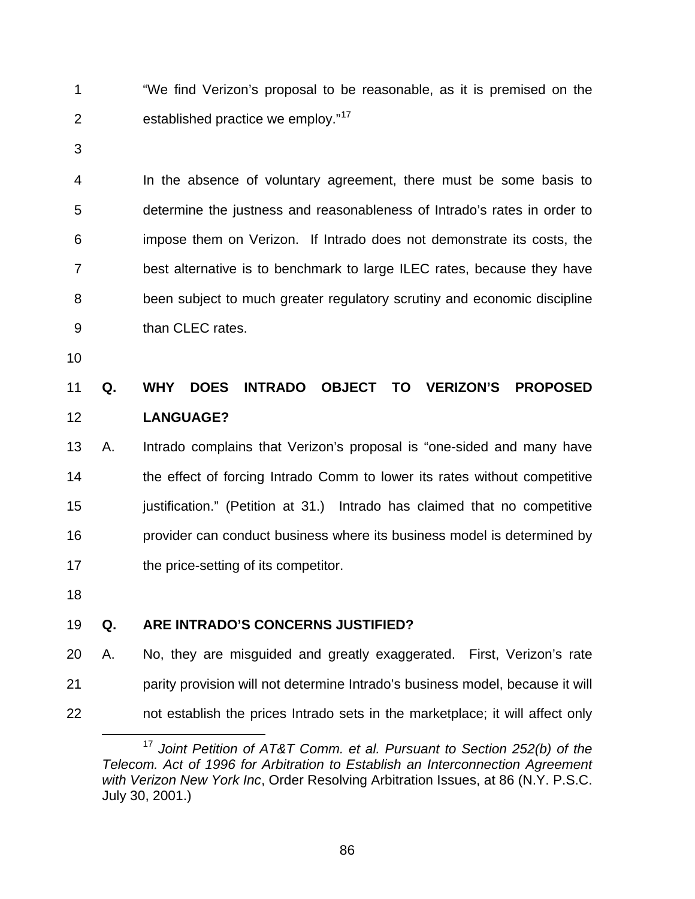"We find Verizon's proposal to be reasonable, as it is premised on the established practice we employ."[17]

In the absence of voluntary agreement, there must be some basis to determine the justness and reasonableness of Intrado's rates in order to impose them on Verizon. If Intrado does not demonstrate its costs, the best alternative is to benchmark to large ILEC rates, because they have been subject to much greater regulatory scrutiny and economic discipline than CLEC rates.

**Q. WHY DOES INTRADO OBJECT TO VERIZON'S PROPOSED LANGUAGE?**

A. Intrado complains that Verizon's proposal is "one-sided and many have the effect of forcing Intrado Comm to lower its rates without competitive justification." (Petition at 31.) Intrado has claimed that no competitive provider can conduct business where its business model is determined by the price-setting of its competitor.

**Q. ARE INTRADO'S CONCERNS JUSTIFIED?**

A. No, they are misguided and greatly exaggerated. First, Verizon's rate parity provision will not determine Intrado's business model, because it will not establish the prices Intrado sets in the marketplace; it will affect only

---

[17] *Joint Petition of AT&T Comm. et al. Pursuant to Section 252(b) of the Telecom. Act of 1996 for Arbitration to Establish an Interconnection Agreement with Verizon New York Inc*, Order Resolving Arbitration Issues, at 86 (N.Y. P.S.C. July 30, 2001.)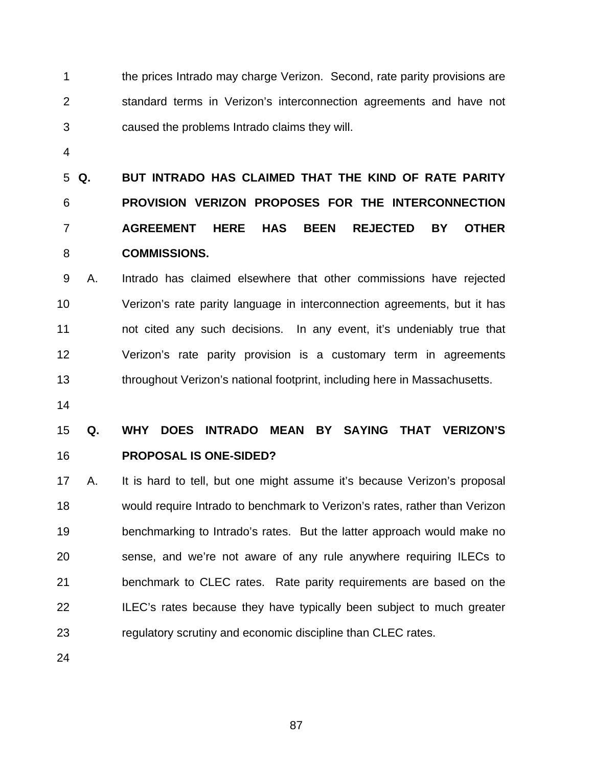the prices Intrado may charge Verizon. Second, rate parity provisions are standard terms in Verizon's interconnection agreements and have not caused the problems Intrado claims they will.

**Q. BUT INTRADO HAS CLAIMED THAT THE KIND OF RATE PARITY PROVISION VERIZON PROPOSES FOR THE INTERCONNECTION AGREEMENT HERE HAS BEEN REJECTED BY OTHER COMMISSIONS.**

A. Intrado has claimed elsewhere that other commissions have rejected Verizon's rate parity language in interconnection agreements, but it has not cited any such decisions. In any event, it's undeniably true that Verizon's rate parity provision is a customary term in agreements throughout Verizon's national footprint, including here in Massachusetts.

**Q. WHY DOES INTRADO MEAN BY SAYING THAT VERIZON'S PROPOSAL IS ONE-SIDED?**

A. It is hard to tell, but one might assume it's because Verizon's proposal would require Intrado to benchmark to Verizon's rates, rather than Verizon benchmarking to Intrado's rates. But the latter approach would make no sense, and we're not aware of any rule anywhere requiring ILECs to benchmark to CLEC rates. Rate parity requirements are based on the ILEC's rates because they have typically been subject to much greater regulatory scrutiny and economic discipline than CLEC rates.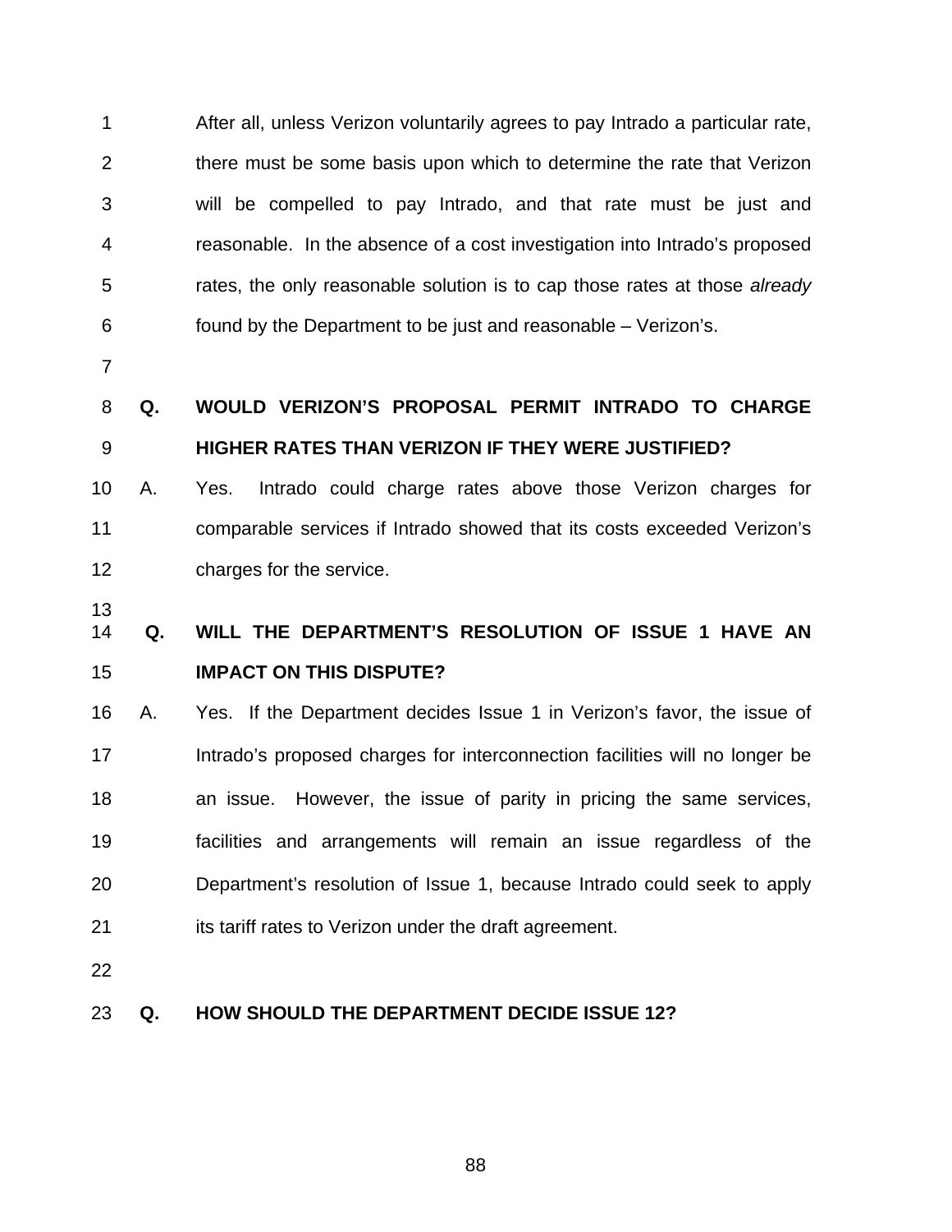After all, unless Verizon voluntarily agrees to pay Intrado a particular rate, there must be some basis upon which to determine the rate that Verizon will be compelled to pay Intrado, and that rate must be just and reasonable. In the absence of a cost investigation into Intrado's proposed rates, the only reasonable solution is to cap those rates at those *already* found by the Department to be just and reasonable – Verizon's.

**Q. WOULD VERIZON'S PROPOSAL PERMIT INTRADO TO CHARGE HIGHER RATES THAN VERIZON IF THEY WERE JUSTIFIED?**

A. Yes. Intrado could charge rates above those Verizon charges for comparable services if Intrado showed that its costs exceeded Verizon's charges for the service.

**Q. WILL THE DEPARTMENT'S RESOLUTION OF ISSUE 1 HAVE AN IMPACT ON THIS DISPUTE?**

A. Yes. If the Department decides Issue 1 in Verizon's favor, the issue of Intrado's proposed charges for interconnection facilities will no longer be an issue. However, the issue of parity in pricing the same services, facilities and arrangements will remain an issue regardless of the Department's resolution of Issue 1, because Intrado could seek to apply its tariff rates to Verizon under the draft agreement.

**Q. HOW SHOULD THE DEPARTMENT DECIDE ISSUE 12?**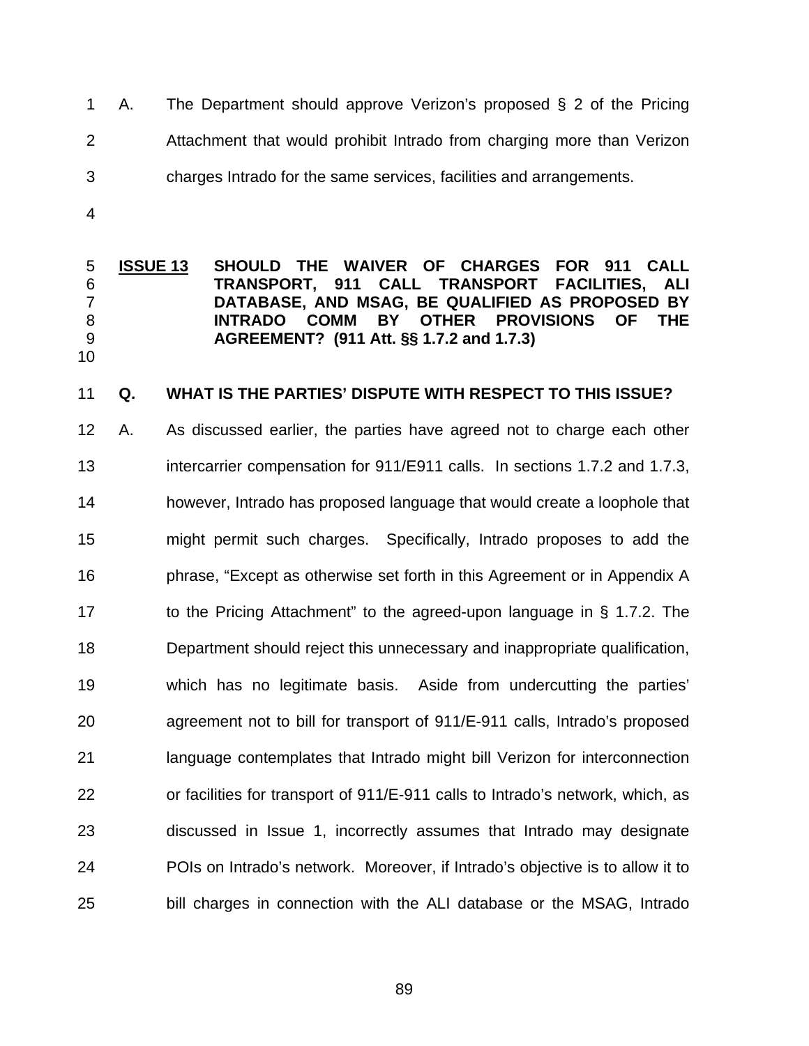A. The Department should approve Verizon's proposed § 2 of the Pricing Attachment that would prohibit Intrado from charging more than Verizon charges Intrado for the same services, facilities and arrangements.

**ISSUE 13 SHOULD THE WAIVER OF CHARGES FOR 911 CALL TRANSPORT, 911 CALL TRANSPORT FACILITIES, ALI DATABASE, AND MSAG, BE QUALIFIED AS PROPOSED BY INTRADO COMM BY OTHER PROVISIONS OF THE AGREEMENT? (911 Att. §§ 1.7.2 and 1.7.3)**

**Q. WHAT IS THE PARTIES' DISPUTE WITH RESPECT TO THIS ISSUE?**

A. As discussed earlier, the parties have agreed not to charge each other intercarrier compensation for 911/E911 calls. In sections 1.7.2 and 1.7.3, however, Intrado has proposed language that would create a loophole that might permit such charges. Specifically, Intrado proposes to add the phrase, "Except as otherwise set forth in this Agreement or in Appendix A to the Pricing Attachment" to the agreed-upon language in § 1.7.2. The Department should reject this unnecessary and inappropriate qualification, which has no legitimate basis. Aside from undercutting the parties' agreement not to bill for transport of 911/E-911 calls, Intrado's proposed language contemplates that Intrado might bill Verizon for interconnection or facilities for transport of 911/E-911 calls to Intrado's network, which, as discussed in Issue 1, incorrectly assumes that Intrado may designate POIs on Intrado's network. Moreover, if Intrado's objective is to allow it to bill charges in connection with the ALI database or the MSAG, Intrado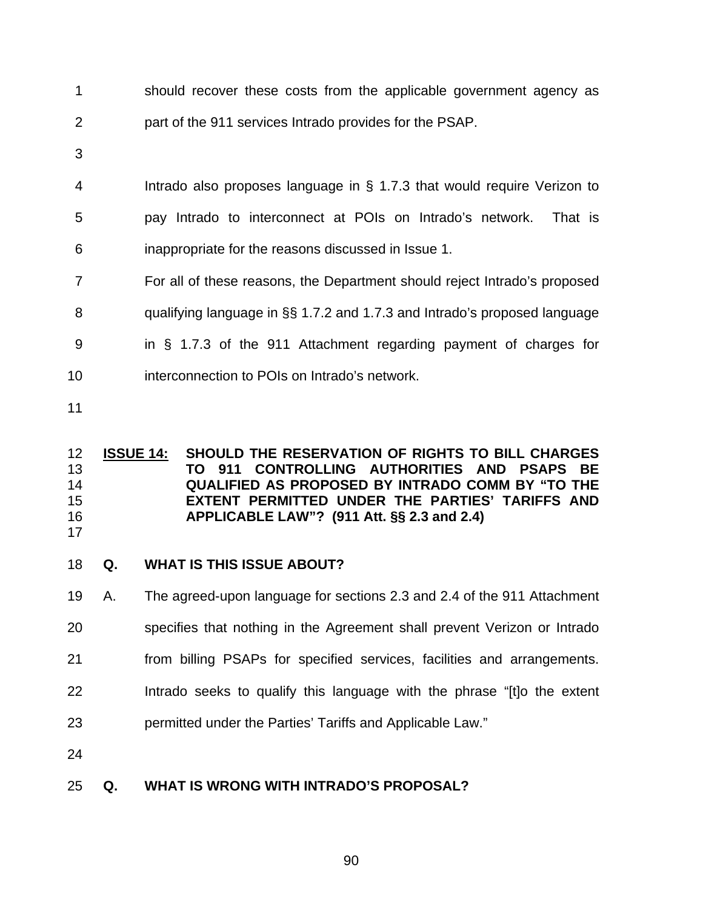should recover these costs from the applicable government agency as part of the 911 services Intrado provides for the PSAP.

Intrado also proposes language in § 1.7.3 that would require Verizon to pay Intrado to interconnect at POIs on Intrado's network. That is inappropriate for the reasons discussed in Issue 1.

For all of these reasons, the Department should reject Intrado's proposed qualifying language in §§ 1.7.2 and 1.7.3 and Intrado's proposed language in § 1.7.3 of the 911 Attachment regarding payment of charges for interconnection to POIs on Intrado's network.

**ISSUE 14: SHOULD THE RESERVATION OF RIGHTS TO BILL CHARGES TO 911 CONTROLLING AUTHORITIES AND PSAPS BE QUALIFIED AS PROPOSED BY INTRADO COMM BY "TO THE EXTENT PERMITTED UNDER THE PARTIES' TARIFFS AND APPLICABLE LAW"? (911 Att. §§ 2.3 and 2.4)**

**Q. WHAT IS THIS ISSUE ABOUT?**

A. The agreed-upon language for sections 2.3 and 2.4 of the 911 Attachment specifies that nothing in the Agreement shall prevent Verizon or Intrado from billing PSAPs for specified services, facilities and arrangements. Intrado seeks to qualify this language with the phrase "[t]o the extent permitted under the Parties' Tariffs and Applicable Law."

**Q. WHAT IS WRONG WITH INTRADO'S PROPOSAL?**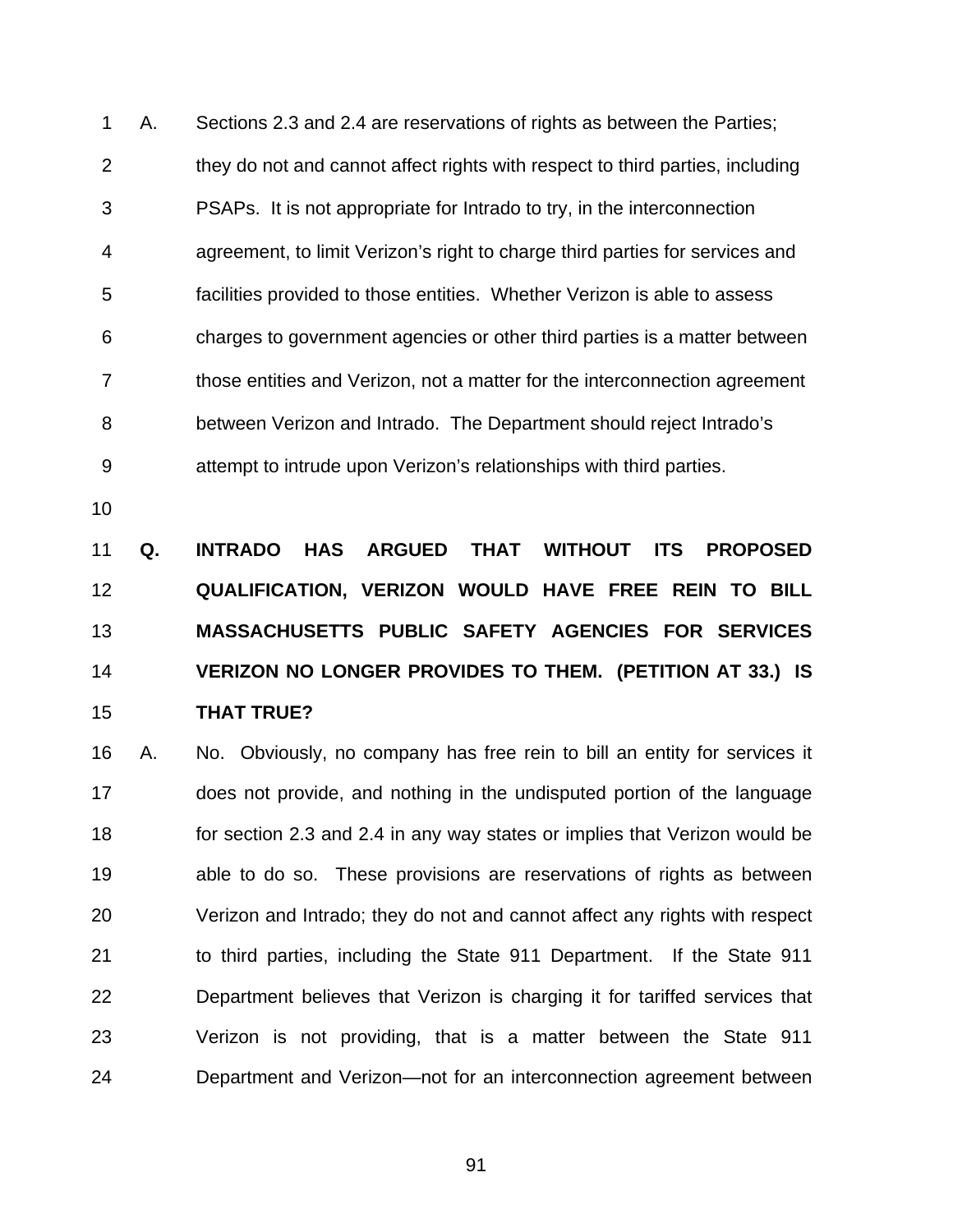A. Sections 2.3 and 2.4 are reservations of rights as between the Parties; they do not and cannot affect rights with respect to third parties, including PSAPs. It is not appropriate for Intrado to try, in the interconnection agreement, to limit Verizon's right to charge third parties for services and facilities provided to those entities. Whether Verizon is able to assess charges to government agencies or other third parties is a matter between those entities and Verizon, not a matter for the interconnection agreement between Verizon and Intrado. The Department should reject Intrado's attempt to intrude upon Verizon's relationships with third parties.

**Q. INTRADO HAS ARGUED THAT WITHOUT ITS PROPOSED QUALIFICATION, VERIZON WOULD HAVE FREE REIN TO BILL MASSACHUSETTS PUBLIC SAFETY AGENCIES FOR SERVICES VERIZON NO LONGER PROVIDES TO THEM. (PETITION AT 33.) IS THAT TRUE?**

A. No. Obviously, no company has free rein to bill an entity for services it does not provide, and nothing in the undisputed portion of the language for section 2.3 and 2.4 in any way states or implies that Verizon would be able to do so. These provisions are reservations of rights as between Verizon and Intrado; they do not and cannot affect any rights with respect to third parties, including the State 911 Department. If the State 911 Department believes that Verizon is charging it for tariffed services that Verizon is not providing, that is a matter between the State 911 Department and Verizon—not for an interconnection agreement between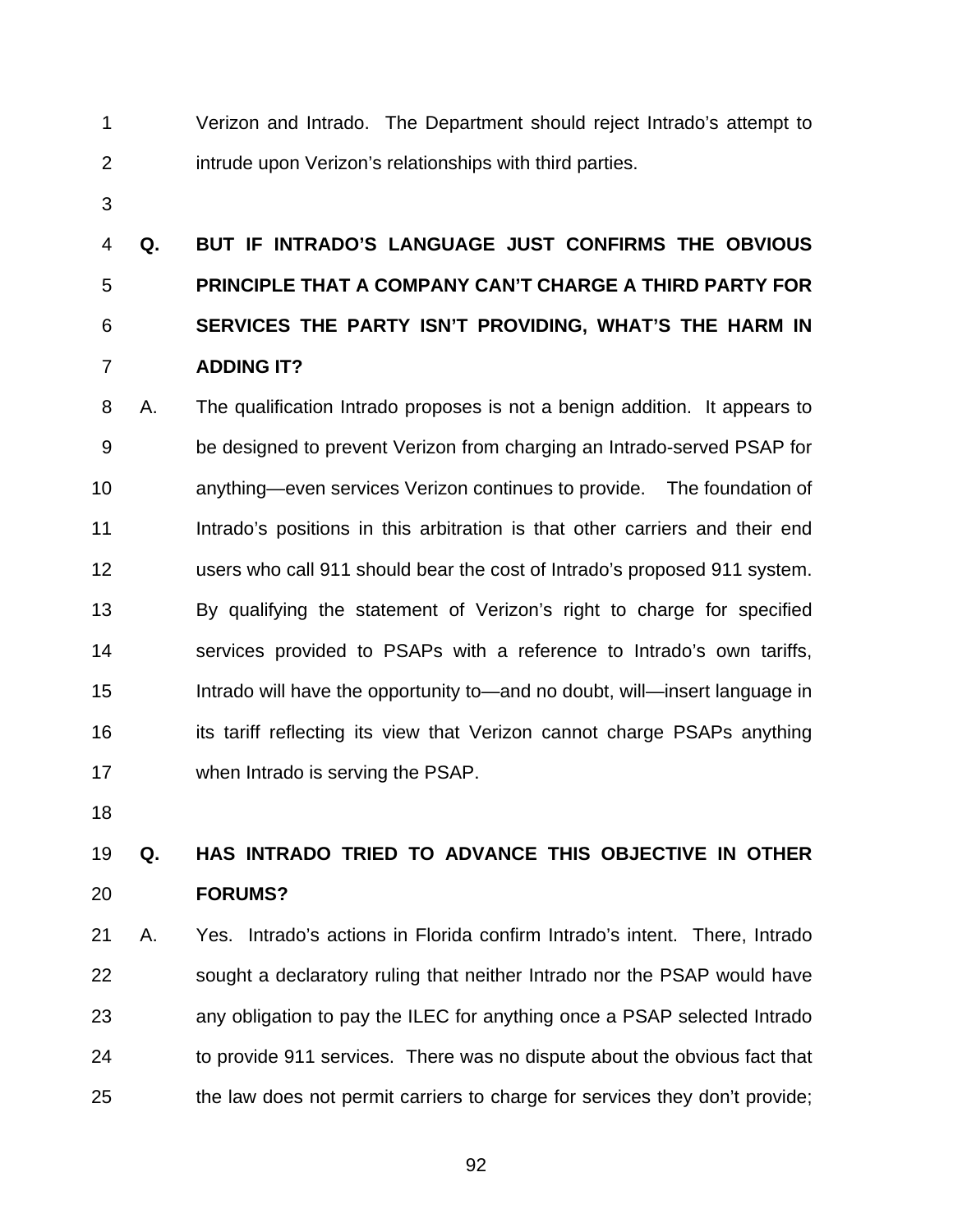Verizon and Intrado. The Department should reject Intrado's attempt to intrude upon Verizon's relationships with third parties.

**Q. BUT IF INTRADO'S LANGUAGE JUST CONFIRMS THE OBVIOUS PRINCIPLE THAT A COMPANY CAN'T CHARGE A THIRD PARTY FOR SERVICES THE PARTY ISN'T PROVIDING, WHAT'S THE HARM IN ADDING IT?**

A. The qualification Intrado proposes is not a benign addition. It appears to be designed to prevent Verizon from charging an Intrado-served PSAP for anything—even services Verizon continues to provide. The foundation of Intrado's positions in this arbitration is that other carriers and their end users who call 911 should bear the cost of Intrado's proposed 911 system. By qualifying the statement of Verizon's right to charge for specified services provided to PSAPs with a reference to Intrado's own tariffs, Intrado will have the opportunity to—and no doubt, will—insert language in its tariff reflecting its view that Verizon cannot charge PSAPs anything when Intrado is serving the PSAP.

**Q. HAS INTRADO TRIED TO ADVANCE THIS OBJECTIVE IN OTHER FORUMS?**

A. Yes. Intrado's actions in Florida confirm Intrado's intent. There, Intrado sought a declaratory ruling that neither Intrado nor the PSAP would have any obligation to pay the ILEC for anything once a PSAP selected Intrado to provide 911 services. There was no dispute about the obvious fact that the law does not permit carriers to charge for services they don't provide;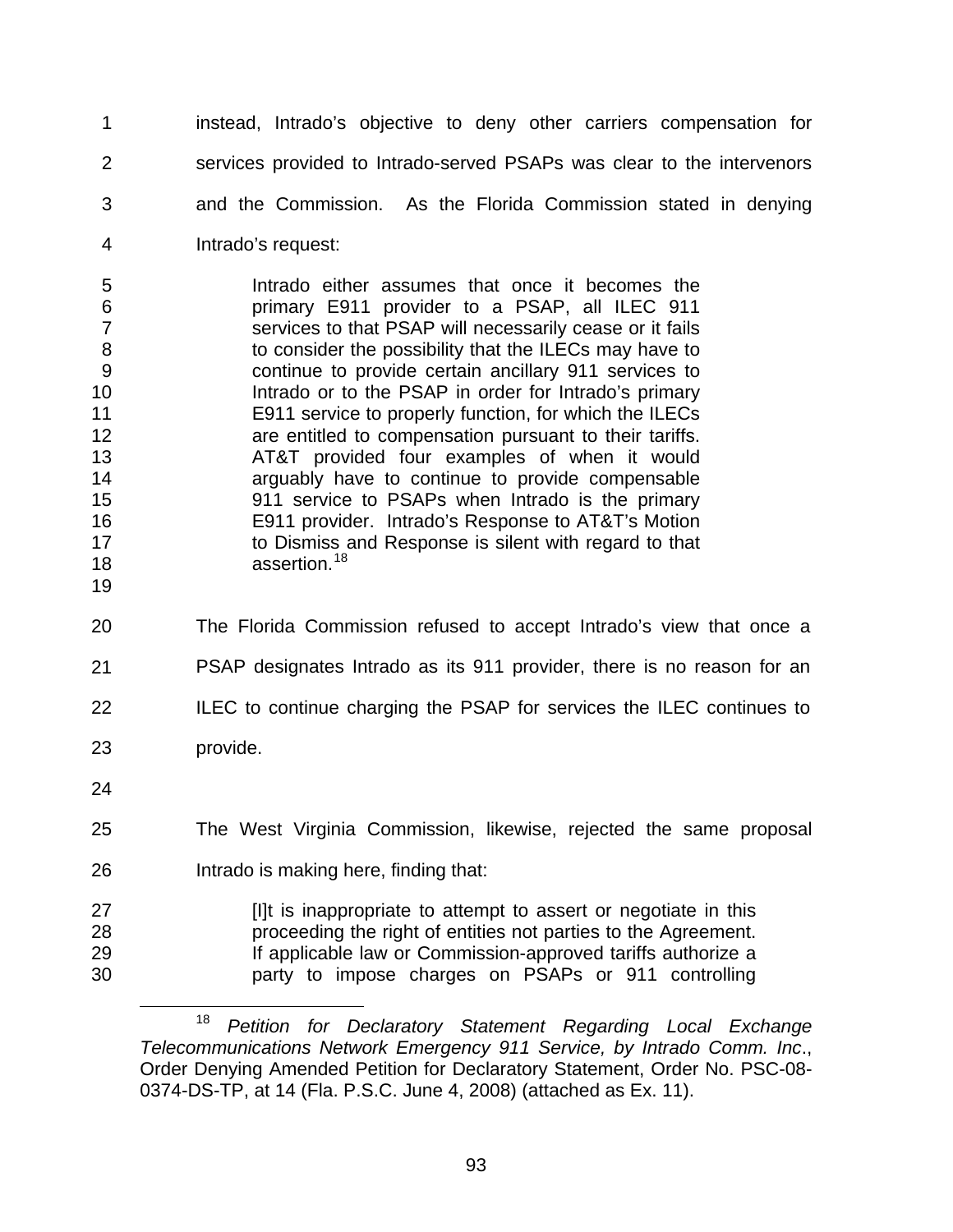instead, Intrado's objective to deny other carriers compensation for services provided to Intrado-served PSAPs was clear to the intervenors and the Commission. As the Florida Commission stated in denying Intrado's request:

> Intrado either assumes that once it becomes the primary E911 provider to a PSAP, all ILEC 911 services to that PSAP will necessarily cease or it fails to consider the possibility that the ILECs may have to continue to provide certain ancillary 911 services to Intrado or to the PSAP in order for Intrado's primary E911 service to properly function, for which the ILECs are entitled to compensation pursuant to their tariffs. AT&T provided four examples of when it would arguably have to continue to provide compensable 911 service to PSAPs when Intrado is the primary E911 provider. Intrado's Response to AT&T's Motion to Dismiss and Response is silent with regard to that assertion.[18]

The Florida Commission refused to accept Intrado's view that once a PSAP designates Intrado as its 911 provider, there is no reason for an ILEC to continue charging the PSAP for services the ILEC continues to provide.

The West Virginia Commission, likewise, rejected the same proposal Intrado is making here, finding that:

> [I]t is inappropriate to attempt to assert or negotiate in this proceeding the right of entities not parties to the Agreement. If applicable law or Commission-approved tariffs authorize a party to impose charges on PSAPs or 911 controlling

---

[18] *Petition for Declaratory Statement Regarding Local Exchange Telecommunications Network Emergency 911 Service, by Intrado Comm. Inc.*, Order Denying Amended Petition for Declaratory Statement, Order No. PSC-08-0374-DS-TP, at 14 (Fla. P.S.C. June 4, 2008) (attached as Ex. 11).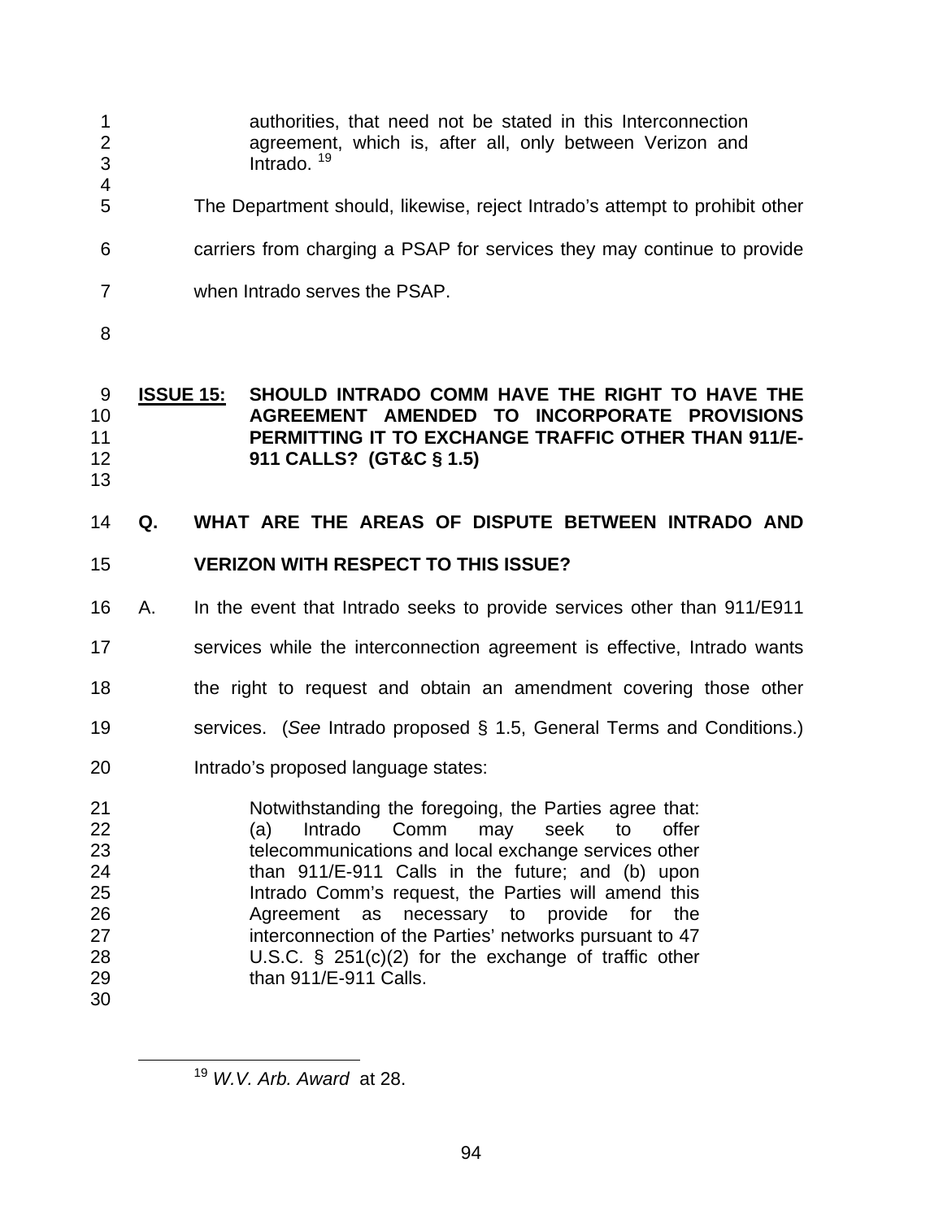> authorities, that need not be stated in this Interconnection agreement, which is, after all, only between Verizon and Intrado. [19]

The Department should, likewise, reject Intrado's attempt to prohibit other carriers from charging a PSAP for services they may continue to provide when Intrado serves the PSAP.

**ISSUE 15: SHOULD INTRADO COMM HAVE THE RIGHT TO HAVE THE AGREEMENT AMENDED TO INCORPORATE PROVISIONS PERMITTING IT TO EXCHANGE TRAFFIC OTHER THAN 911/E-911 CALLS? (GT&C § 1.5)**

**Q. WHAT ARE THE AREAS OF DISPUTE BETWEEN INTRADO AND VERIZON WITH RESPECT TO THIS ISSUE?**

A. In the event that Intrado seeks to provide services other than 911/E911 services while the interconnection agreement is effective, Intrado wants the right to request and obtain an amendment covering those other services. (*See* Intrado proposed § 1.5, General Terms and Conditions.) Intrado's proposed language states:

> Notwithstanding the foregoing, the Parties agree that: (a) Intrado Comm may seek to offer telecommunications and local exchange services other than 911/E-911 Calls in the future; and (b) upon Intrado Comm's request, the Parties will amend this Agreement as necessary to provide for the interconnection of the Parties' networks pursuant to 47 U.S.C. § 251(c)(2) for the exchange of traffic other than 911/E-911 Calls.

---

[19] *W.V. Arb. Award* at 28.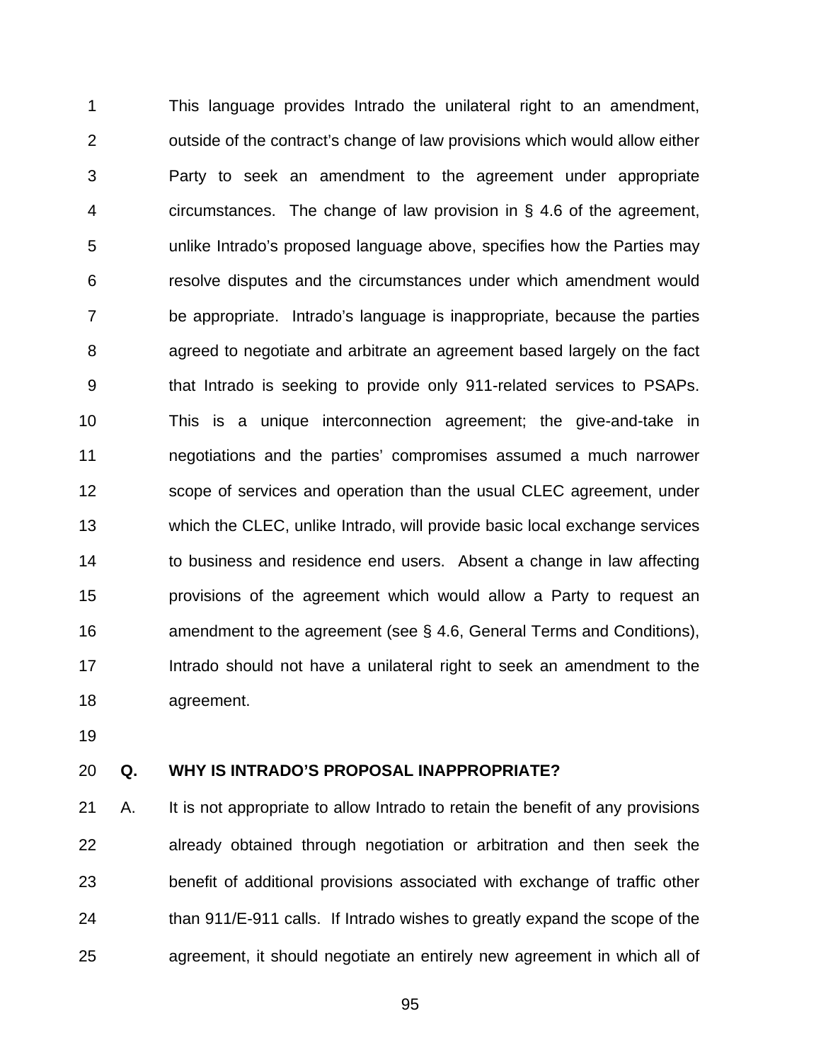This language provides Intrado the unilateral right to an amendment, outside of the contract's change of law provisions which would allow either Party to seek an amendment to the agreement under appropriate circumstances. The change of law provision in § 4.6 of the agreement, unlike Intrado's proposed language above, specifies how the Parties may resolve disputes and the circumstances under which amendment would be appropriate. Intrado's language is inappropriate, because the parties agreed to negotiate and arbitrate an agreement based largely on the fact that Intrado is seeking to provide only 911-related services to PSAPs. This is a unique interconnection agreement; the give-and-take in negotiations and the parties' compromises assumed a much narrower scope of services and operation than the usual CLEC agreement, under which the CLEC, unlike Intrado, will provide basic local exchange services to business and residence end users. Absent a change in law affecting provisions of the agreement which would allow a Party to request an amendment to the agreement (see § 4.6, General Terms and Conditions), Intrado should not have a unilateral right to seek an amendment to the agreement.

**Q. WHY IS INTRADO'S PROPOSAL INAPPROPRIATE?**

A. It is not appropriate to allow Intrado to retain the benefit of any provisions already obtained through negotiation or arbitration and then seek the benefit of additional provisions associated with exchange of traffic other than 911/E-911 calls. If Intrado wishes to greatly expand the scope of the agreement, it should negotiate an entirely new agreement in which all of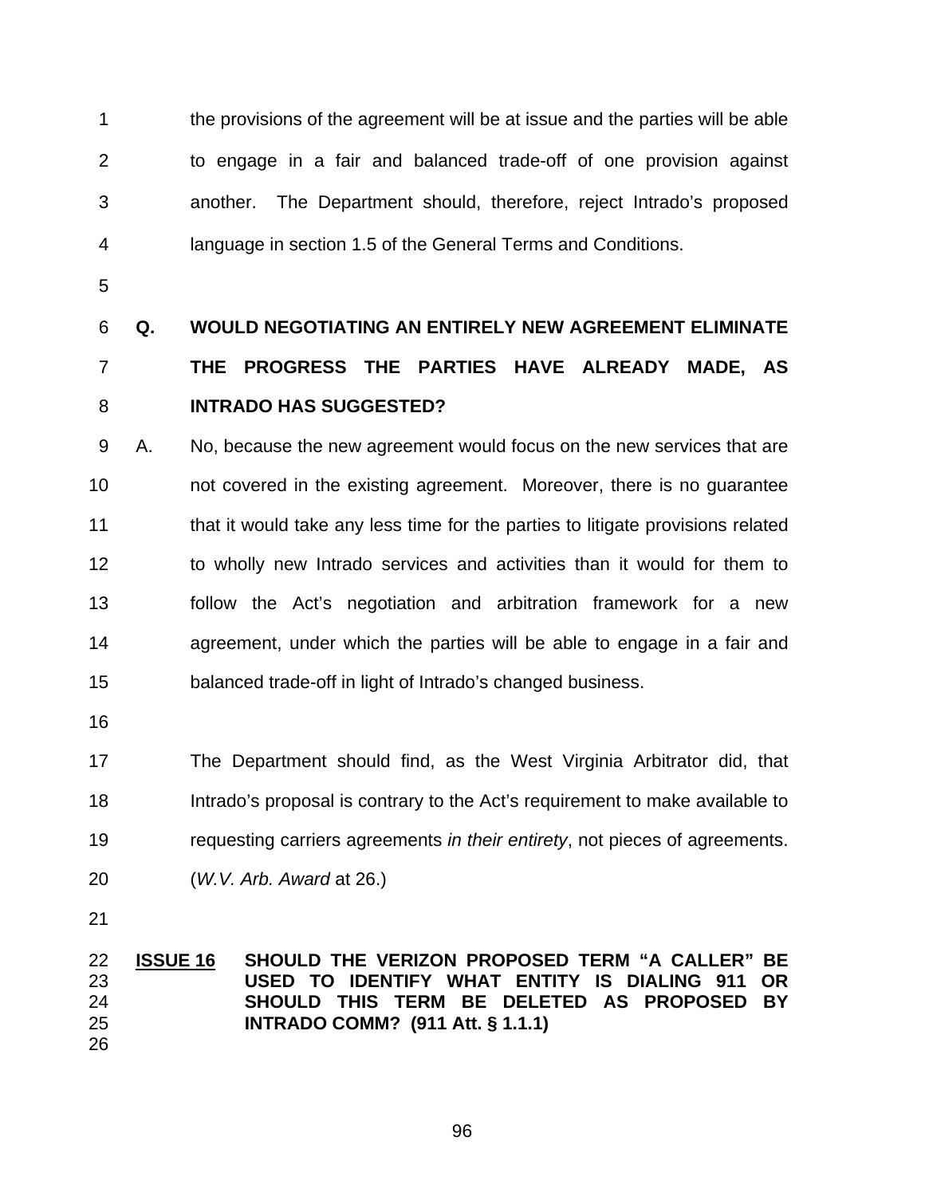the provisions of the agreement will be at issue and the parties will be able to engage in a fair and balanced trade-off of one provision against another. The Department should, therefore, reject Intrado's proposed language in section 1.5 of the General Terms and Conditions.

**Q. WOULD NEGOTIATING AN ENTIRELY NEW AGREEMENT ELIMINATE THE PROGRESS THE PARTIES HAVE ALREADY MADE, AS INTRADO HAS SUGGESTED?**

A. No, because the new agreement would focus on the new services that are not covered in the existing agreement. Moreover, there is no guarantee that it would take any less time for the parties to litigate provisions related to wholly new Intrado services and activities than it would for them to follow the Act's negotiation and arbitration framework for a new agreement, under which the parties will be able to engage in a fair and balanced trade-off in light of Intrado's changed business.

The Department should find, as the West Virginia Arbitrator did, that Intrado's proposal is contrary to the Act's requirement to make available to requesting carriers agreements *in their entirety*, not pieces of agreements. (*W.V. Arb. Award* at 26.)

**ISSUE 16 SHOULD THE VERIZON PROPOSED TERM "A CALLER" BE USED TO IDENTIFY WHAT ENTITY IS DIALING 911 OR SHOULD THIS TERM BE DELETED AS PROPOSED BY INTRADO COMM? (911 Att. § 1.1.1)**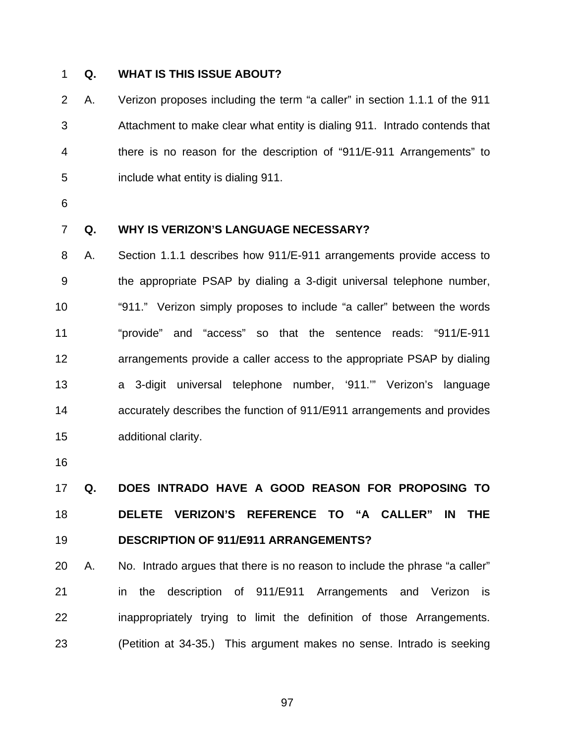**Q. WHAT IS THIS ISSUE ABOUT?**

A. Verizon proposes including the term “a caller” in section 1.1.1 of the 911 Attachment to make clear what entity is dialing 911. Intrado contends that there is no reason for the description of “911/E-911 Arrangements” to include what entity is dialing 911.

**Q. WHY IS VERIZON’S LANGUAGE NECESSARY?**

A. Section 1.1.1 describes how 911/E-911 arrangements provide access to the appropriate PSAP by dialing a 3-digit universal telephone number, “911.” Verizon simply proposes to include “a caller” between the words “provide” and “access” so that the sentence reads: “911/E-911 arrangements provide a caller access to the appropriate PSAP by dialing a 3-digit universal telephone number, ‘911.’” Verizon’s language accurately describes the function of 911/E911 arrangements and provides additional clarity.

**Q. DOES INTRADO HAVE A GOOD REASON FOR PROPOSING TO DELETE VERIZON’S REFERENCE TO “A CALLER” IN THE DESCRIPTION OF 911/E911 ARRANGEMENTS?**

A. No. Intrado argues that there is no reason to include the phrase “a caller” in the description of 911/E911 Arrangements and Verizon is inappropriately trying to limit the definition of those Arrangements. (Petition at 34-35.) This argument makes no sense. Intrado is seeking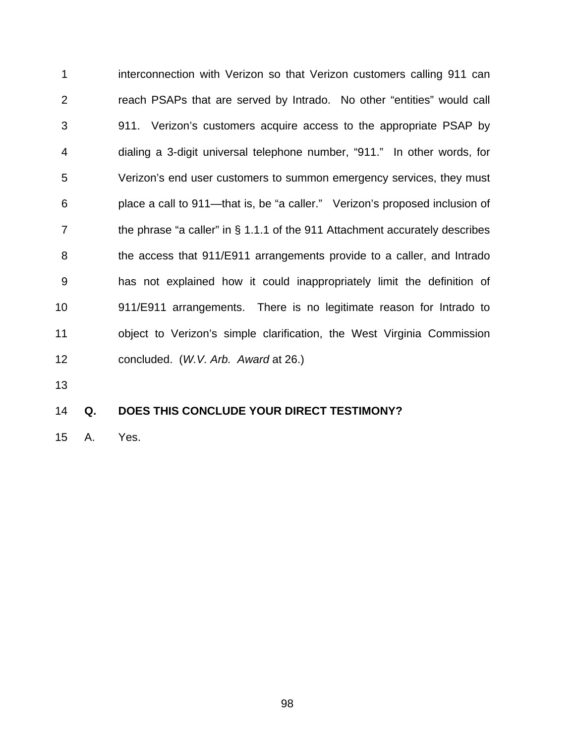interconnection with Verizon so that Verizon customers calling 911 can reach PSAPs that are served by Intrado. No other "entities" would call 911. Verizon's customers acquire access to the appropriate PSAP by dialing a 3-digit universal telephone number, "911." In other words, for Verizon's end user customers to summon emergency services, they must place a call to 911—that is, be "a caller." Verizon's proposed inclusion of the phrase "a caller" in § 1.1.1 of the 911 Attachment accurately describes the access that 911/E911 arrangements provide to a caller, and Intrado has not explained how it could inappropriately limit the definition of 911/E911 arrangements. There is no legitimate reason for Intrado to object to Verizon's simple clarification, the West Virginia Commission concluded. (*W.V. Arb. Award* at 26.)

**Q. DOES THIS CONCLUDE YOUR DIRECT TESTIMONY?**

A. Yes.